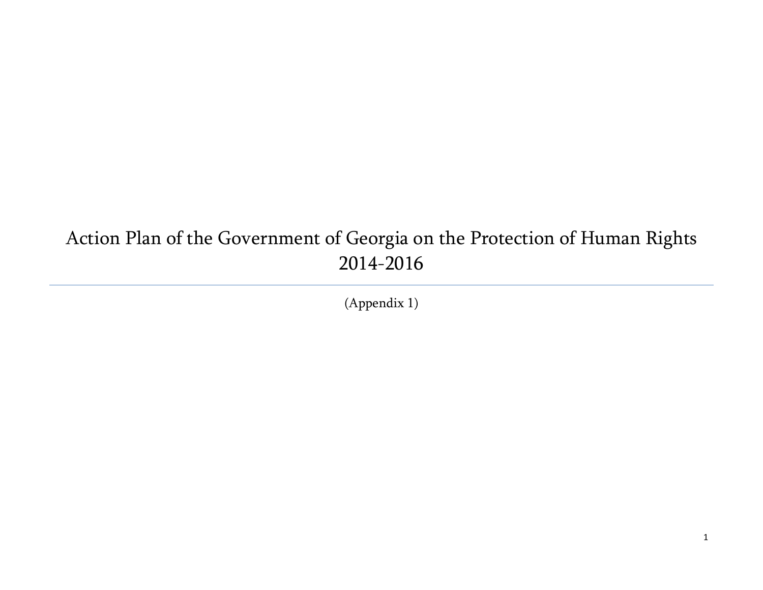# Action Plan of the Government of Georgia on the Protection of Human Rights 2014-2016

(Appendix 1)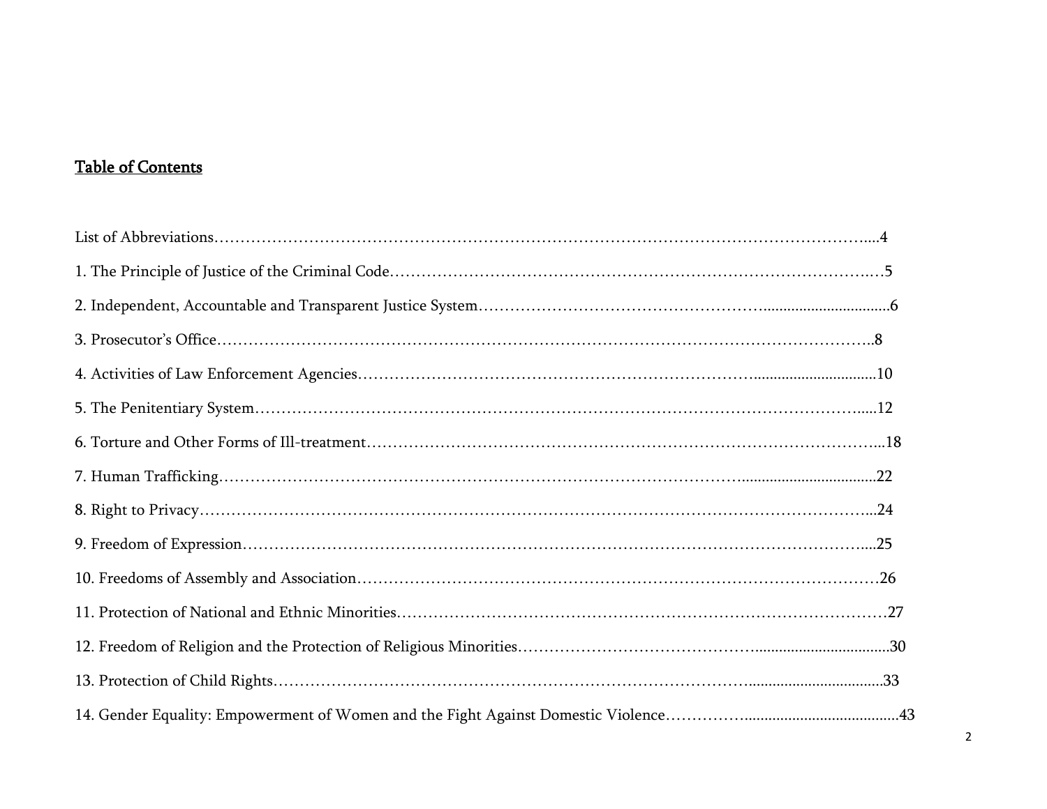## Table of Contents

List of Abbreviations....4

1. The Principle of Justice of the Criminal Code....5

2. Independent, Accountable and Transparent Justice System....6

3. Prosecutor's Office....8

4. Activities of Law Enforcement Agencies....10

5. The Penitentiary System....12

6. Torture and Other Forms of Ill-treatment....18

7. Human Trafficking....22

8. Right to Privacy....24

9. Freedom of Expression....25

10. Freedoms of Assembly and Association....26

11. Protection of National and Ethnic Minorities....27

12. Freedom of Religion and the Protection of Religious Minorities....30

13. Protection of Child Rights....33

14. Gender Equality: Empowerment of Women and the Fight Against Domestic Violence....43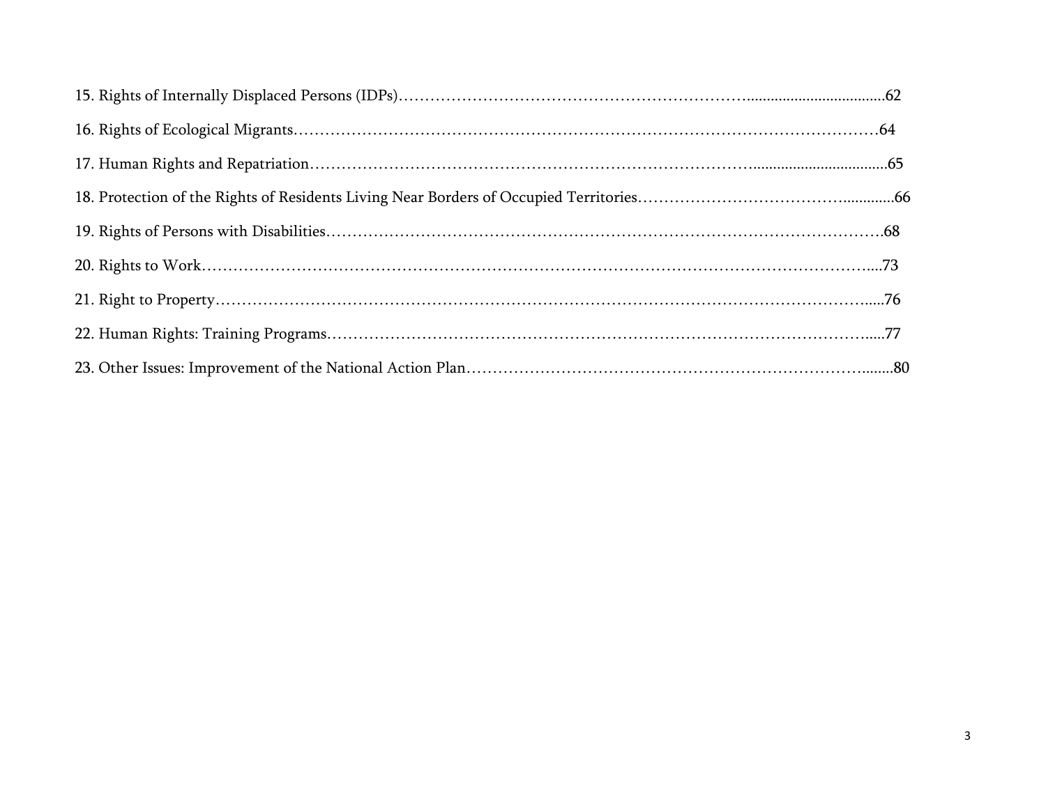15. Rights of Internally Displaced Persons (IDPs)…………………………………………………………….................................62

16. Rights of Ecological Migrants……………………………………………………………………………………………64

17. Human Rights and Repatriation………………………………………………………………………................................65

18. Protection of the Rights of Residents Living Near Borders of Occupied Territories……………………………………............66

19. Rights of Persons with Disabilities………………………………………………………………………………………….68

20. Rights to Work…………………………………………………………………………………………………………....73

21. Right to Property………………………………………………………………………………………………………….....76

22. Human Rights: Training Programs……………………………………………………………………………………….....77

23. Other Issues: Improvement of the National Action Plan………………………………………………………………….......80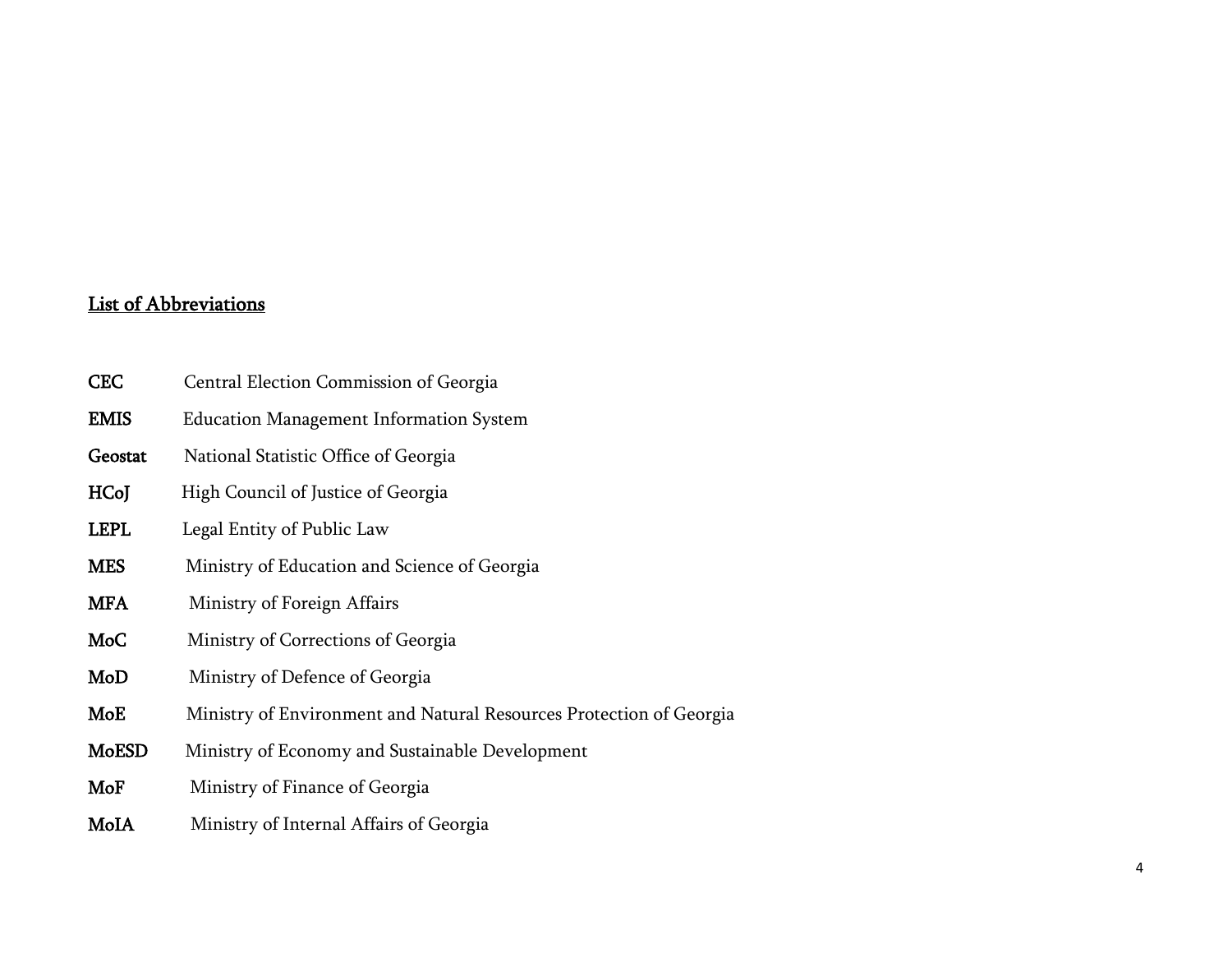## List of Abbreviations

| | |
|---|---|
| **CEC** | Central Election Commission of Georgia |
| **EMIS** | Education Management Information System |
| **Geostat** | National Statistic Office of Georgia |
| **HCoJ** | High Council of Justice of Georgia |
| **LEPL** | Legal Entity of Public Law |
| **MES** | Ministry of Education and Science of Georgia |
| **MFA** | Ministry of Foreign Affairs |
| **MoC** | Ministry of Corrections of Georgia |
| **MoD** | Ministry of Defence of Georgia |
| **MoE** | Ministry of Environment and Natural Resources Protection of Georgia |
| **MoESD** | Ministry of Economy and Sustainable Development |
| **MoF** | Ministry of Finance of Georgia |
| **MoIA** | Ministry of Internal Affairs of Georgia |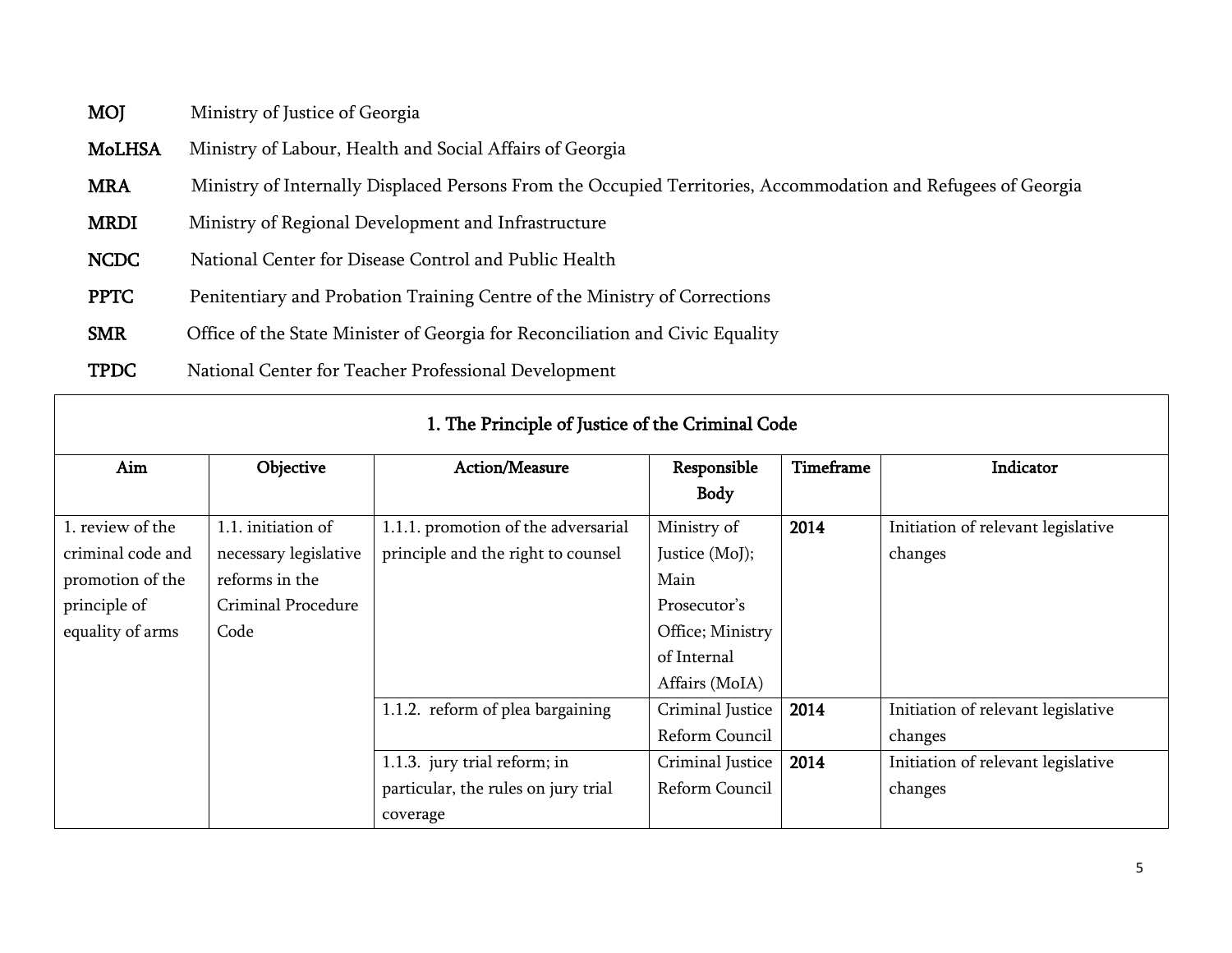**MOJ** Ministry of Justice of Georgia

**MoLHSA** Ministry of Labour, Health and Social Affairs of Georgia

**MRA** Ministry of Internally Displaced Persons From the Occupied Territories, Accommodation and Refugees of Georgia

**MRDI** Ministry of Regional Development and Infrastructure

**NCDC** National Center for Disease Control and Public Health

**PPTC** Penitentiary and Probation Training Centre of the Ministry of Corrections

**SMR** Office of the State Minister of Georgia for Reconciliation and Civic Equality

**TPDC** National Center for Teacher Professional Development

| 1. The Principle of Justice of the Criminal Code | | | | | |
|---|---|---|---|---|---|
| **Aim** | **Objective** | **Action/Measure** | **Responsible Body** | **Timeframe** | **Indicator** |
| 1. review of the criminal code and promotion of the principle of equality of arms | 1.1. initiation of necessary legislative reforms in the Criminal Procedure Code | 1.1.1. promotion of the adversarial principle and the right to counsel | Ministry of Justice (MoJ); Main Prosecutor's Office; Ministry of Internal Affairs (MoIA) | **2014** | Initiation of relevant legislative changes |
| | | 1.1.2. reform of plea bargaining | Criminal Justice Reform Council | **2014** | Initiation of relevant legislative changes |
| | | 1.1.3. jury trial reform; in particular, the rules on jury trial coverage | Criminal Justice Reform Council | **2014** | Initiation of relevant legislative changes |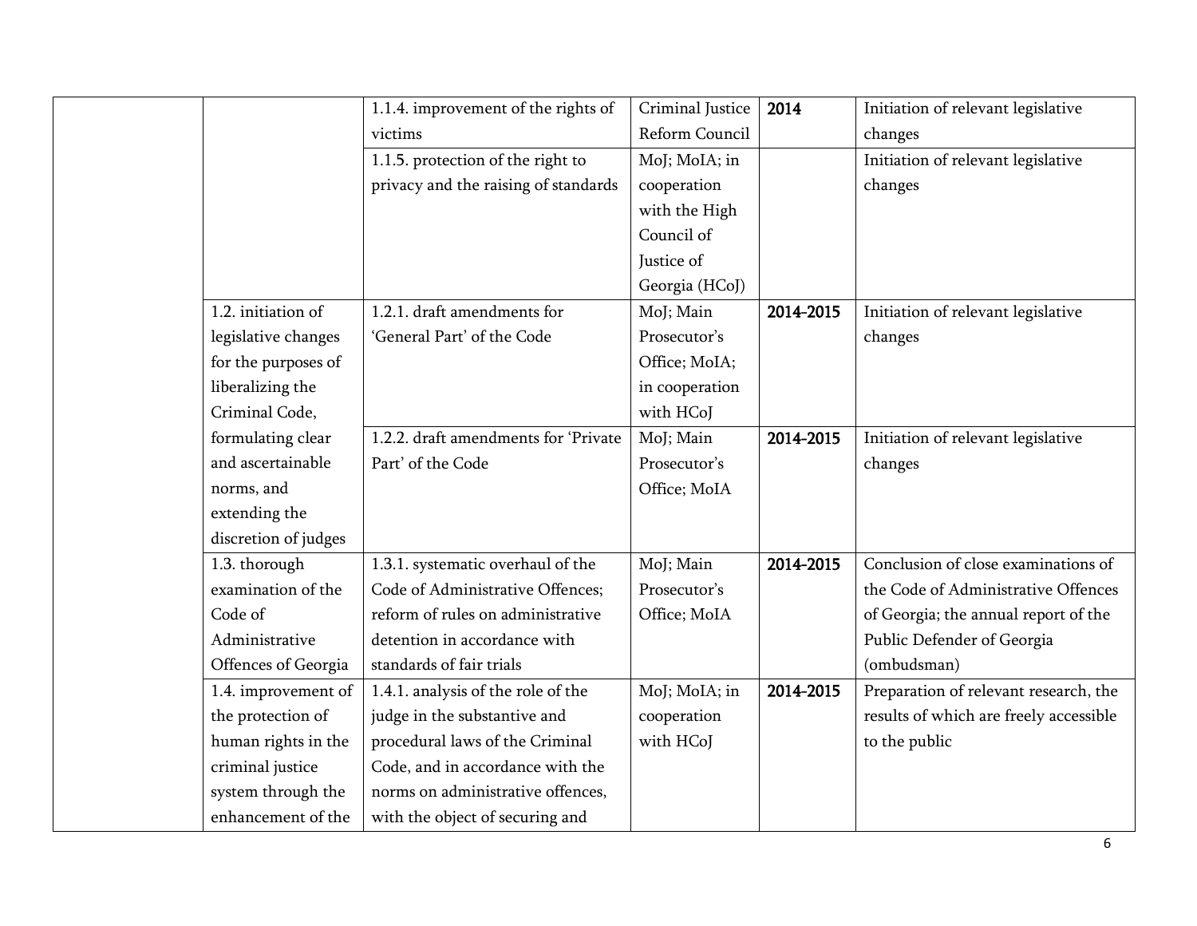| | | | | | |
|---|---|---|---|---|---|
| | | 1.1.4. improvement of the rights of victims | Criminal Justice Reform Council | **2014** | Initiation of relevant legislative changes |
| | | 1.1.5. protection of the right to privacy and the raising of standards | MoJ; MoIA; in cooperation with the High Council of Justice of Georgia (HCoJ) | | Initiation of relevant legislative changes |
| | 1.2. initiation of legislative changes for the purposes of liberalizing the Criminal Code, formulating clear and ascertainable norms, and extending the discretion of judges | 1.2.1. draft amendments for 'General Part' of the Code | MoJ; Main Prosecutor's Office; MoIA; in cooperation with HCoJ | **2014-2015** | Initiation of relevant legislative changes |
| | | 1.2.2. draft amendments for 'Private Part' of the Code | MoJ; Main Prosecutor's Office; MoIA | **2014-2015** | Initiation of relevant legislative changes |
| | 1.3. thorough examination of the Code of Administrative Offences of Georgia | 1.3.1. systematic overhaul of the Code of Administrative Offences; reform of rules on administrative detention in accordance with standards of fair trials | MoJ; Main Prosecutor's Office; MoIA | **2014-2015** | Conclusion of close examinations of the Code of Administrative Offences of Georgia; the annual report of the Public Defender of Georgia (ombudsman) |
| | 1.4. improvement of the protection of human rights in the criminal justice system through the enhancement of the | 1.4.1. analysis of the role of the judge in the substantive and procedural laws of the Criminal Code, and in accordance with the norms on administrative offences, with the object of securing and | MoJ; MoIA; in cooperation with HCoJ | **2014-2015** | Preparation of relevant research, the results of which are freely accessible to the public |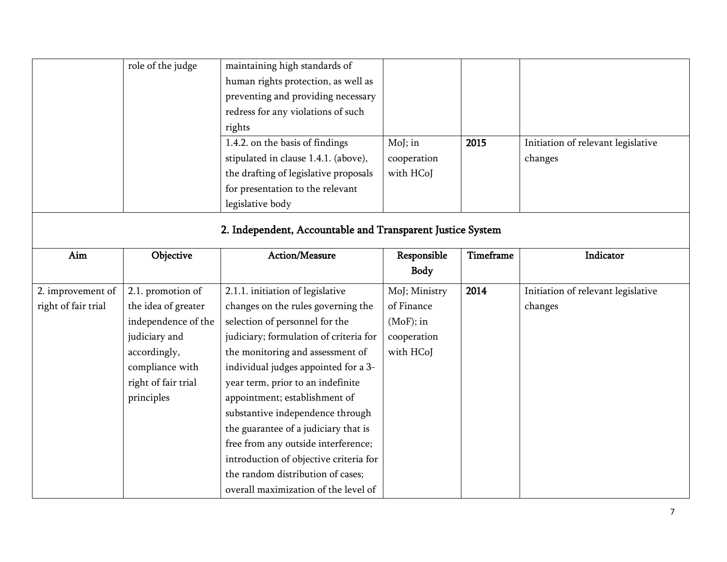| | | | | | |
|---|---|---|---|---|---|
| | role of the judge | maintaining high standards of human rights protection, as well as preventing and providing necessary redress for any violations of such rights | | | |
| | | 1.4.2. on the basis of findings stipulated in clause 1.4.1. (above), the drafting of legislative proposals for presentation to the relevant legislative body | MoJ; in cooperation with HCoJ | **2015** | Initiation of relevant legislative changes |

## 2. Independent, Accountable and Transparent Justice System

| Aim | Objective | Action/Measure | Responsible Body | Timeframe | Indicator |
|---|---|---|---|---|---|
| 2. improvement of right of fair trial | 2.1. promotion of the idea of greater independence of the judiciary and accordingly, compliance with right of fair trial principles | 2.1.1. initiation of legislative changes on the rules governing the selection of personnel for the judiciary; formulation of criteria for the monitoring and assessment of individual judges appointed for a 3-year term, prior to an indefinite appointment; establishment of substantive independence through the guarantee of a judiciary that is free from any outside interference; introduction of objective criteria for the random distribution of cases; overall maximization of the level of | MoJ; Ministry of Finance (MoF); in cooperation with HCoJ | **2014** | Initiation of relevant legislative changes |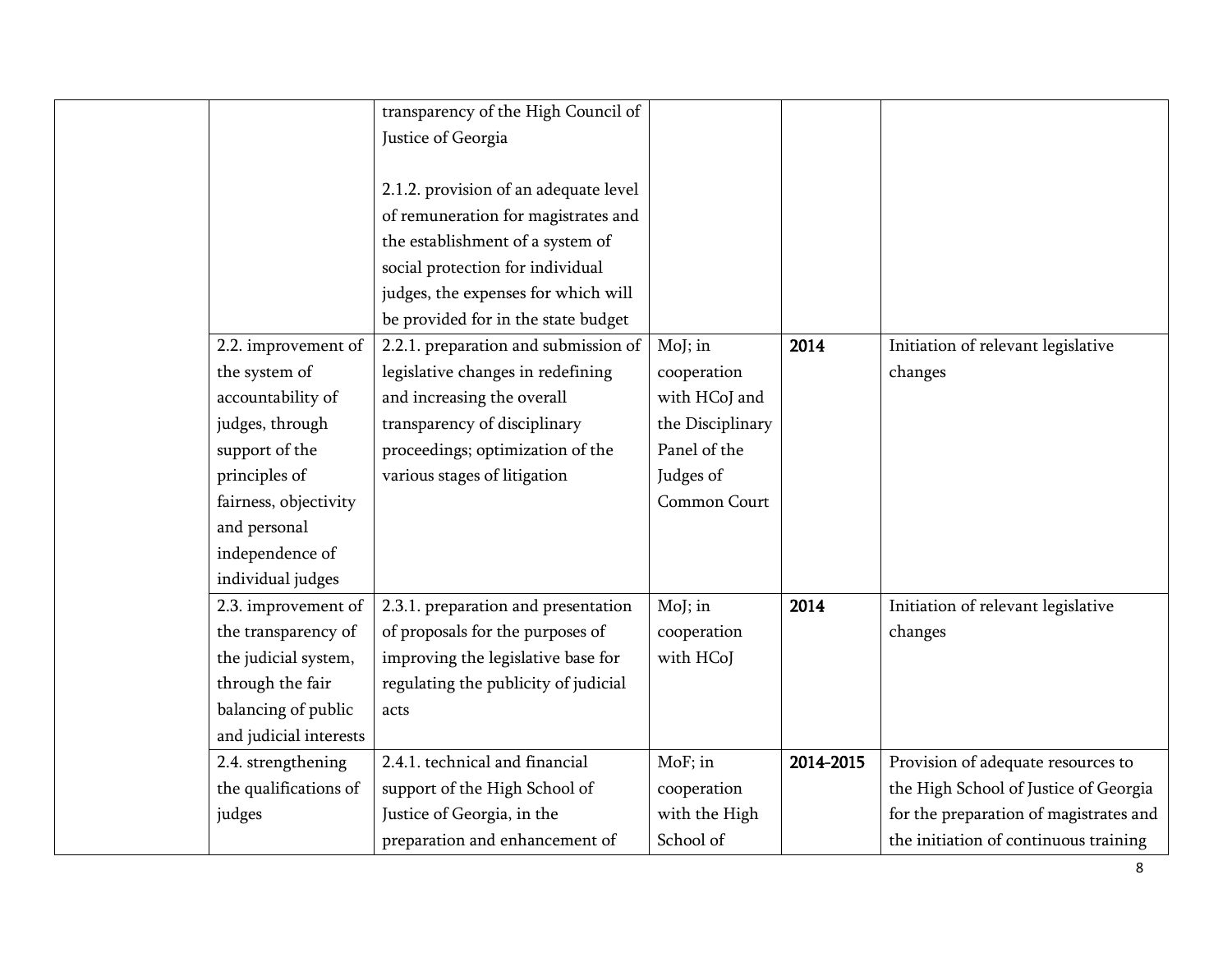| | | | | | |
|---|---|---|---|---|---|
| | | transparency of the High Council of Justice of Georgia<br><br>2.1.2. provision of an adequate level of remuneration for magistrates and the establishment of a system of social protection for individual judges, the expenses for which will be provided for in the state budget | | | |
| | 2.2. improvement of the system of accountability of judges, through support of the principles of fairness, objectivity and personal independence of individual judges | 2.2.1. preparation and submission of legislative changes in redefining and increasing the overall transparency of disciplinary proceedings; optimization of the various stages of litigation | MoJ; in cooperation with HCoJ and the Disciplinary Panel of the Judges of Common Court | **2014** | Initiation of relevant legislative changes |
| | 2.3. improvement of the transparency of the judicial system, through the fair balancing of public and judicial interests | 2.3.1. preparation and presentation of proposals for the purposes of improving the legislative base for regulating the publicity of judicial acts | MoJ; in cooperation with HCoJ | **2014** | Initiation of relevant legislative changes |
| | 2.4. strengthening the qualifications of judges | 2.4.1. technical and financial support of the High School of Justice of Georgia, in the preparation and enhancement of | MoF; in cooperation with the High School of | **2014-2015** | Provision of adequate resources to the High School of Justice of Georgia for the preparation of magistrates and the initiation of continuous training |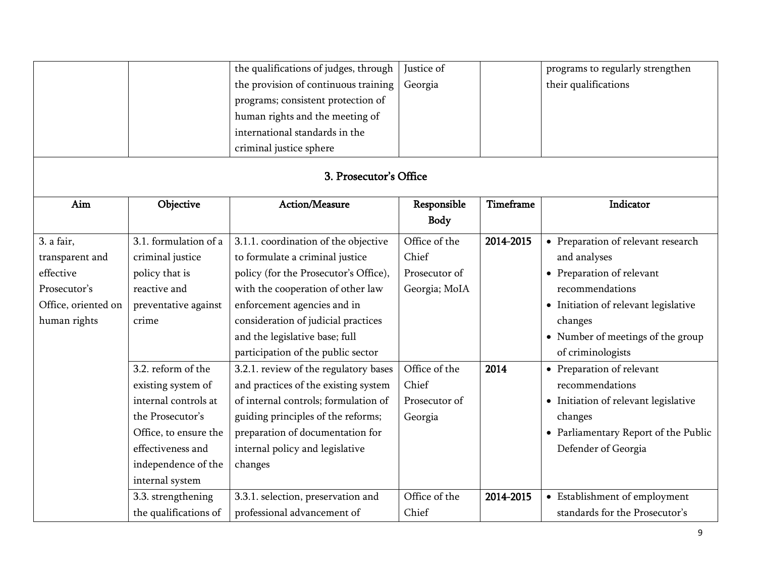| | | the qualifications of judges, through the provision of continuous training programs; consistent protection of human rights and the meeting of international standards in the criminal justice sphere | Justice of Georgia | | programs to regularly strengthen their qualifications |
|---|---|---|---|---|---|

## 3. Prosecutor's Office

| Aim | Objective | Action/Measure | Responsible Body | Timeframe | Indicator |
|---|---|---|---|---|---|
| 3. a fair, transparent and effective Prosecutor's Office, oriented on human rights | 3.1. formulation of a criminal justice policy that is reactive and preventative against crime | 3.1.1. coordination of the objective to formulate a criminal justice policy (for the Prosecutor's Office), with the cooperation of other law enforcement agencies and in consideration of judicial practices and the legislative base; full participation of the public sector | Office of the Chief Prosecutor of Georgia; MoIA | **2014-2015** | • Preparation of relevant research and analyses<br>• Preparation of relevant recommendations<br>• Initiation of relevant legislative changes<br>• Number of meetings of the group of criminologists |
| | 3.2. reform of the existing system of internal controls at the Prosecutor's Office, to ensure the effectiveness and independence of the internal system | 3.2.1. review of the regulatory bases and practices of the existing system of internal controls; formulation of guiding principles of the reforms; preparation of documentation for internal policy and legislative changes | Office of the Chief Prosecutor of Georgia | **2014** | • Preparation of relevant recommendations<br>• Initiation of relevant legislative changes<br>• Parliamentary Report of the Public Defender of Georgia |
| | 3.3. strengthening the qualifications of | 3.3.1. selection, preservation and professional advancement of | Office of the Chief | **2014-2015** | • Establishment of employment standards for the Prosecutor's |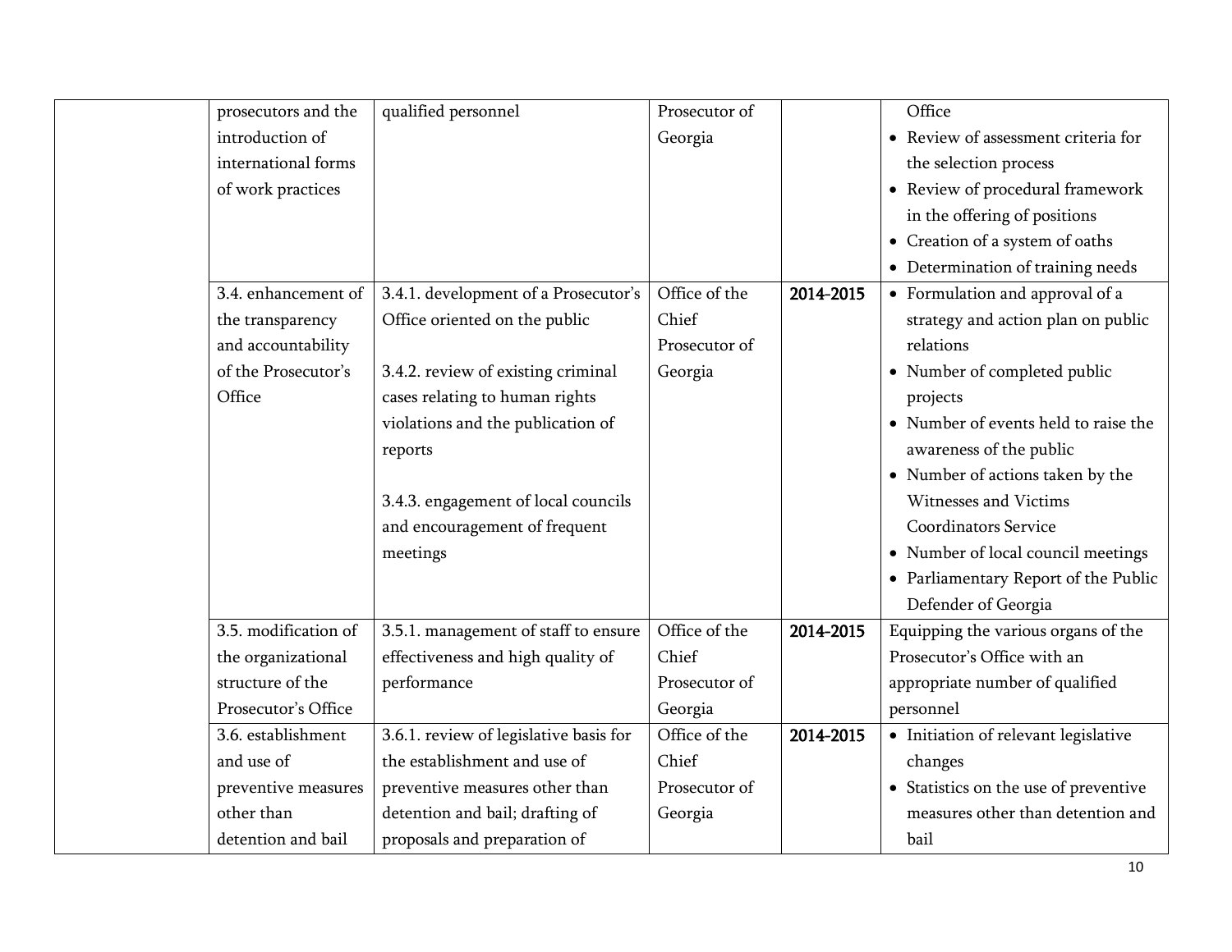| | | | | | |
|---|---|---|---|---|---|
| | prosecutors and the introduction of international forms of work practices | qualified personnel | Prosecutor of Georgia | | Office<br>• Review of assessment criteria for the selection process<br>• Review of procedural framework in the offering of positions<br>• Creation of a system of oaths<br>• Determination of training needs |
| | 3.4. enhancement of the transparency and accountability of the Prosecutor's Office | 3.4.1. development of a Prosecutor's Office oriented on the public<br><br>3.4.2. review of existing criminal cases relating to human rights violations and the publication of reports<br><br>3.4.3. engagement of local councils and encouragement of frequent meetings | Office of the Chief Prosecutor of Georgia | **2014-2015** | • Formulation and approval of a strategy and action plan on public relations<br>• Number of completed public projects<br>• Number of events held to raise the awareness of the public<br>• Number of actions taken by the Witnesses and Victims Coordinators Service<br>• Number of local council meetings<br>• Parliamentary Report of the Public Defender of Georgia |
| | 3.5. modification of the organizational structure of the Prosecutor's Office | 3.5.1. management of staff to ensure effectiveness and high quality of performance | Office of the Chief Prosecutor of Georgia | **2014-2015** | Equipping the various organs of the Prosecutor's Office with an appropriate number of qualified personnel |
| | 3.6. establishment and use of preventive measures other than detention and bail | 3.6.1. review of legislative basis for the establishment and use of preventive measures other than detention and bail; drafting of proposals and preparation of | Office of the Chief Prosecutor of Georgia | **2014-2015** | • Initiation of relevant legislative changes<br>• Statistics on the use of preventive measures other than detention and bail |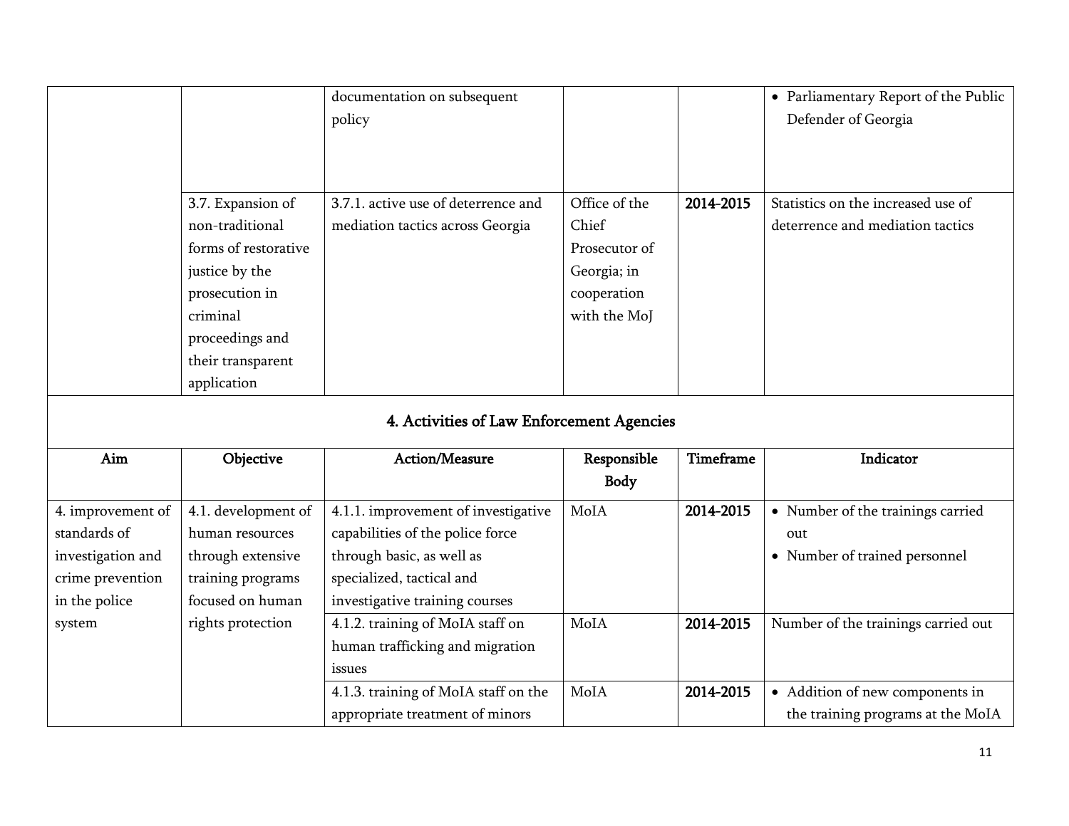| | | documentation on subsequent policy | | | • Parliamentary Report of the Public Defender of Georgia |
|---|---|---|---|---|---|
| | 3.7. Expansion of non-traditional forms of restorative justice by the prosecution in criminal proceedings and their transparent application | 3.7.1. active use of deterrence and mediation tactics across Georgia | Office of the Chief Prosecutor of Georgia; in cooperation with the MoJ | **2014-2015** | Statistics on the increased use of deterrence and mediation tactics |

## 4. Activities of Law Enforcement Agencies

| Aim | Objective | Action/Measure | Responsible Body | Timeframe | Indicator |
|---|---|---|---|---|---|
| 4. improvement of standards of investigation and crime prevention in the police system | 4.1. development of human resources through extensive training programs focused on human rights protection | 4.1.1. improvement of investigative capabilities of the police force through basic, as well as specialized, tactical and investigative training courses | MoIA | **2014-2015** | • Number of the trainings carried out<br>• Number of trained personnel |
| | | 4.1.2. training of MoIA staff on human trafficking and migration issues | MoIA | **2014-2015** | Number of the trainings carried out |
| | | 4.1.3. training of MoIA staff on the appropriate treatment of minors | MoIA | **2014-2015** | • Addition of new components in the training programs at the MoIA |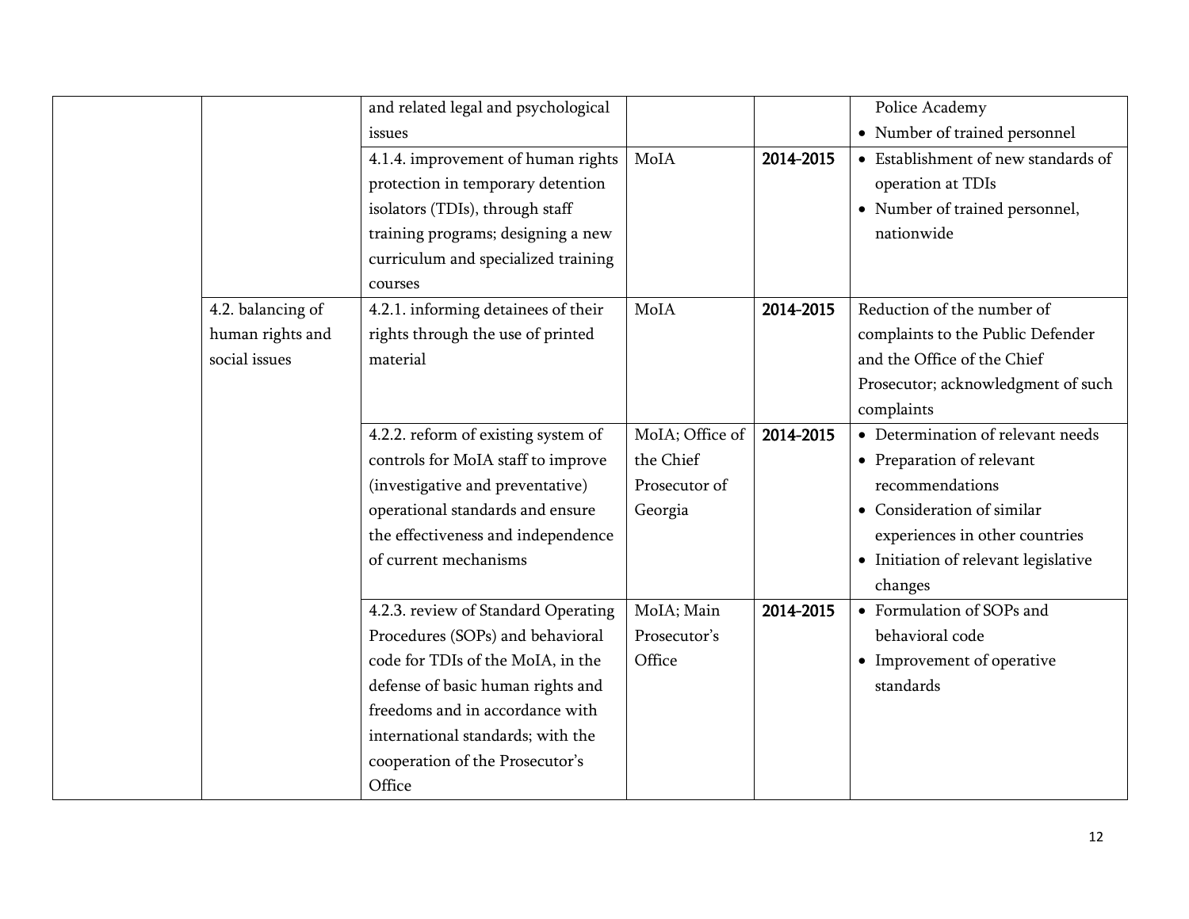| | | | | | |
|---|---|---|---|---|---|
| | | and related legal and psychological issues | | | Police Academy<br>• Number of trained personnel |
| | | 4.1.4. improvement of human rights protection in temporary detention isolators (TDIs), through staff training programs; designing a new curriculum and specialized training courses | MoIA | **2014-2015** | • Establishment of new standards of operation at TDIs<br>• Number of trained personnel, nationwide |
| | 4.2. balancing of human rights and social issues | 4.2.1. informing detainees of their rights through the use of printed material | MoIA | **2014-2015** | Reduction of the number of complaints to the Public Defender and the Office of the Chief Prosecutor; acknowledgment of such complaints |
| | | 4.2.2. reform of existing system of controls for MoIA staff to improve (investigative and preventative) operational standards and ensure the effectiveness and independence of current mechanisms | MoIA; Office of the Chief Prosecutor of Georgia | **2014-2015** | • Determination of relevant needs<br>• Preparation of relevant recommendations<br>• Consideration of similar experiences in other countries<br>• Initiation of relevant legislative changes |
| | | 4.2.3. review of Standard Operating Procedures (SOPs) and behavioral code for TDIs of the MoIA, in the defense of basic human rights and freedoms and in accordance with international standards; with the cooperation of the Prosecutor's Office | MoIA; Main Prosecutor's Office | **2014-2015** | • Formulation of SOPs and behavioral code<br>• Improvement of operative standards |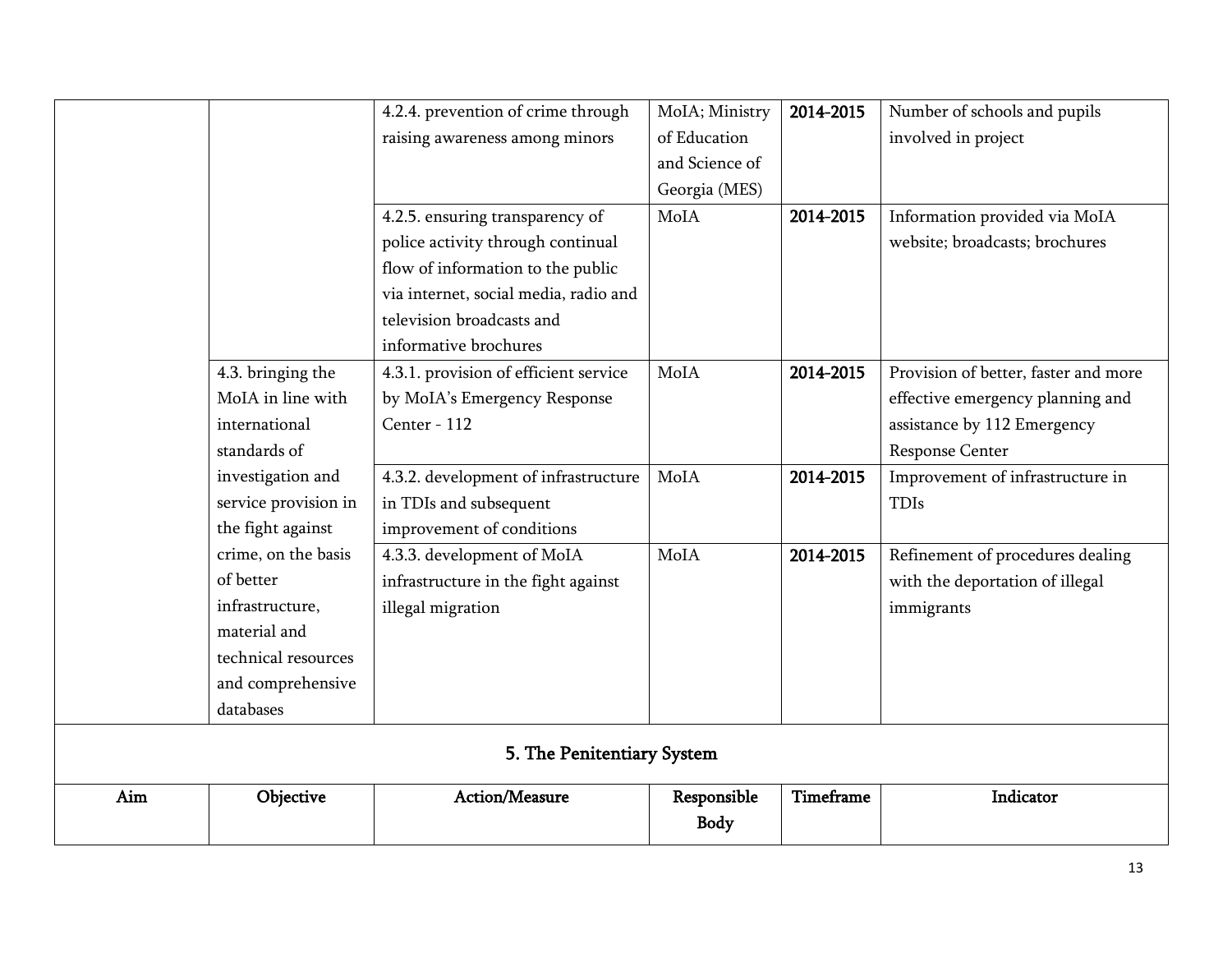| | | 4.2.4. prevention of crime through raising awareness among minors | MoIA; Ministry of Education and Science of Georgia (MES) | 2014-2015 | Number of schools and pupils involved in project |
|---|---|---|---|---|---|
| | | 4.2.5. ensuring transparency of police activity through continual flow of information to the public via internet, social media, radio and television broadcasts and informative brochures | MoIA | 2014-2015 | Information provided via MoIA website; broadcasts; brochures |
| | 4.3. bringing the MoIA in line with international standards of investigation and service provision in the fight against crime, on the basis of better infrastructure, material and technical resources and comprehensive databases | 4.3.1. provision of efficient service by MoIA's Emergency Response Center - 112 | MoIA | 2014-2015 | Provision of better, faster and more effective emergency planning and assistance by 112 Emergency Response Center |
| | | 4.3.2. development of infrastructure in TDIs and subsequent improvement of conditions | MoIA | 2014-2015 | Improvement of infrastructure in TDIs |
| | | 4.3.3. development of MoIA infrastructure in the fight against illegal migration | MoIA | 2014-2015 | Refinement of procedures dealing with the deportation of illegal immigrants |

## 5. The Penitentiary System

| Aim | Objective | Action/Measure | Responsible Body | Timeframe | Indicator |
|---|---|---|---|---|---|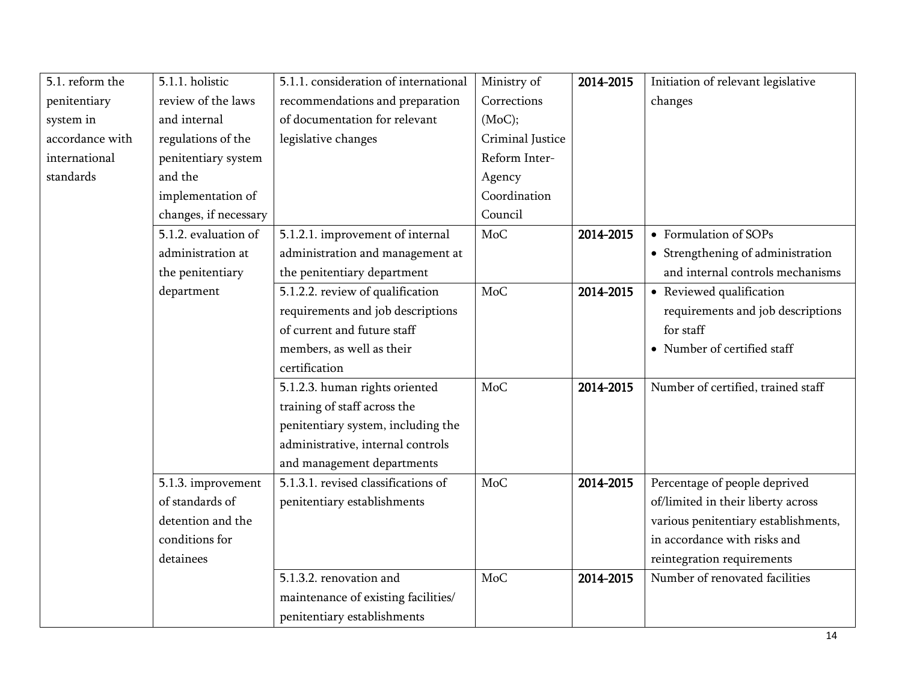| | | | | | |
|---|---|---|---|---|---|
| 5.1. reform the penitentiary system in accordance with international standards | 5.1.1. holistic review of the laws and internal regulations of the penitentiary system and the implementation of changes, if necessary | 5.1.1. consideration of international recommendations and preparation of documentation for relevant legislative changes | Ministry of Corrections (MoC); Criminal Justice Reform Inter-Agency Coordination Council | **2014-2015** | Initiation of relevant legislative changes |
| | 5.1.2. evaluation of administration at the penitentiary department | 5.1.2.1. improvement of internal administration and management at the penitentiary department | MoC | **2014-2015** | • Formulation of SOPs<br>• Strengthening of administration and internal controls mechanisms |
| | | 5.1.2.2. review of qualification requirements and job descriptions of current and future staff members, as well as their certification | MoC | **2014-2015** | • Reviewed qualification requirements and job descriptions for staff<br>• Number of certified staff |
| | | 5.1.2.3. human rights oriented training of staff across the penitentiary system, including the administrative, internal controls and management departments | MoC | **2014-2015** | Number of certified, trained staff |
| | 5.1.3. improvement of standards of detention and the conditions for detainees | 5.1.3.1. revised classifications of penitentiary establishments | MoC | **2014-2015** | Percentage of people deprived of/limited in their liberty across various penitentiary establishments, in accordance with risks and reintegration requirements |
| | | 5.1.3.2. renovation and maintenance of existing facilities/ penitentiary establishments | MoC | **2014-2015** | Number of renovated facilities |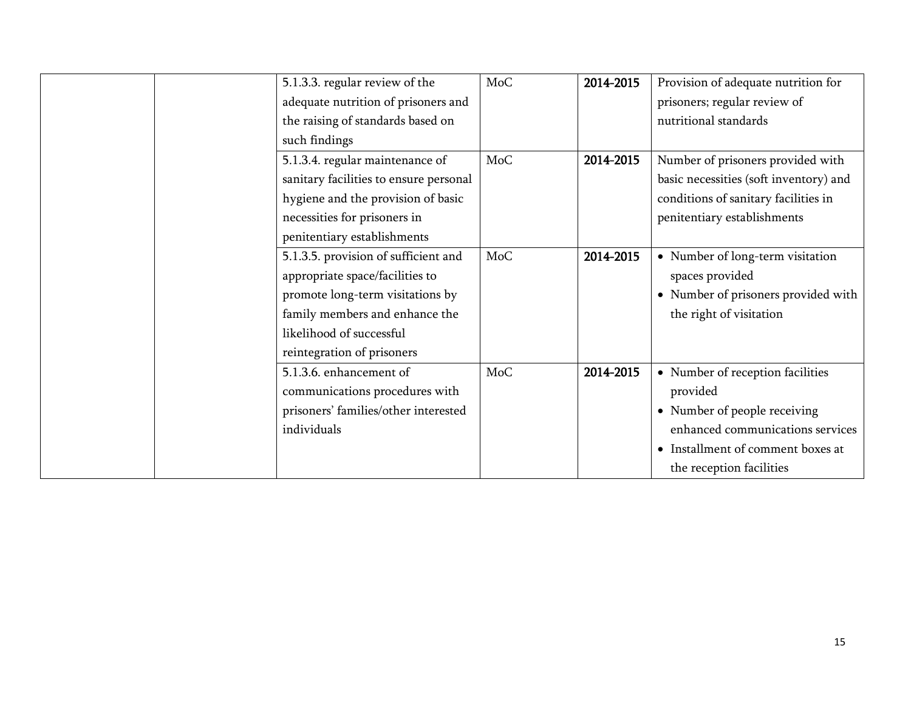| | | | | | |
|---|---|---|---|---|---|
| | | 5.1.3.3. regular review of the adequate nutrition of prisoners and the raising of standards based on such findings | MoC | **2014-2015** | Provision of adequate nutrition for prisoners; regular review of nutritional standards |
| | | 5.1.3.4. regular maintenance of sanitary facilities to ensure personal hygiene and the provision of basic necessities for prisoners in penitentiary establishments | MoC | **2014-2015** | Number of prisoners provided with basic necessities (soft inventory) and conditions of sanitary facilities in penitentiary establishments |
| | | 5.1.3.5. provision of sufficient and appropriate space/facilities to promote long-term visitations by family members and enhance the likelihood of successful reintegration of prisoners | MoC | **2014-2015** | • Number of long-term visitation spaces provided<br>• Number of prisoners provided with the right of visitation |
| | | 5.1.3.6. enhancement of communications procedures with prisoners' families/other interested individuals | MoC | **2014-2015** | • Number of reception facilities provided<br>• Number of people receiving enhanced communications services<br>• Installment of comment boxes at the reception facilities |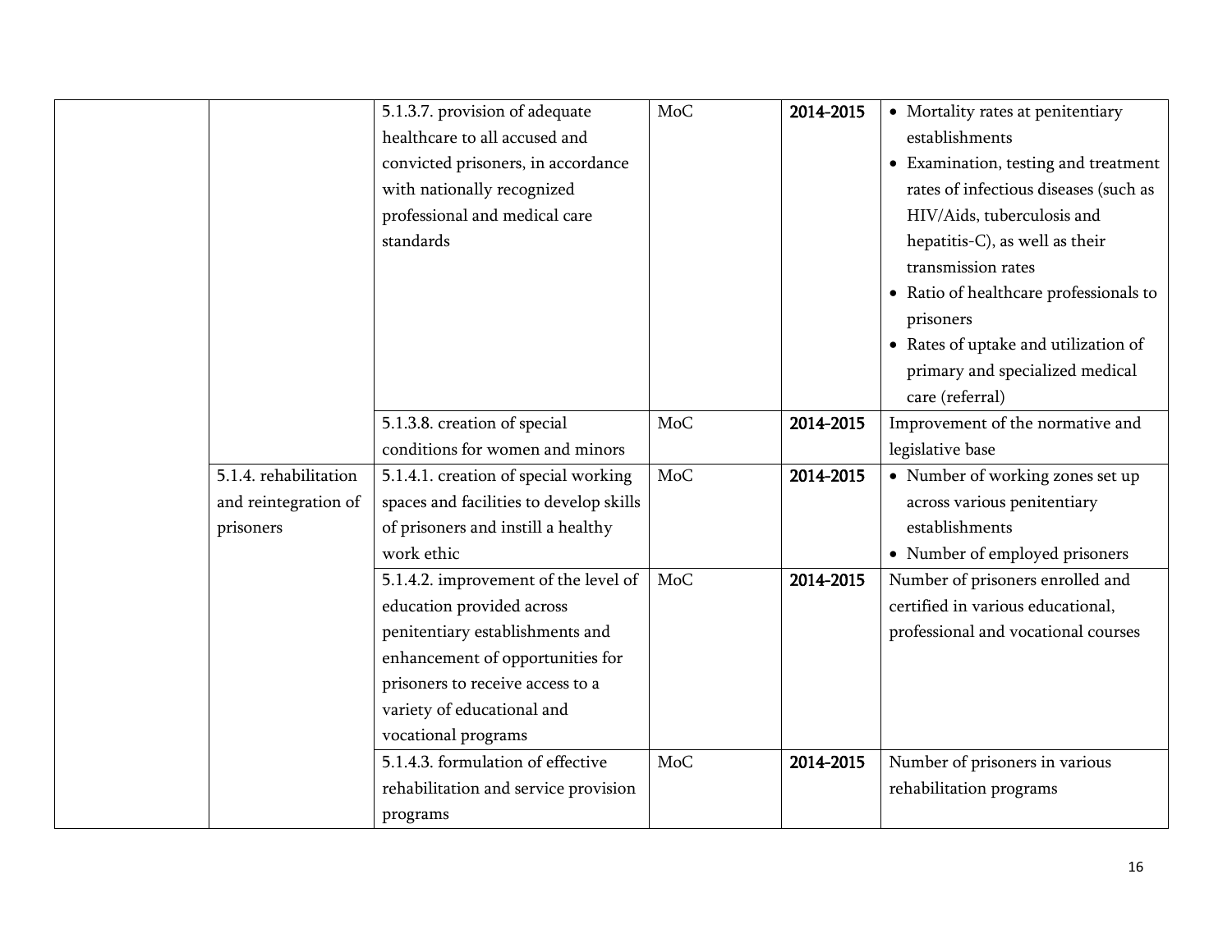| | | | | | |
|---|---|---|---|---|---|
| | | 5.1.3.7. provision of adequate healthcare to all accused and convicted prisoners, in accordance with nationally recognized professional and medical care standards | MoC | 2014-2015 | • Mortality rates at penitentiary establishments<br>• Examination, testing and treatment rates of infectious diseases (such as HIV/Aids, tuberculosis and hepatitis-C), as well as their transmission rates<br>• Ratio of healthcare professionals to prisoners<br>• Rates of uptake and utilization of primary and specialized medical care (referral) |
| | | 5.1.3.8. creation of special conditions for women and minors | MoC | 2014-2015 | Improvement of the normative and legislative base |
| | 5.1.4. rehabilitation and reintegration of prisoners | 5.1.4.1. creation of special working spaces and facilities to develop skills of prisoners and instill a healthy work ethic | MoC | 2014-2015 | • Number of working zones set up across various penitentiary establishments<br>• Number of employed prisoners |
| | | 5.1.4.2. improvement of the level of education provided across penitentiary establishments and enhancement of opportunities for prisoners to receive access to a variety of educational and vocational programs | MoC | 2014-2015 | Number of prisoners enrolled and certified in various educational, professional and vocational courses |
| | | 5.1.4.3. formulation of effective rehabilitation and service provision programs | MoC | 2014-2015 | Number of prisoners in various rehabilitation programs |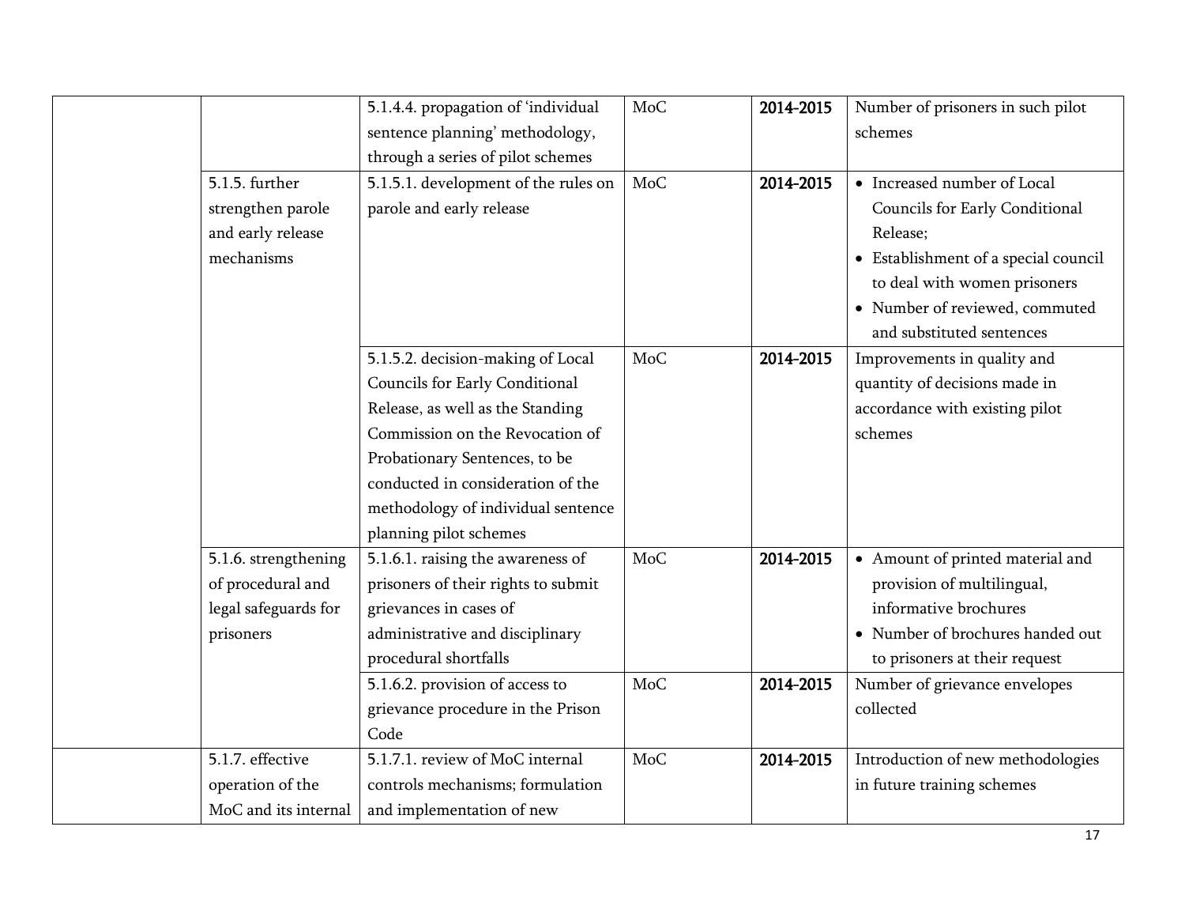|  |  |  |  |  |  |
|---|---|---|---|---|---|
|  |  | 5.1.4.4. propagation of 'individual sentence planning' methodology, through a series of pilot schemes | MoC | **2014-2015** | Number of prisoners in such pilot schemes |
|  | 5.1.5. further strengthen parole and early release mechanisms | 5.1.5.1. development of the rules on parole and early release | MoC | **2014-2015** | • Increased number of Local Councils for Early Conditional Release;<br>• Establishment of a special council to deal with women prisoners<br>• Number of reviewed, commuted and substituted sentences |
|  |  | 5.1.5.2. decision-making of Local Councils for Early Conditional Release, as well as the Standing Commission on the Revocation of Probationary Sentences, to be conducted in consideration of the methodology of individual sentence planning pilot schemes | MoC | **2014-2015** | Improvements in quality and quantity of decisions made in accordance with existing pilot schemes |
|  | 5.1.6. strengthening of procedural and legal safeguards for prisoners | 5.1.6.1. raising the awareness of prisoners of their rights to submit grievances in cases of administrative and disciplinary procedural shortfalls | MoC | **2014-2015** | • Amount of printed material and provision of multilingual, informative brochures<br>• Number of brochures handed out to prisoners at their request |
|  |  | 5.1.6.2. provision of access to grievance procedure in the Prison Code | MoC | **2014-2015** | Number of grievance envelopes collected |
|  | 5.1.7. effective operation of the MoC and its internal | 5.1.7.1. review of MoC internal controls mechanisms; formulation and implementation of new | MoC | **2014-2015** | Introduction of new methodologies in future training schemes |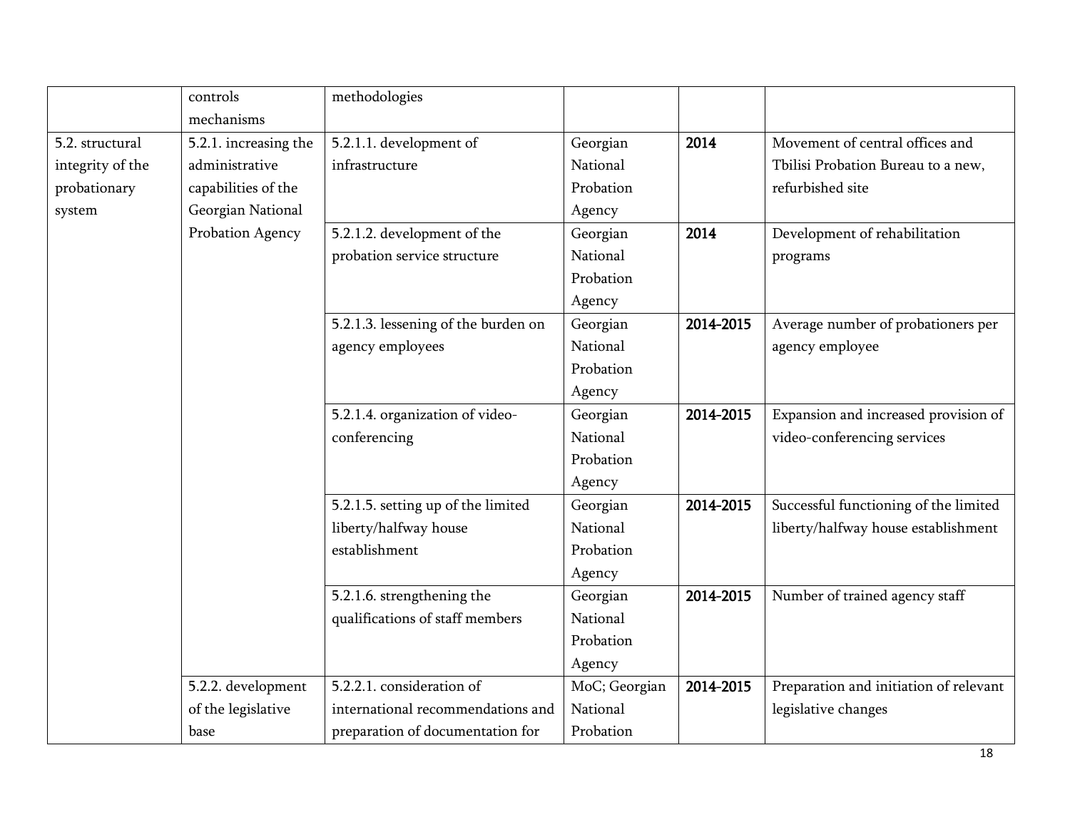| | | | | | |
|---|---|---|---|---|---|
| | controls mechanisms | methodologies | | | |
| 5.2. structural integrity of the probationary system | 5.2.1. increasing the administrative capabilities of the Georgian National Probation Agency | 5.2.1.1. development of infrastructure | Georgian National Probation Agency | **2014** | Movement of central offices and Tbilisi Probation Bureau to a new, refurbished site |
| | | 5.2.1.2. development of the probation service structure | Georgian National Probation Agency | **2014** | Development of rehabilitation programs |
| | | 5.2.1.3. lessening of the burden on agency employees | Georgian National Probation Agency | **2014-2015** | Average number of probationers per agency employee |
| | | 5.2.1.4. organization of video-conferencing | Georgian National Probation Agency | **2014-2015** | Expansion and increased provision of video-conferencing services |
| | | 5.2.1.5. setting up of the limited liberty/halfway house establishment | Georgian National Probation Agency | **2014-2015** | Successful functioning of the limited liberty/halfway house establishment |
| | | 5.2.1.6. strengthening the qualifications of staff members | Georgian National Probation Agency | **2014-2015** | Number of trained agency staff |
| | 5.2.2. development of the legislative base | 5.2.2.1. consideration of international recommendations and preparation of documentation for | MoC; Georgian National Probation | **2014-2015** | Preparation and initiation of relevant legislative changes |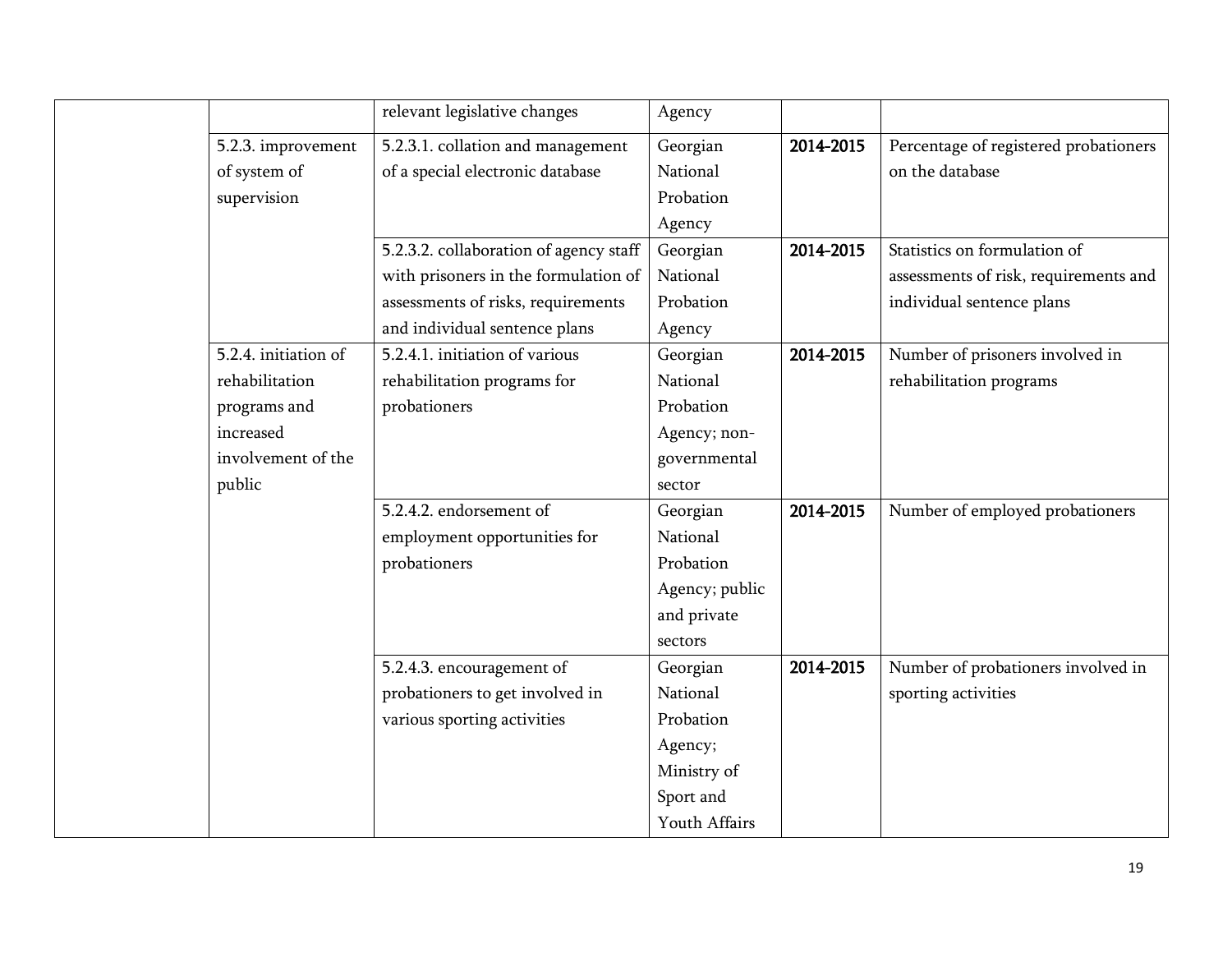| | | | | | |
|---|---|---|---|---|---|
| | | relevant legislative changes | Agency | | |
| | 5.2.3. improvement of system of supervision | 5.2.3.1. collation and management of a special electronic database | Georgian National Probation Agency | **2014-2015** | Percentage of registered probationers on the database |
| | | 5.2.3.2. collaboration of agency staff with prisoners in the formulation of assessments of risks, requirements and individual sentence plans | Georgian National Probation Agency | **2014-2015** | Statistics on formulation of assessments of risk, requirements and individual sentence plans |
| | 5.2.4. initiation of rehabilitation programs and increased involvement of the public | 5.2.4.1. initiation of various rehabilitation programs for probationers | Georgian National Probation Agency; non-governmental sector | **2014-2015** | Number of prisoners involved in rehabilitation programs |
| | | 5.2.4.2. endorsement of employment opportunities for probationers | Georgian National Probation Agency; public and private sectors | **2014-2015** | Number of employed probationers |
| | | 5.2.4.3. encouragement of probationers to get involved in various sporting activities | Georgian National Probation Agency; Ministry of Sport and Youth Affairs | **2014-2015** | Number of probationers involved in sporting activities |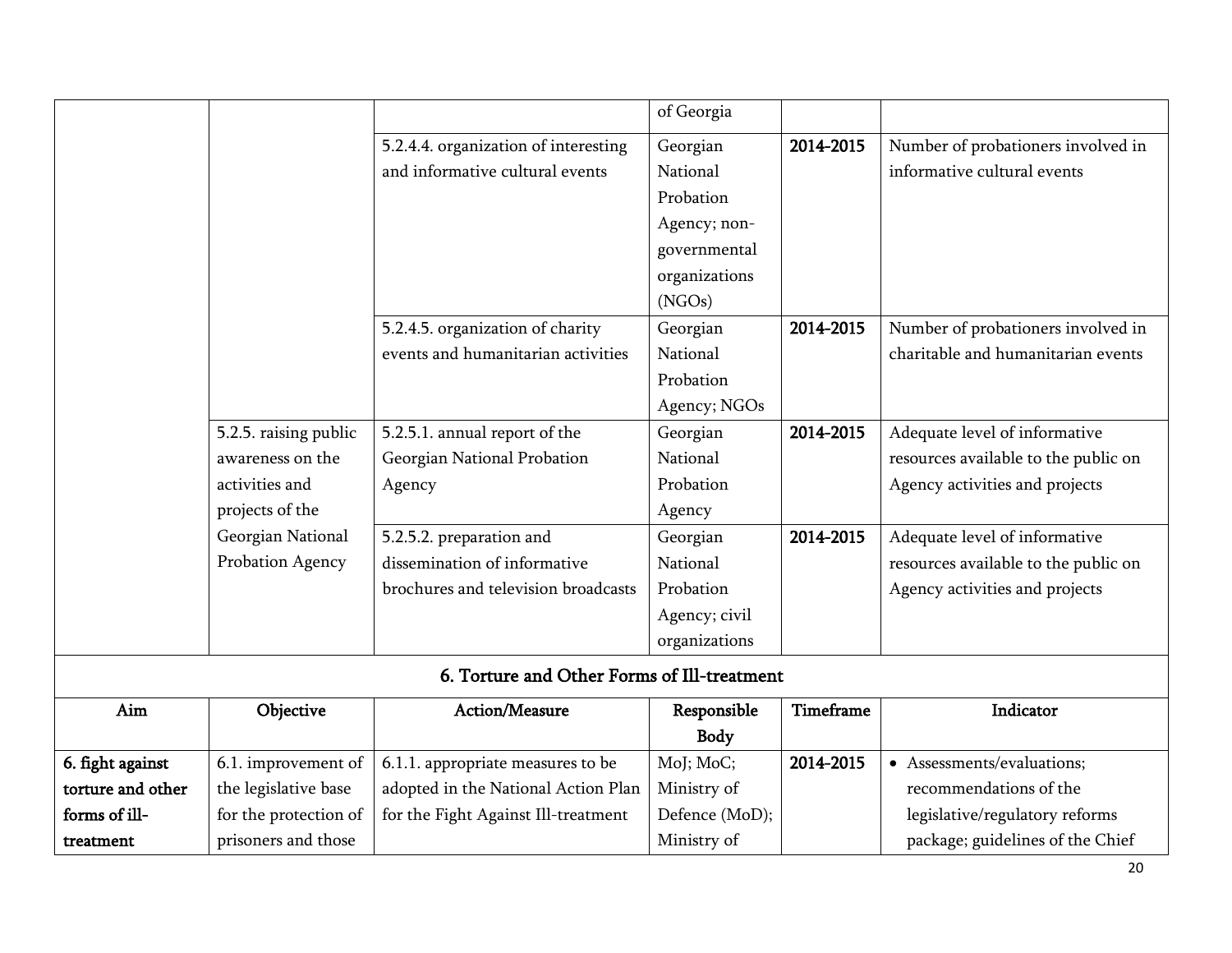| | | | of Georgia | | |
|---|---|---|---|---|---|
| | | 5.2.4.4. organization of interesting and informative cultural events | Georgian National Probation Agency; non-governmental organizations (NGOs) | **2014-2015** | Number of probationers involved in informative cultural events |
| | | 5.2.4.5. organization of charity events and humanitarian activities | Georgian National Probation Agency; NGOs | **2014-2015** | Number of probationers involved in charitable and humanitarian events |
| | 5.2.5. raising public awareness on the activities and projects of the Georgian National Probation Agency | 5.2.5.1. annual report of the Georgian National Probation Agency | Georgian National Probation Agency | **2014-2015** | Adequate level of informative resources available to the public on Agency activities and projects |
| | | 5.2.5.2. preparation and dissemination of informative brochures and television broadcasts | Georgian National Probation Agency; civil organizations | **2014-2015** | Adequate level of informative resources available to the public on Agency activities and projects |

## 6. Torture and Other Forms of Ill-treatment

| Aim | Objective | Action/Measure | Responsible Body | Timeframe | Indicator |
|---|---|---|---|---|---|
| **6. fight against torture and other forms of ill-treatment** | 6.1. improvement of the legislative base for the protection of prisoners and those | 6.1.1. appropriate measures to be adopted in the National Action Plan for the Fight Against Ill-treatment | MoJ; MoC; Ministry of Defence (MoD); Ministry of | **2014-2015** | • Assessments/evaluations; recommendations of the legislative/regulatory reforms package; guidelines of the Chief |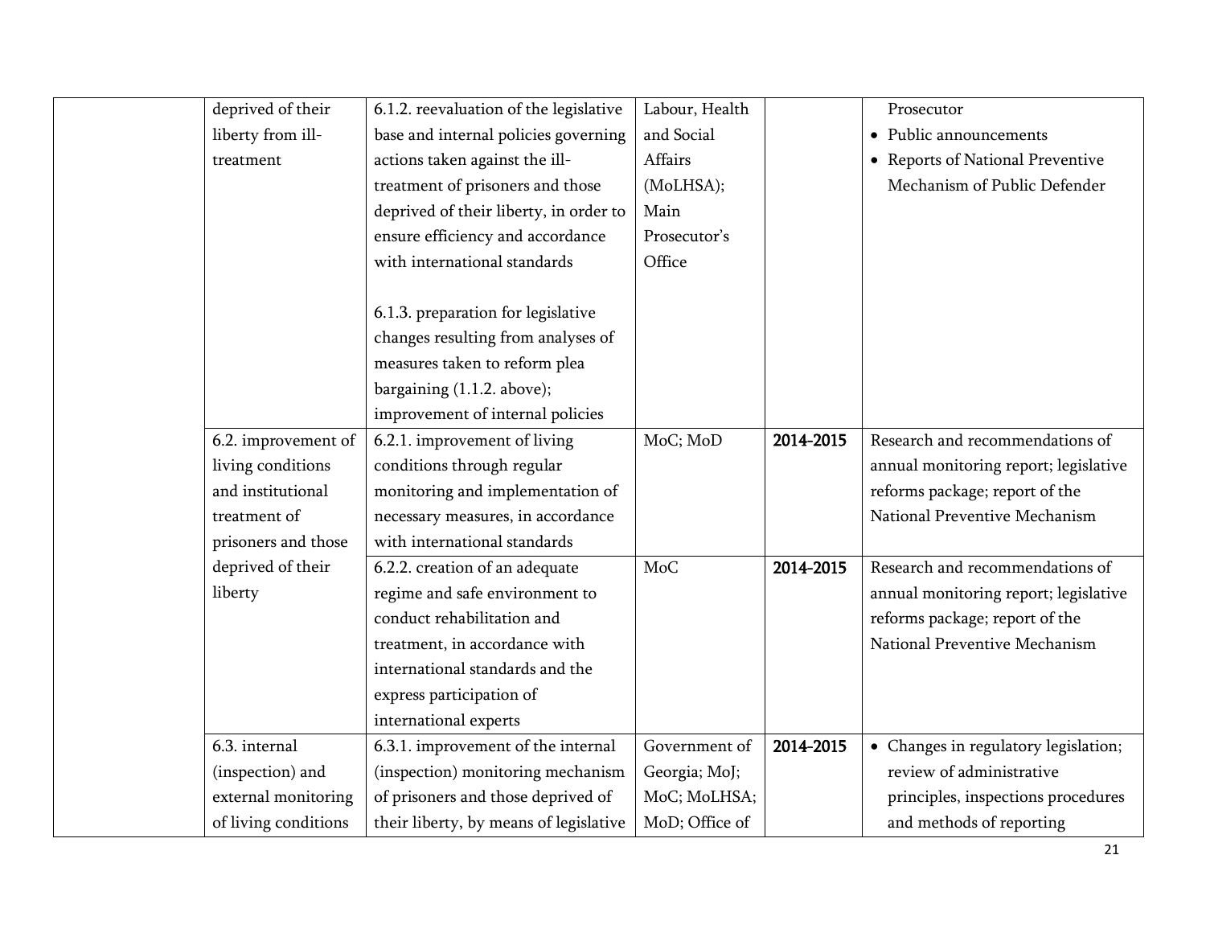| | | | | | |
|---|---|---|---|---|---|
| | deprived of their liberty from ill-treatment | 6.1.2. reevaluation of the legislative base and internal policies governing actions taken against the ill-treatment of prisoners and those deprived of their liberty, in order to ensure efficiency and accordance with international standards<br><br>6.1.3. preparation for legislative changes resulting from analyses of measures taken to reform plea bargaining (1.1.2. above); improvement of internal policies | Labour, Health and Social Affairs (MoLHSA); Main Prosecutor's Office | | Prosecutor<br>• Public announcements<br>• Reports of National Preventive Mechanism of Public Defender |
| | 6.2. improvement of living conditions and institutional treatment of prisoners and those deprived of their liberty | 6.2.1. improvement of living conditions through regular monitoring and implementation of necessary measures, in accordance with international standards | MoC; MoD | **2014-2015** | Research and recommendations of annual monitoring report; legislative reforms package; report of the National Preventive Mechanism |
| | | 6.2.2. creation of an adequate regime and safe environment to conduct rehabilitation and treatment, in accordance with international standards and the express participation of international experts | MoC | **2014-2015** | Research and recommendations of annual monitoring report; legislative reforms package; report of the National Preventive Mechanism |
| | 6.3. internal (inspection) and external monitoring of living conditions | 6.3.1. improvement of the internal (inspection) monitoring mechanism of prisoners and those deprived of their liberty, by means of legislative | Government of Georgia; MoJ; MoC; MoLHSA; MoD; Office of | **2014-2015** | • Changes in regulatory legislation; review of administrative principles, inspections procedures and methods of reporting |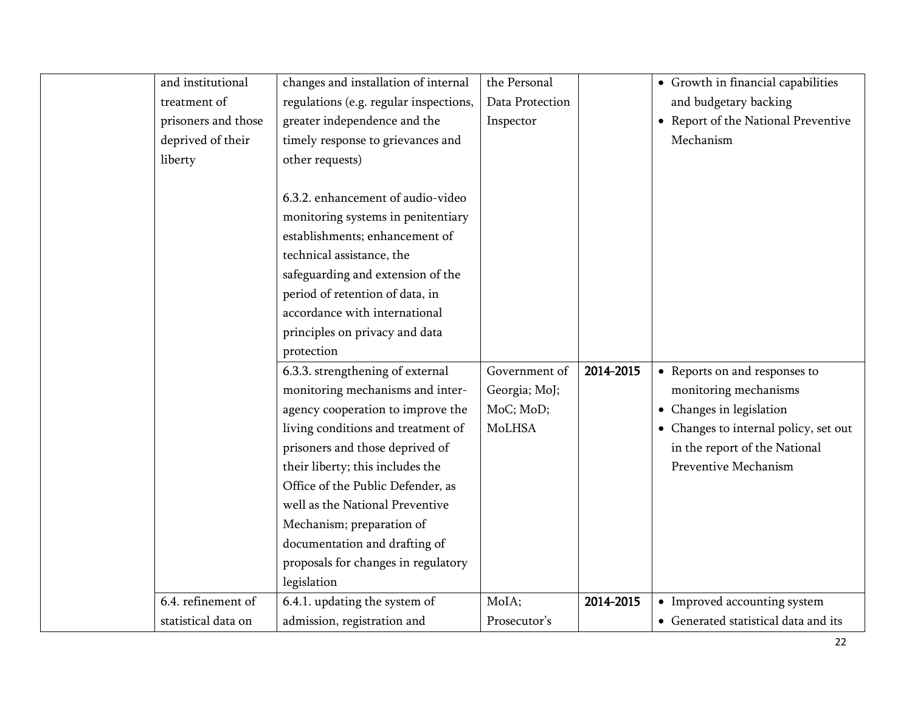| | | | | | |
|---|---|---|---|---|---|
| | and institutional treatment of prisoners and those deprived of their liberty | changes and installation of internal regulations (e.g. regular inspections, greater independence and the timely response to grievances and other requests)<br><br>6.3.2. enhancement of audio-video monitoring systems in penitentiary establishments; enhancement of technical assistance, the safeguarding and extension of the period of retention of data, in accordance with international principles on privacy and data protection | the Personal Data Protection Inspector | | • Growth in financial capabilities and budgetary backing<br>• Report of the National Preventive Mechanism |
| | | 6.3.3. strengthening of external monitoring mechanisms and inter-agency cooperation to improve the living conditions and treatment of prisoners and those deprived of their liberty; this includes the Office of the Public Defender, as well as the National Preventive Mechanism; preparation of documentation and drafting of proposals for changes in regulatory legislation | Government of Georgia; MoJ; MoC; MoD; MoLHSA | **2014-2015** | • Reports on and responses to monitoring mechanisms<br>• Changes in legislation<br>• Changes to internal policy, set out in the report of the National Preventive Mechanism |
| | 6.4. refinement of statistical data on | 6.4.1. updating the system of admission, registration and | MoIA; Prosecutor's | **2014-2015** | • Improved accounting system<br>• Generated statistical data and its |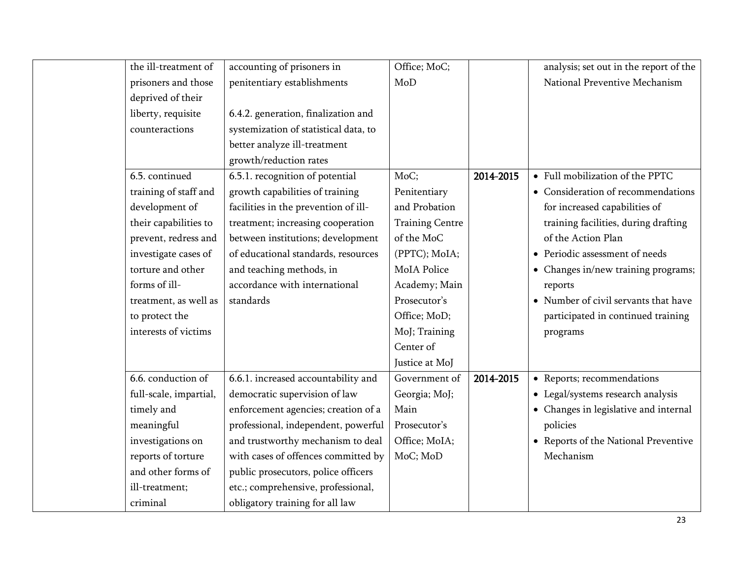| | | | | | |
|---|---|---|---|---|---|
| | the ill-treatment of prisoners and those deprived of their liberty, requisite counteractions | accounting of prisoners in penitentiary establishments<br><br>6.4.2. generation, finalization and systemization of statistical data, to better analyze ill-treatment growth/reduction rates | Office; MoC; MoD | | analysis; set out in the report of the National Preventive Mechanism |
| | 6.5. continued training of staff and development of their capabilities to prevent, redress and investigate cases of torture and other forms of ill-treatment, as well as to protect the interests of victims | 6.5.1. recognition of potential growth capabilities of training facilities in the prevention of ill-treatment; increasing cooperation between institutions; development of educational standards, resources and teaching methods, in accordance with international standards | MoC; Penitentiary and Probation Training Centre of the MoC (PPTC); MoIA; MoIA Police Academy; Main Prosecutor's Office; MoD; MoJ; Training Center of Justice at MoJ | **2014-2015** | • Full mobilization of the PPTC<br>• Consideration of recommendations for increased capabilities of training facilities, during drafting of the Action Plan<br>• Periodic assessment of needs<br>• Changes in/new training programs; reports<br>• Number of civil servants that have participated in continued training programs |
| | 6.6. conduction of full-scale, impartial, timely and meaningful investigations on reports of torture and other forms of ill-treatment; criminal | 6.6.1. increased accountability and democratic supervision of law enforcement agencies; creation of a professional, independent, powerful and trustworthy mechanism to deal with cases of offences committed by public prosecutors, police officers etc.; comprehensive, professional, obligatory training for all law | Government of Georgia; MoJ; Main Prosecutor's Office; MoIA; MoC; MoD | **2014-2015** | • Reports; recommendations<br>• Legal/systems research analysis<br>• Changes in legislative and internal policies<br>• Reports of the National Preventive Mechanism |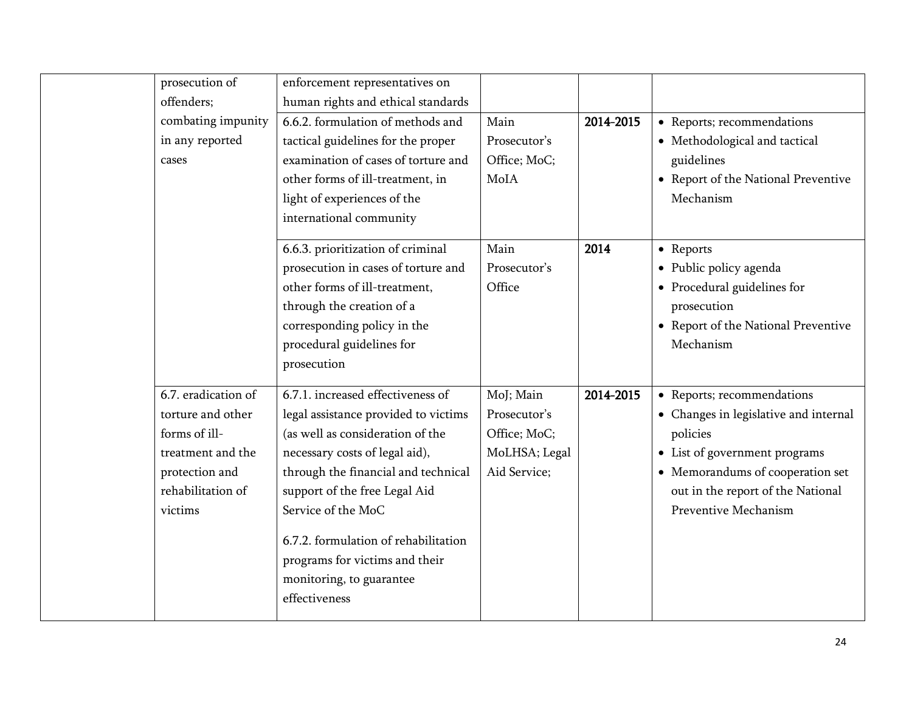| | | | | | |
|---|---|---|---|---|---|
| | prosecution of offenders; combating impunity in any reported cases | enforcement representatives on human rights and ethical standards | | | |
| | | 6.6.2. formulation of methods and tactical guidelines for the proper examination of cases of torture and other forms of ill-treatment, in light of experiences of the international community | Main Prosecutor's Office; MoC; MoIA | **2014-2015** | • Reports; recommendations<br>• Methodological and tactical guidelines<br>• Report of the National Preventive Mechanism |
| | | 6.6.3. prioritization of criminal prosecution in cases of torture and other forms of ill-treatment, through the creation of a corresponding policy in the procedural guidelines for prosecution | Main Prosecutor's Office | **2014** | • Reports<br>• Public policy agenda<br>• Procedural guidelines for prosecution<br>• Report of the National Preventive Mechanism |
| | 6.7. eradication of torture and other forms of ill-treatment and the protection and rehabilitation of victims | 6.7.1. increased effectiveness of legal assistance provided to victims (as well as consideration of the necessary costs of legal aid), through the financial and technical support of the free Legal Aid Service of the MoC<br><br>6.7.2. formulation of rehabilitation programs for victims and their monitoring, to guarantee effectiveness | MoJ; Main Prosecutor's Office; MoC; MoLHSA; Legal Aid Service; | **2014-2015** | • Reports; recommendations<br>• Changes in legislative and internal policies<br>• List of government programs<br>• Memorandums of cooperation set out in the report of the National Preventive Mechanism |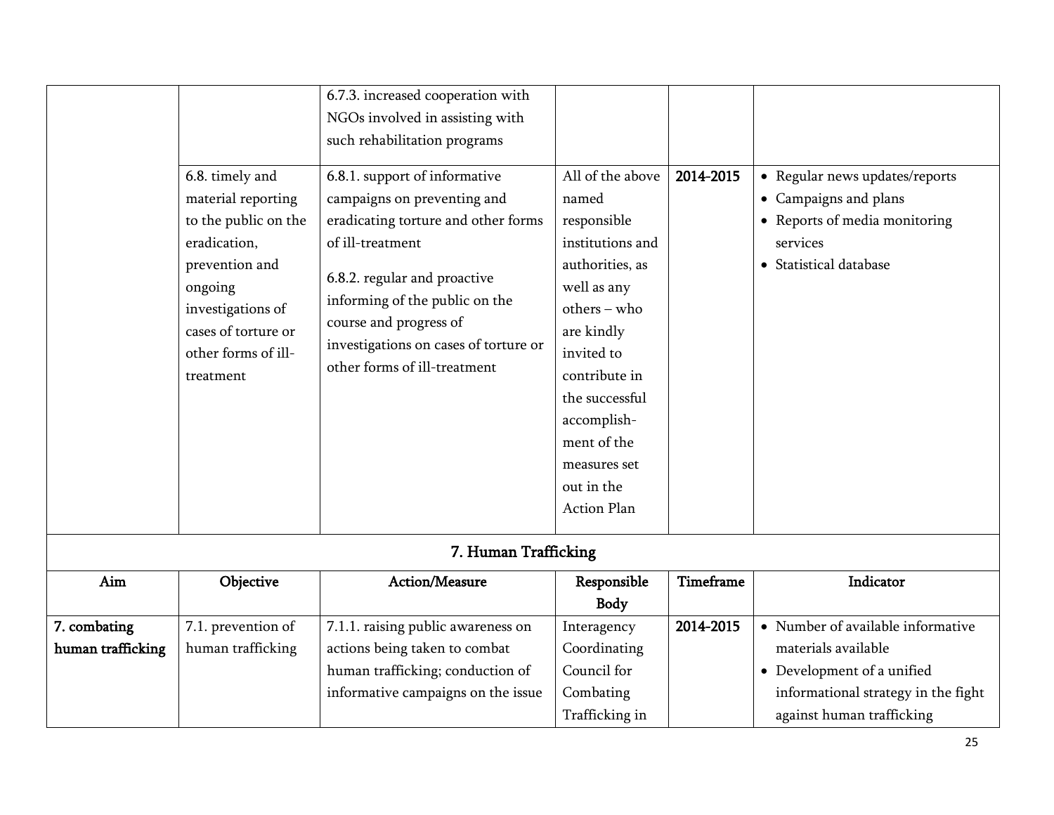| | | | | | |
|---|---|---|---|---|---|
| | | 6.7.3. increased cooperation with NGOs involved in assisting with such rehabilitation programs | | | |
| | 6.8. timely and material reporting to the public on the eradication, prevention and ongoing investigations of cases of torture or other forms of ill-treatment | 6.8.1. support of informative campaigns on preventing and eradicating torture and other forms of ill-treatment<br><br>6.8.2. regular and proactive informing of the public on the course and progress of investigations on cases of torture or other forms of ill-treatment | All of the above named responsible institutions and authorities, as well as any others – who are kindly invited to contribute in the successful accomplish-ment of the measures set out in the Action Plan | **2014-2015** | • Regular news updates/reports<br>• Campaigns and plans<br>• Reports of media monitoring services<br>• Statistical database |

## 7. Human Trafficking

| Aim | Objective | Action/Measure | Responsible Body | Timeframe | Indicator |
|---|---|---|---|---|---|
| **7. combating human trafficking** | 7.1. prevention of human trafficking | 7.1.1. raising public awareness on actions being taken to combat human trafficking; conduction of informative campaigns on the issue | Interagency Coordinating Council for Combating Trafficking in | **2014-2015** | • Number of available informative materials available<br>• Development of a unified informational strategy in the fight against human trafficking |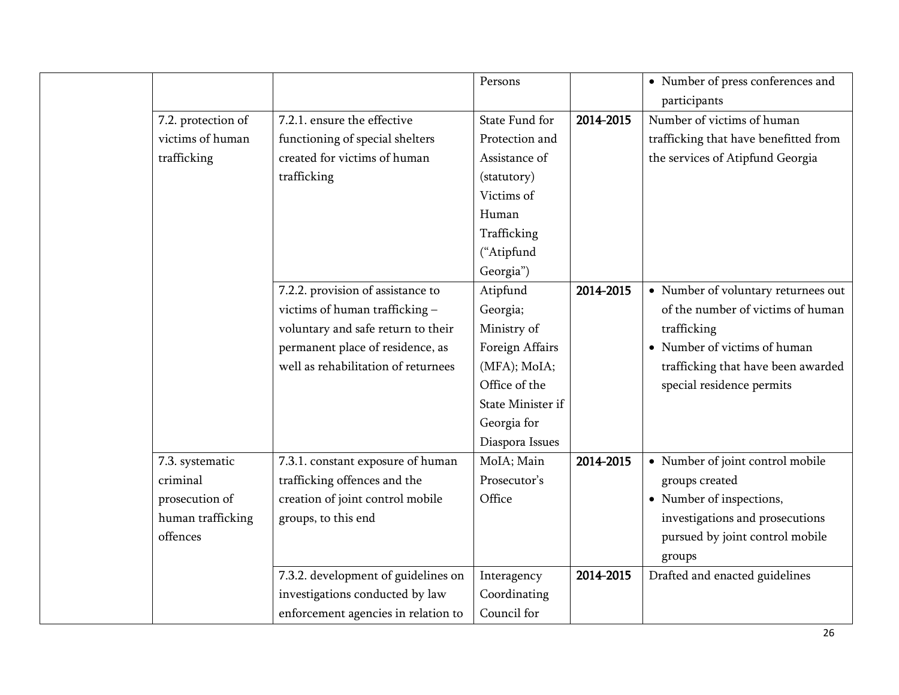| | | | | | |
|---|---|---|---|---|---|
| | | | Persons | | • Number of press conferences and participants |
| | 7.2. protection of victims of human trafficking | 7.2.1. ensure the effective functioning of special shelters created for victims of human trafficking | State Fund for Protection and Assistance of (statutory) Victims of Human Trafficking (“Atipfund Georgia”) | **2014-2015** | Number of victims of human trafficking that have benefitted from the services of Atipfund Georgia |
| | | 7.2.2. provision of assistance to victims of human trafficking – voluntary and safe return to their permanent place of residence, as well as rehabilitation of returnees | Atipfund Georgia; Ministry of Foreign Affairs (MFA); MoIA; Office of the State Minister if Georgia for Diaspora Issues | **2014-2015** | • Number of voluntary returnees out of the number of victims of human trafficking<br>• Number of victims of human trafficking that have been awarded special residence permits |
| | 7.3. systematic criminal prosecution of human trafficking offences | 7.3.1. constant exposure of human trafficking offences and the creation of joint control mobile groups, to this end | MoIA; Main Prosecutor’s Office | **2014-2015** | • Number of joint control mobile groups created<br>• Number of inspections, investigations and prosecutions pursued by joint control mobile groups |
| | | 7.3.2. development of guidelines on investigations conducted by law enforcement agencies in relation to | Interagency Coordinating Council for | **2014-2015** | Drafted and enacted guidelines |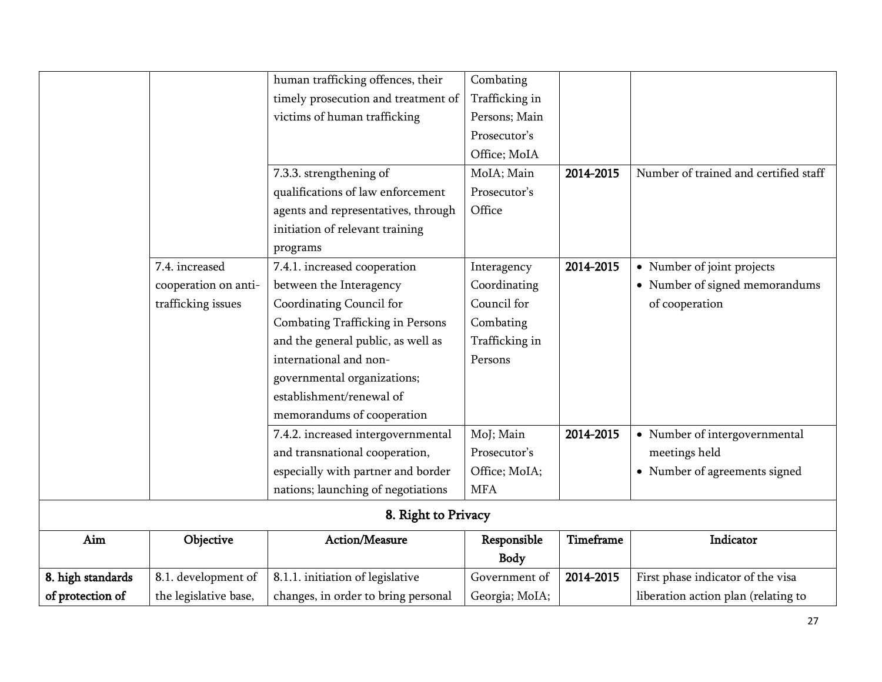| Aim | Objective | Action/Measure | Responsible Body | Timeframe | Indicator |
|---|---|---|---|---|---|
| | | human trafficking offences, their timely prosecution and treatment of victims of human trafficking | Combating Trafficking in Persons; Main Prosecutor's Office; MoIA | | |
| | | 7.3.3. strengthening of qualifications of law enforcement agents and representatives, through initiation of relevant training programs | MoIA; Main Prosecutor's Office | **2014-2015** | Number of trained and certified staff |
| | 7.4. increased cooperation on anti-trafficking issues | 7.4.1. increased cooperation between the Interagency Coordinating Council for Combating Trafficking in Persons and the general public, as well as international and non-governmental organizations; establishment/renewal of memorandums of cooperation | Interagency Coordinating Council for Combating Trafficking in Persons | **2014-2015** | • Number of joint projects<br>• Number of signed memorandums of cooperation |
| | | 7.4.2. increased intergovernmental and transnational cooperation, especially with partner and border nations; launching of negotiations | MoJ; Main Prosecutor's Office; MoIA; MFA | **2014-2015** | • Number of intergovernmental meetings held<br>• Number of agreements signed |

**8. Right to Privacy**

| Aim | Objective | Action/Measure | Responsible Body | Timeframe | Indicator |
|---|---|---|---|---|---|
| **8. high standards of protection of** | 8.1. development of the legislative base, | 8.1.1. initiation of legislative changes, in order to bring personal | Government of Georgia; MoIA; | **2014-2015** | First phase indicator of the visa liberation action plan (relating to |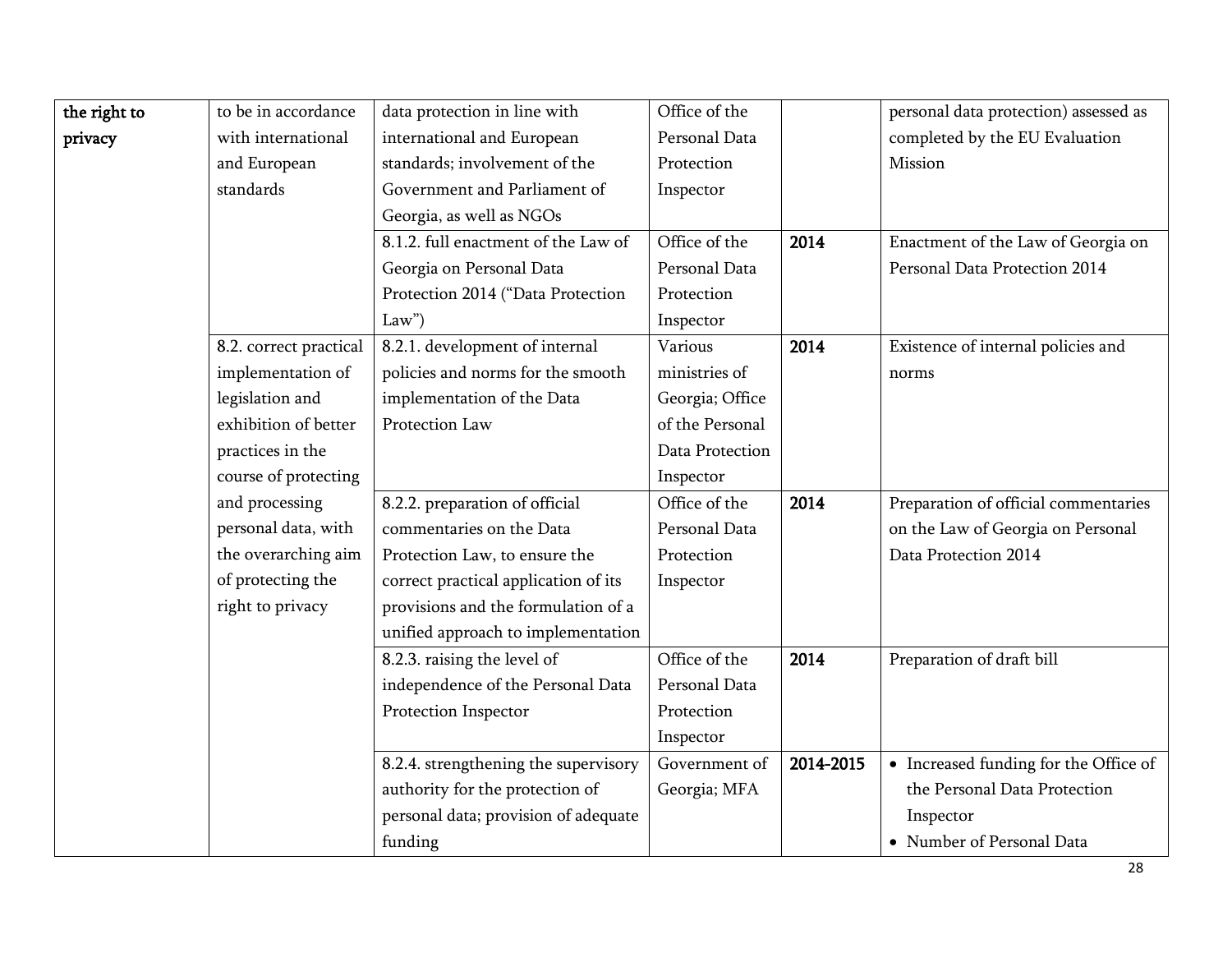| | | | | | |
|---|---|---|---|---|---|
| **the right to privacy** | to be in accordance with international and European standards | data protection in line with international and European standards; involvement of the Government and Parliament of Georgia, as well as NGOs | Office of the Personal Data Protection Inspector | | personal data protection) assessed as completed by the EU Evaluation Mission |
| | | 8.1.2. full enactment of the Law of Georgia on Personal Data Protection 2014 ("Data Protection Law") | Office of the Personal Data Protection Inspector | **2014** | Enactment of the Law of Georgia on Personal Data Protection 2014 |
| | 8.2. correct practical implementation of legislation and exhibition of better practices in the course of protecting and processing personal data, with the overarching aim of protecting the right to privacy | 8.2.1. development of internal policies and norms for the smooth implementation of the Data Protection Law | Various ministries of Georgia; Office of the Personal Data Protection Inspector | **2014** | Existence of internal policies and norms |
| | | 8.2.2. preparation of official commentaries on the Data Protection Law, to ensure the correct practical application of its provisions and the formulation of a unified approach to implementation | Office of the Personal Data Protection Inspector | **2014** | Preparation of official commentaries on the Law of Georgia on Personal Data Protection 2014 |
| | | 8.2.3. raising the level of independence of the Personal Data Protection Inspector | Office of the Personal Data Protection Inspector | **2014** | Preparation of draft bill |
| | | 8.2.4. strengthening the supervisory authority for the protection of personal data; provision of adequate funding | Government of Georgia; MFA | **2014-2015** | • Increased funding for the Office of the Personal Data Protection Inspector<br>• Number of Personal Data |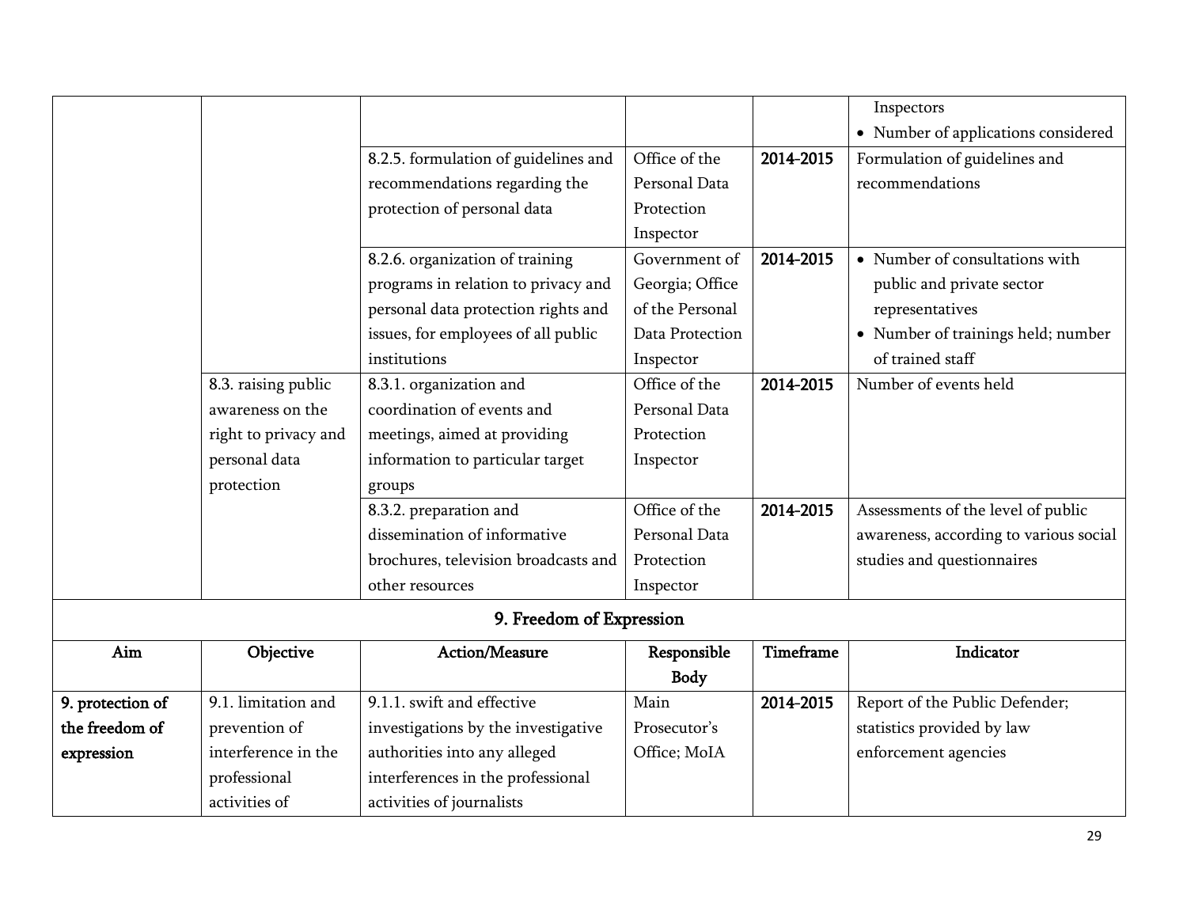| | | | | | |
|---|---|---|---|---|---|
| | | | | | Inspectors<br>• Number of applications considered |
| | | 8.2.5. formulation of guidelines and recommendations regarding the protection of personal data | Office of the Personal Data Protection Inspector | **2014-2015** | Formulation of guidelines and recommendations |
| | | 8.2.6. organization of training programs in relation to privacy and personal data protection rights and issues, for employees of all public institutions | Government of Georgia; Office of the Personal Data Protection Inspector | **2014-2015** | • Number of consultations with public and private sector representatives<br>• Number of trainings held; number of trained staff |
| | 8.3. raising public awareness on the right to privacy and personal data protection | 8.3.1. organization and coordination of events and meetings, aimed at providing information to particular target groups | Office of the Personal Data Protection Inspector | **2014-2015** | Number of events held |
| | | 8.3.2. preparation and dissemination of informative brochures, television broadcasts and other resources | Office of the Personal Data Protection Inspector | **2014-2015** | Assessments of the level of public awareness, according to various social studies and questionnaires |

## 9. Freedom of Expression

| Aim | Objective | Action/Measure | Responsible Body | Timeframe | Indicator |
|---|---|---|---|---|---|
| **9. protection of the freedom of expression** | 9.1. limitation and prevention of interference in the professional activities of | 9.1.1. swift and effective investigations by the investigative authorities into any alleged interferences in the professional activities of journalists | Main Prosecutor's Office; MoIA | **2014-2015** | Report of the Public Defender; statistics provided by law enforcement agencies |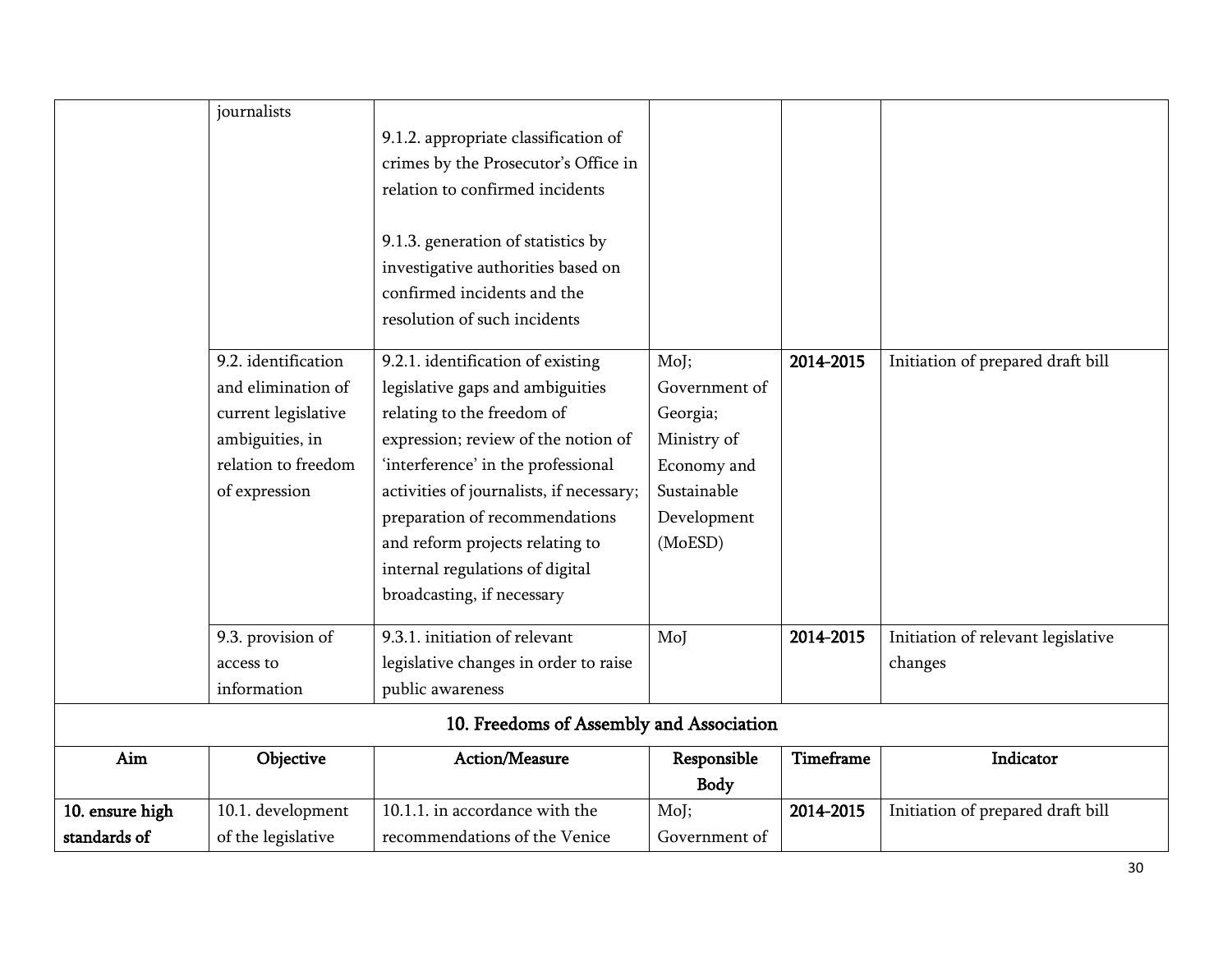| | | | | | |
|---|---|---|---|---|---|
| | journalists | 9.1.2. appropriate classification of crimes by the Prosecutor's Office in relation to confirmed incidents<br><br>9.1.3. generation of statistics by investigative authorities based on confirmed incidents and the resolution of such incidents | | | |
| | 9.2. identification and elimination of current legislative ambiguities, in relation to freedom of expression | 9.2.1. identification of existing legislative gaps and ambiguities relating to the freedom of expression; review of the notion of 'interference' in the professional activities of journalists, if necessary; preparation of recommendations and reform projects relating to internal regulations of digital broadcasting, if necessary | MoJ; Government of Georgia; Ministry of Economy and Sustainable Development (MoESD) | **2014-2015** | Initiation of prepared draft bill |
| | 9.3. provision of access to information | 9.3.1. initiation of relevant legislative changes in order to raise public awareness | MoJ | **2014-2015** | Initiation of relevant legislative changes |

**10. Freedoms of Assembly and Association**

| Aim | Objective | Action/Measure | Responsible Body | Timeframe | Indicator |
|---|---|---|---|---|---|
| **10. ensure high standards of** | 10.1. development of the legislative | 10.1.1. in accordance with the recommendations of the Venice | MoJ; Government of | **2014-2015** | Initiation of prepared draft bill |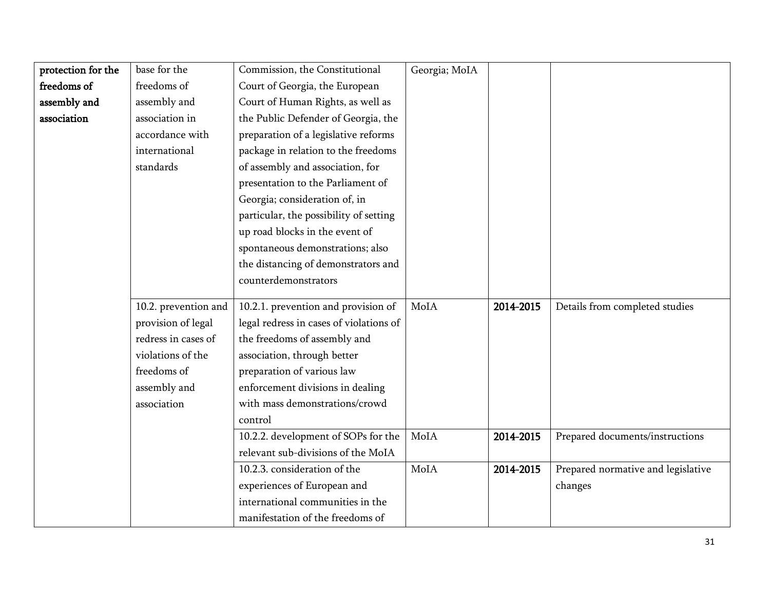| | | | | | |
|---|---|---|---|---|---|
| **protection for the freedoms of assembly and association** | base for the freedoms of assembly and association in accordance with international standards | Commission, the Constitutional Court of Georgia, the European Court of Human Rights, as well as the Public Defender of Georgia, the preparation of a legislative reforms package in relation to the freedoms of assembly and association, for presentation to the Parliament of Georgia; consideration of, in particular, the possibility of setting up road blocks in the event of spontaneous demonstrations; also the distancing of demonstrators and counterdemonstrators | Georgia; MoIA | | |
| | 10.2. prevention and provision of legal redress in cases of violations of the freedoms of assembly and association | 10.2.1. prevention and provision of legal redress in cases of violations of the freedoms of assembly and association, through better preparation of various law enforcement divisions in dealing with mass demonstrations/crowd control | MoIA | **2014-2015** | Details from completed studies |
| | | 10.2.2. development of SOPs for the relevant sub-divisions of the MoIA | MoIA | **2014-2015** | Prepared documents/instructions |
| | | 10.2.3. consideration of the experiences of European and international communities in the manifestation of the freedoms of | MoIA | **2014-2015** | Prepared normative and legislative changes |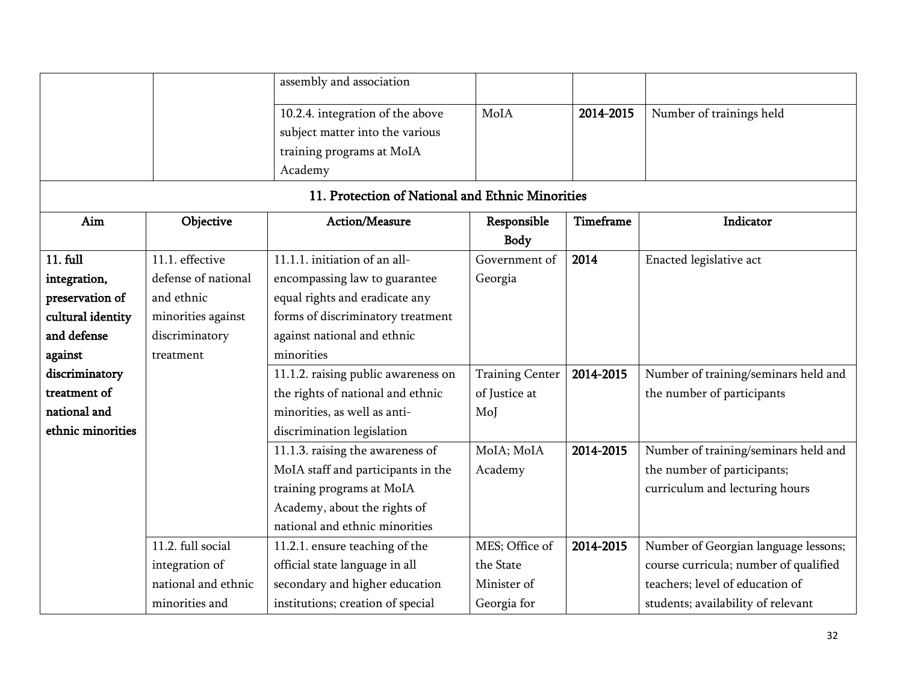| | | Action/Measure | Responsible Body | Timeframe | Indicator |
|---|---|---|---|---|---|
| | | assembly and association | | | |
| | | 10.2.4. integration of the above subject matter into the various training programs at MoIA Academy | MoIA | **2014-2015** | Number of trainings held |

## 11. Protection of National and Ethnic Minorities

| Aim | Objective | Action/Measure | Responsible Body | Timeframe | Indicator |
|---|---|---|---|---|---|
| **11. full integration, preservation of cultural identity and defense against discriminatory treatment of national and ethnic minorities** | 11.1. effective defense of national and ethnic minorities against discriminatory treatment | 11.1.1. initiation of an all-encompassing law to guarantee equal rights and eradicate any forms of discriminatory treatment against national and ethnic minorities | Government of Georgia | **2014** | Enacted legislative act |
| | | 11.1.2. raising public awareness on the rights of national and ethnic minorities, as well as anti-discrimination legislation | Training Center of Justice at MoJ | **2014-2015** | Number of training/seminars held and the number of participants |
| | | 11.1.3. raising the awareness of MoIA staff and participants in the training programs at MoIA Academy, about the rights of national and ethnic minorities | MoIA; MoIA Academy | **2014-2015** | Number of training/seminars held and the number of participants; curriculum and lecturing hours |
| | 11.2. full social integration of national and ethnic minorities and | 11.2.1. ensure teaching of the official state language in all secondary and higher education institutions; creation of special | MES; Office of the State Minister of Georgia for | **2014-2015** | Number of Georgian language lessons; course curricula; number of qualified teachers; level of education of students; availability of relevant |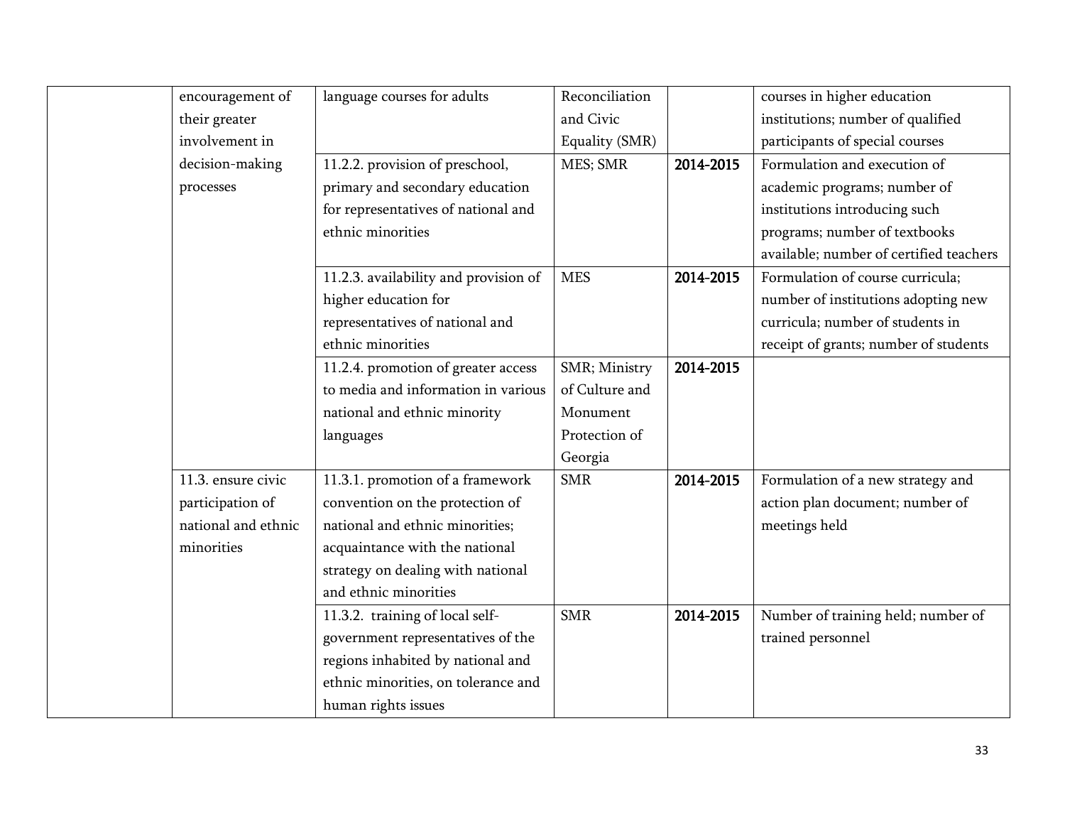| | | | | | |
|---|---|---|---|---|---|
| | encouragement of their greater involvement in decision-making processes | language courses for adults | Reconciliation and Civic Equality (SMR) | | courses in higher education institutions; number of qualified participants of special courses |
| | | 11.2.2. provision of preschool, primary and secondary education for representatives of national and ethnic minorities | MES; SMR | **2014-2015** | Formulation and execution of academic programs; number of institutions introducing such programs; number of textbooks available; number of certified teachers |
| | | 11.2.3. availability and provision of higher education for representatives of national and ethnic minorities | MES | **2014-2015** | Formulation of course curricula; number of institutions adopting new curricula; number of students in receipt of grants; number of students |
| | | 11.2.4. promotion of greater access to media and information in various national and ethnic minority languages | SMR; Ministry of Culture and Monument Protection of Georgia | **2014-2015** | |
| | 11.3. ensure civic participation of national and ethnic minorities | 11.3.1. promotion of a framework convention on the protection of national and ethnic minorities; acquaintance with the national strategy on dealing with national and ethnic minorities | SMR | **2014-2015** | Formulation of a new strategy and action plan document; number of meetings held |
| | | 11.3.2. training of local self-government representatives of the regions inhabited by national and ethnic minorities, on tolerance and human rights issues | SMR | **2014-2015** | Number of training held; number of trained personnel |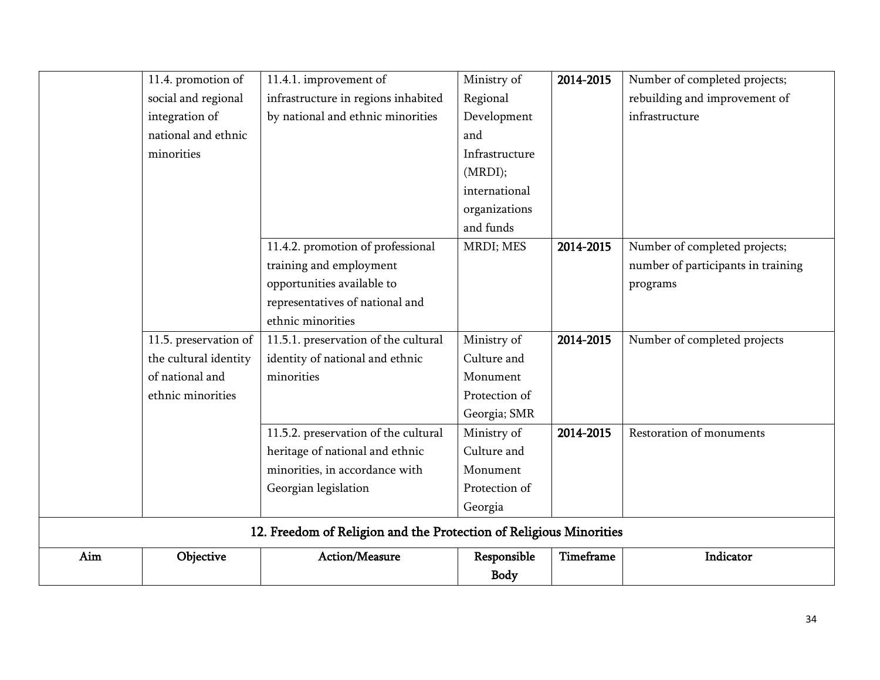| Aim | Objective | Action/Measure | Responsible Body | Timeframe | Indicator |
|---|---|---|---|---|---|
| | 11.4. promotion of social and regional integration of national and ethnic minorities | 11.4.1. improvement of infrastructure in regions inhabited by national and ethnic minorities | Ministry of Regional Development and Infrastructure (MRDI); international organizations and funds | **2014-2015** | Number of completed projects; rebuilding and improvement of infrastructure |
| | | 11.4.2. promotion of professional training and employment opportunities available to representatives of national and ethnic minorities | MRDI; MES | **2014-2015** | Number of completed projects; number of participants in training programs |
| | 11.5. preservation of the cultural identity of national and ethnic minorities | 11.5.1. preservation of the cultural identity of national and ethnic minorities | Ministry of Culture and Monument Protection of Georgia; SMR | **2014-2015** | Number of completed projects |
| | | 11.5.2. preservation of the cultural heritage of national and ethnic minorities, in accordance with Georgian legislation | Ministry of Culture and Monument Protection of Georgia | **2014-2015** | Restoration of monuments |

## 12. Freedom of Religion and the Protection of Religious Minorities

| Aim | Objective | Action/Measure | Responsible Body | Timeframe | Indicator |
|---|---|---|---|---|---|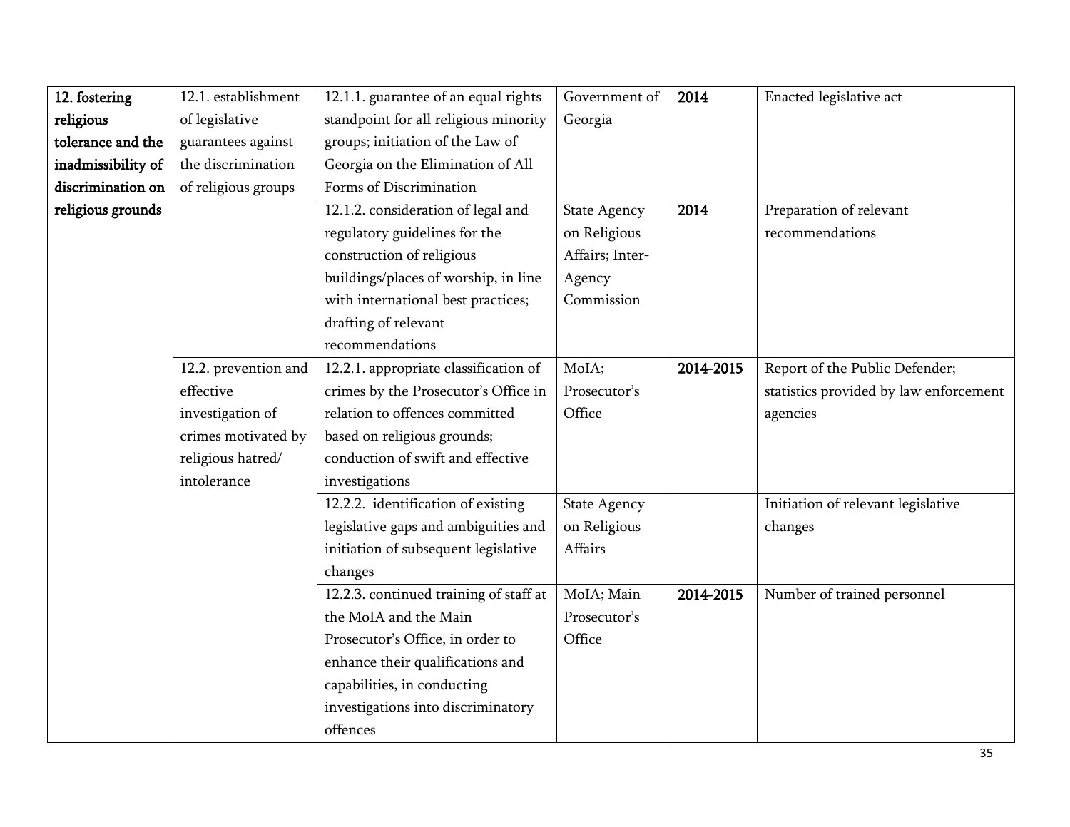| 12. fostering religious tolerance and the inadmissibility of discrimination on religious grounds | 12.1. establishment of legislative guarantees against the discrimination of religious groups | 12.1.1. guarantee of an equal rights standpoint for all religious minority groups; initiation of the Law of Georgia on the Elimination of All Forms of Discrimination | Government of Georgia | **2014** | Enacted legislative act |
|---|---|---|---|---|---|
| | | 12.1.2. consideration of legal and regulatory guidelines for the construction of religious buildings/places of worship, in line with international best practices; drafting of relevant recommendations | State Agency on Religious Affairs; Inter-Agency Commission | **2014** | Preparation of relevant recommendations |
| | 12.2. prevention and effective investigation of crimes motivated by religious hatred/ intolerance | 12.2.1. appropriate classification of crimes by the Prosecutor's Office in relation to offences committed based on religious grounds; conduction of swift and effective investigations | MoIA; Prosecutor's Office | **2014-2015** | Report of the Public Defender; statistics provided by law enforcement agencies |
| | | 12.2.2. identification of existing legislative gaps and ambiguities and initiation of subsequent legislative changes | State Agency on Religious Affairs | | Initiation of relevant legislative changes |
| | | 12.2.3. continued training of staff at the MoIA and the Main Prosecutor's Office, in order to enhance their qualifications and capabilities, in conducting investigations into discriminatory offences | MoIA; Main Prosecutor's Office | **2014-2015** | Number of trained personnel |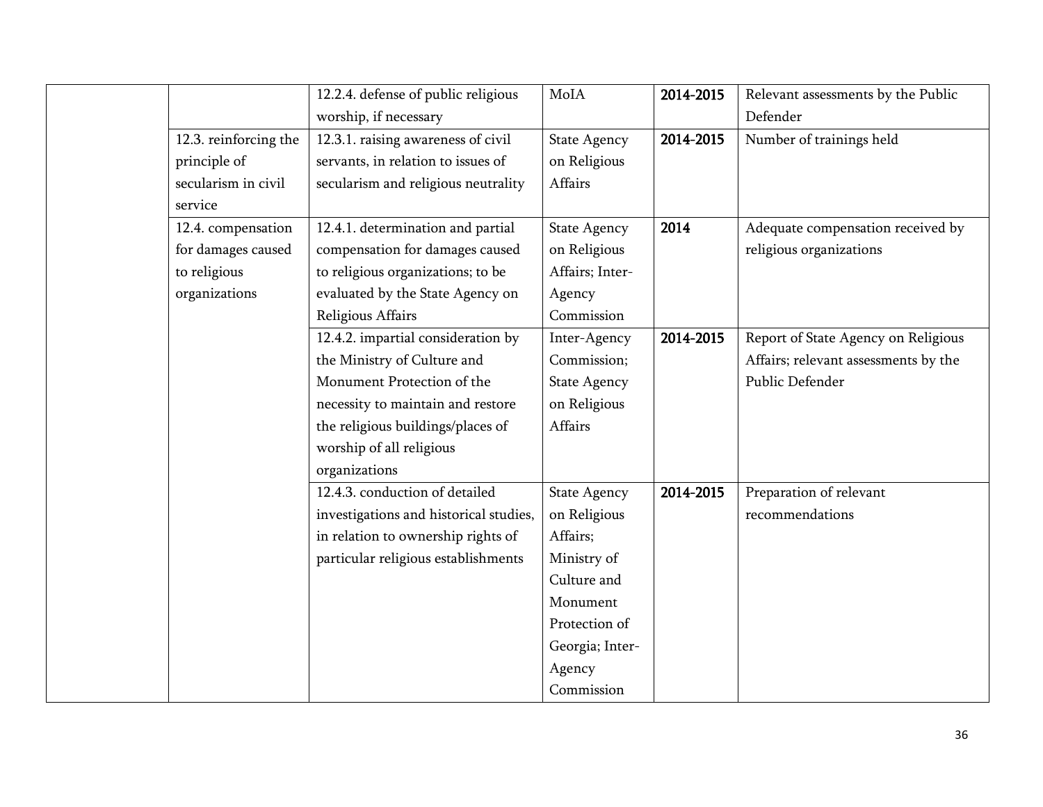| | | | | | |
|---|---|---|---|---|---|
| | | 12.2.4. defense of public religious worship, if necessary | MoIA | **2014-2015** | Relevant assessments by the Public Defender |
| | 12.3. reinforcing the principle of secularism in civil service | 12.3.1. raising awareness of civil servants, in relation to issues of secularism and religious neutrality | State Agency on Religious Affairs | **2014-2015** | Number of trainings held |
| | 12.4. compensation for damages caused to religious organizations | 12.4.1. determination and partial compensation for damages caused to religious organizations; to be evaluated by the State Agency on Religious Affairs | State Agency on Religious Affairs; Inter-Agency Commission | **2014** | Adequate compensation received by religious organizations |
| | | 12.4.2. impartial consideration by the Ministry of Culture and Monument Protection of the necessity to maintain and restore the religious buildings/places of worship of all religious organizations | Inter-Agency Commission; State Agency on Religious Affairs | **2014-2015** | Report of State Agency on Religious Affairs; relevant assessments by the Public Defender |
| | | 12.4.3. conduction of detailed investigations and historical studies, in relation to ownership rights of particular religious establishments | State Agency on Religious Affairs; Ministry of Culture and Monument Protection of Georgia; Inter-Agency Commission | **2014-2015** | Preparation of relevant recommendations |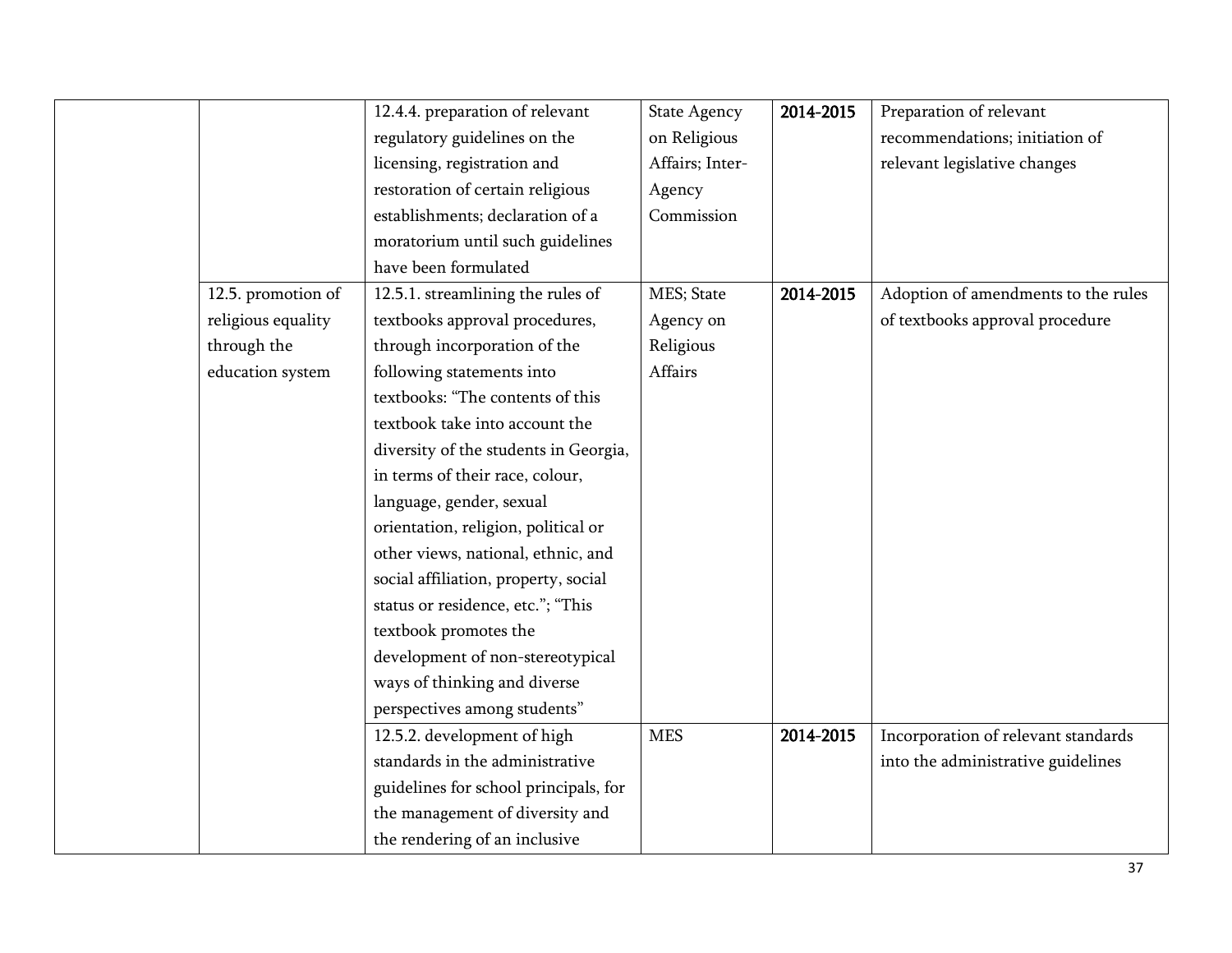| | | | | | |
|---|---|---|---|---|---|
| | | 12.4.4. preparation of relevant regulatory guidelines on the licensing, registration and restoration of certain religious establishments; declaration of a moratorium until such guidelines have been formulated | State Agency on Religious Affairs; Inter-Agency Commission | **2014-2015** | Preparation of relevant recommendations; initiation of relevant legislative changes |
| | 12.5. promotion of religious equality through the education system | 12.5.1. streamlining the rules of textbooks approval procedures, through incorporation of the following statements into textbooks: "The contents of this textbook take into account the diversity of the students in Georgia, in terms of their race, colour, language, gender, sexual orientation, religion, political or other views, national, ethnic, and social affiliation, property, social status or residence, etc."; "This textbook promotes the development of non-stereotypical ways of thinking and diverse perspectives among students" | MES; State Agency on Religious Affairs | **2014-2015** | Adoption of amendments to the rules of textbooks approval procedure |
| | | 12.5.2. development of high standards in the administrative guidelines for school principals, for the management of diversity and the rendering of an inclusive | MES | **2014-2015** | Incorporation of relevant standards into the administrative guidelines |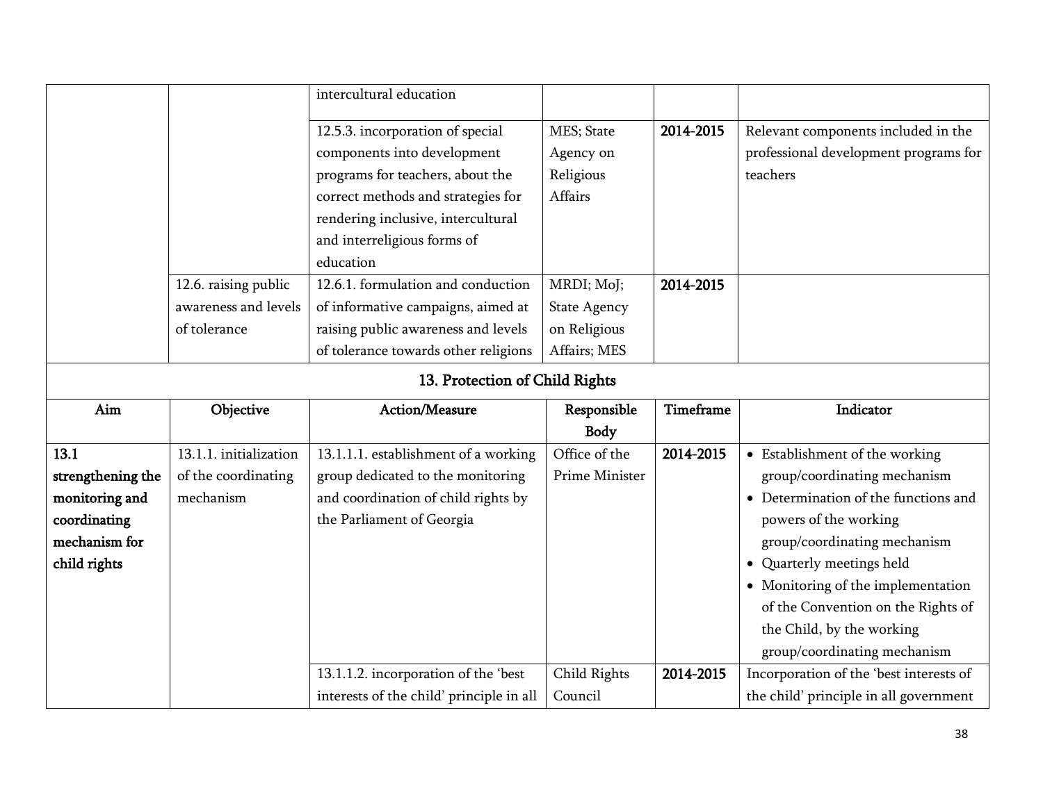| | | intercultural education | | | |
|---|---|---|---|---|---|
| | | 12.5.3. incorporation of special components into development programs for teachers, about the correct methods and strategies for rendering inclusive, intercultural and interreligious forms of education | MES; State Agency on Religious Affairs | **2014-2015** | Relevant components included in the professional development programs for teachers |
| | 12.6. raising public awareness and levels of tolerance | 12.6.1. formulation and conduction of informative campaigns, aimed at raising public awareness and levels of tolerance towards other religions | MRDI; MoJ; State Agency on Religious Affairs; MES | **2014-2015** | |

## 13. Protection of Child Rights

| Aim | Objective | Action/Measure | Responsible Body | Timeframe | Indicator |
|---|---|---|---|---|---|
| **13.1 strengthening the monitoring and coordinating mechanism for child rights** | 13.1.1. initialization of the coordinating mechanism | 13.1.1.1. establishment of a working group dedicated to the monitoring and coordination of child rights by the Parliament of Georgia | Office of the Prime Minister | **2014-2015** | • Establishment of the working group/coordinating mechanism<br>• Determination of the functions and powers of the working group/coordinating mechanism<br>• Quarterly meetings held<br>• Monitoring of the implementation of the Convention on the Rights of the Child, by the working group/coordinating mechanism |
| | | 13.1.1.2. incorporation of the 'best interests of the child' principle in all | Child Rights Council | **2014-2015** | Incorporation of the 'best interests of the child' principle in all government |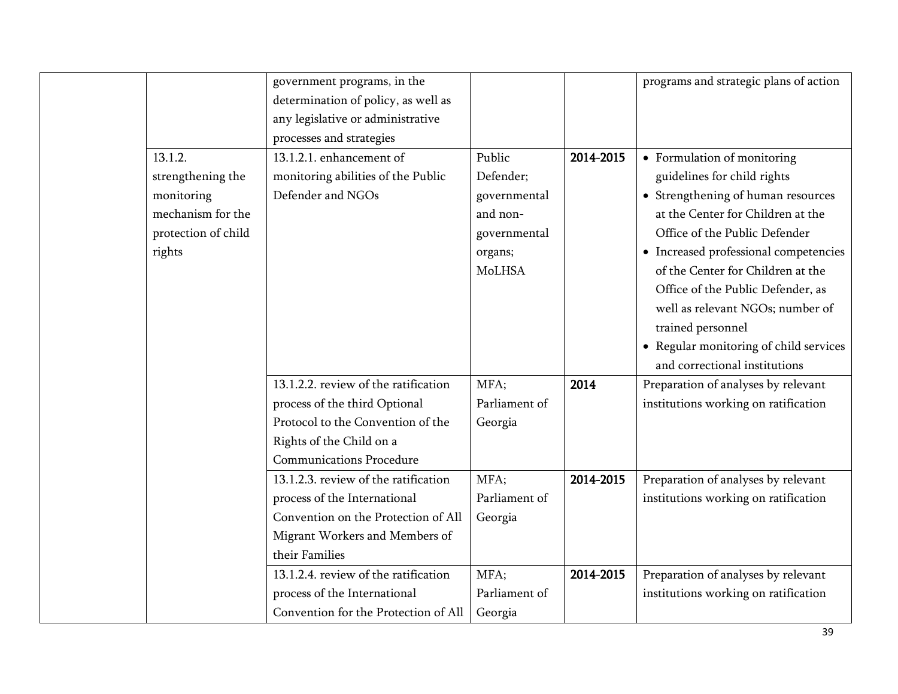| | | | | | |
|---|---|---|---|---|---|
| | | government programs, in the determination of policy, as well as any legislative or administrative processes and strategies | | | programs and strategic plans of action |
| | 13.1.2. strengthening the monitoring mechanism for the protection of child rights | 13.1.2.1. enhancement of monitoring abilities of the Public Defender and NGOs | Public Defender; governmental and non-governmental organs; MoLHSA | **2014-2015** | • Formulation of monitoring guidelines for child rights<br>• Strengthening of human resources at the Center for Children at the Office of the Public Defender<br>• Increased professional competencies of the Center for Children at the Office of the Public Defender, as well as relevant NGOs; number of trained personnel<br>• Regular monitoring of child services and correctional institutions |
| | | 13.1.2.2. review of the ratification process of the third Optional Protocol to the Convention of the Rights of the Child on a Communications Procedure | MFA; Parliament of Georgia | **2014** | Preparation of analyses by relevant institutions working on ratification |
| | | 13.1.2.3. review of the ratification process of the International Convention on the Protection of All Migrant Workers and Members of their Families | MFA; Parliament of Georgia | **2014-2015** | Preparation of analyses by relevant institutions working on ratification |
| | | 13.1.2.4. review of the ratification process of the International Convention for the Protection of All | MFA; Parliament of Georgia | **2014-2015** | Preparation of analyses by relevant institutions working on ratification |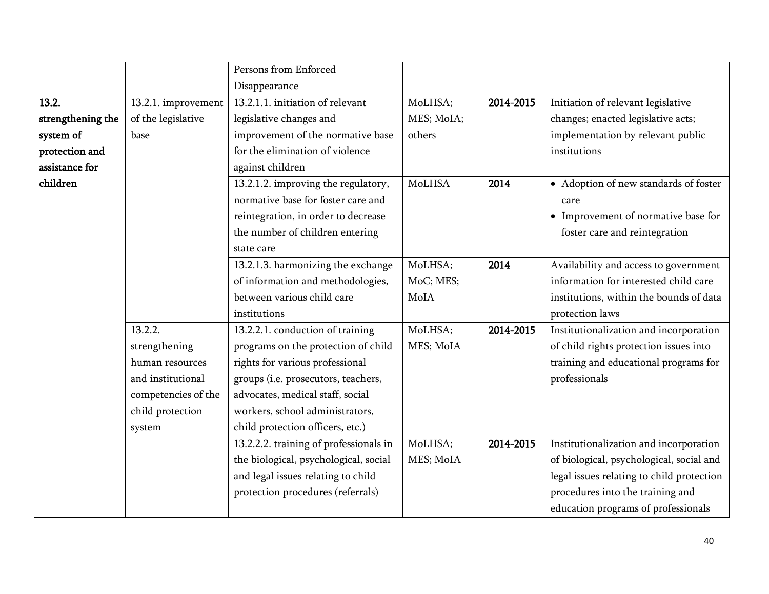| | | Persons from Enforced Disappearance | | | |
|---|---|---|---|---|---|
| **13.2. strengthening the system of protection and assistance for children** | 13.2.1. improvement of the legislative base | 13.2.1.1. initiation of relevant legislative changes and improvement of the normative base for the elimination of violence against children | MoLHSA; MES; MoIA; others | **2014-2015** | Initiation of relevant legislative changes; enacted legislative acts; implementation by relevant public institutions |
| | | 13.2.1.2. improving the regulatory, normative base for foster care and reintegration, in order to decrease the number of children entering state care | MoLHSA | **2014** | • Adoption of new standards of foster care<br>• Improvement of normative base for foster care and reintegration |
| | | 13.2.1.3. harmonizing the exchange of information and methodologies, between various child care institutions | MoLHSA; MoC; MES; MoIA | **2014** | Availability and access to government information for interested child care institutions, within the bounds of data protection laws |
| | 13.2.2. strengthening human resources and institutional competencies of the child protection system | 13.2.2.1. conduction of training programs on the protection of child rights for various professional groups (i.e. prosecutors, teachers, advocates, medical staff, social workers, school administrators, child protection officers, etc.) | MoLHSA; MES; MoIA | **2014-2015** | Institutionalization and incorporation of child rights protection issues into training and educational programs for professionals |
| | | 13.2.2.2. training of professionals in the biological, psychological, social and legal issues relating to child protection procedures (referrals) | MoLHSA; MES; MoIA | **2014-2015** | Institutionalization and incorporation of biological, psychological, social and legal issues relating to child protection procedures into the training and education programs of professionals |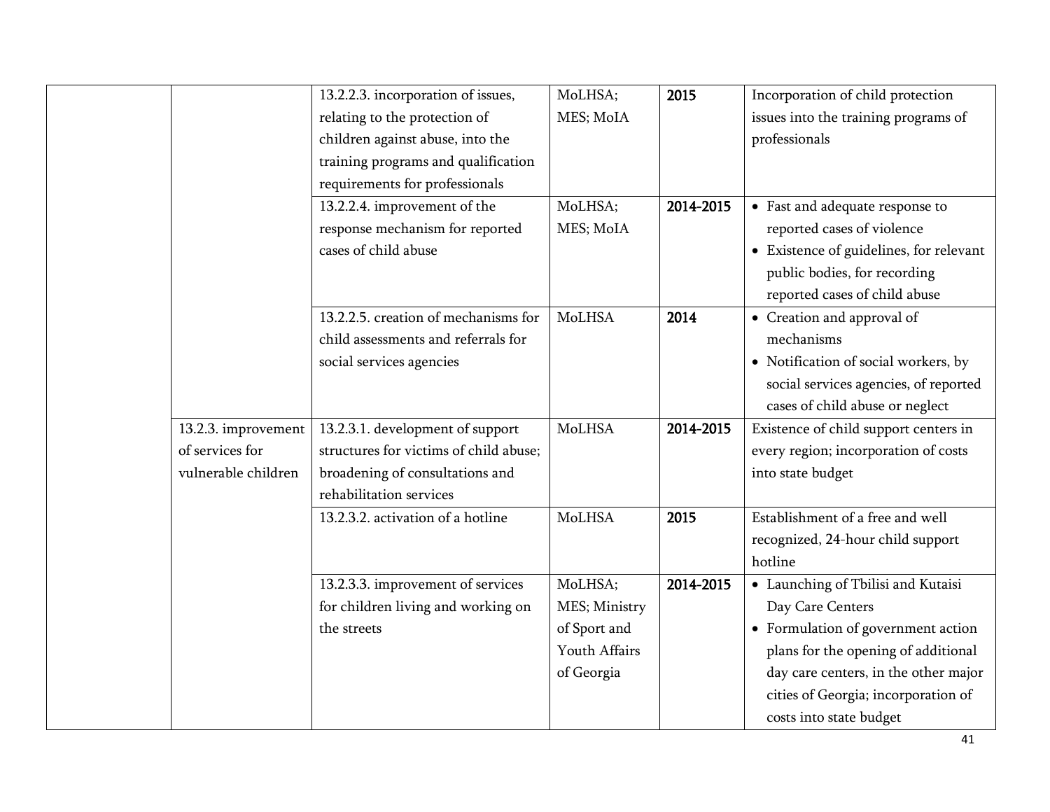| | | | | | |
|---|---|---|---|---|---|
| | | 13.2.2.3. incorporation of issues, relating to the protection of children against abuse, into the training programs and qualification requirements for professionals | MoLHSA; MES; MoIA | **2015** | Incorporation of child protection issues into the training programs of professionals |
| | | 13.2.2.4. improvement of the response mechanism for reported cases of child abuse | MoLHSA; MES; MoIA | **2014-2015** | • Fast and adequate response to reported cases of violence<br>• Existence of guidelines, for relevant public bodies, for recording reported cases of child abuse |
| | | 13.2.2.5. creation of mechanisms for child assessments and referrals for social services agencies | MoLHSA | **2014** | • Creation and approval of mechanisms<br>• Notification of social workers, by social services agencies, of reported cases of child abuse or neglect |
| | 13.2.3. improvement of services for vulnerable children | 13.2.3.1. development of support structures for victims of child abuse; broadening of consultations and rehabilitation services | MoLHSA | **2014-2015** | Existence of child support centers in every region; incorporation of costs into state budget |
| | | 13.2.3.2. activation of a hotline | MoLHSA | **2015** | Establishment of a free and well recognized, 24-hour child support hotline |
| | | 13.2.3.3. improvement of services for children living and working on the streets | MoLHSA; MES; Ministry of Sport and Youth Affairs of Georgia | **2014-2015** | • Launching of Tbilisi and Kutaisi Day Care Centers<br>• Formulation of government action plans for the opening of additional day care centers, in the other major cities of Georgia; incorporation of costs into state budget |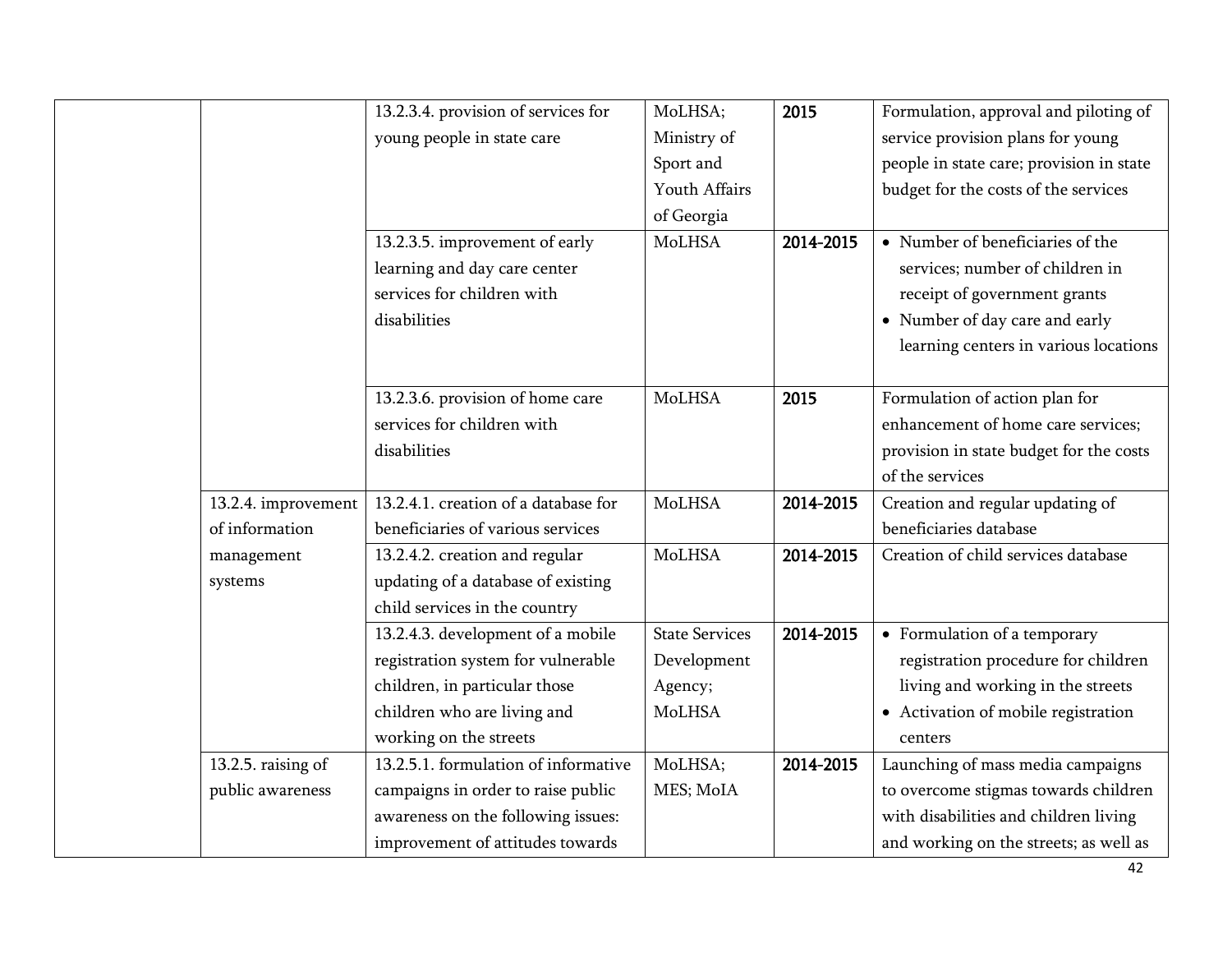| | | | | | |
|---|---|---|---|---|---|
| | | 13.2.3.4. provision of services for young people in state care | MoLHSA; Ministry of Sport and Youth Affairs of Georgia | **2015** | Formulation, approval and piloting of service provision plans for young people in state care; provision in state budget for the costs of the services |
| | | 13.2.3.5. improvement of early learning and day care center services for children with disabilities | MoLHSA | **2014-2015** | • Number of beneficiaries of the services; number of children in receipt of government grants<br>• Number of day care and early learning centers in various locations |
| | | 13.2.3.6. provision of home care services for children with disabilities | MoLHSA | **2015** | Formulation of action plan for enhancement of home care services; provision in state budget for the costs of the services |
| | 13.2.4. improvement of information management systems | 13.2.4.1. creation of a database for beneficiaries of various services | MoLHSA | **2014-2015** | Creation and regular updating of beneficiaries database |
| | | 13.2.4.2. creation and regular updating of a database of existing child services in the country | MoLHSA | **2014-2015** | Creation of child services database |
| | | 13.2.4.3. development of a mobile registration system for vulnerable children, in particular those children who are living and working on the streets | State Services Development Agency; MoLHSA | **2014-2015** | • Formulation of a temporary registration procedure for children living and working in the streets<br>• Activation of mobile registration centers |
| | 13.2.5. raising of public awareness | 13.2.5.1. formulation of informative campaigns in order to raise public awareness on the following issues: improvement of attitudes towards | MoLHSA; MES; MoIA | **2014-2015** | Launching of mass media campaigns to overcome stigmas towards children with disabilities and children living and working on the streets; as well as |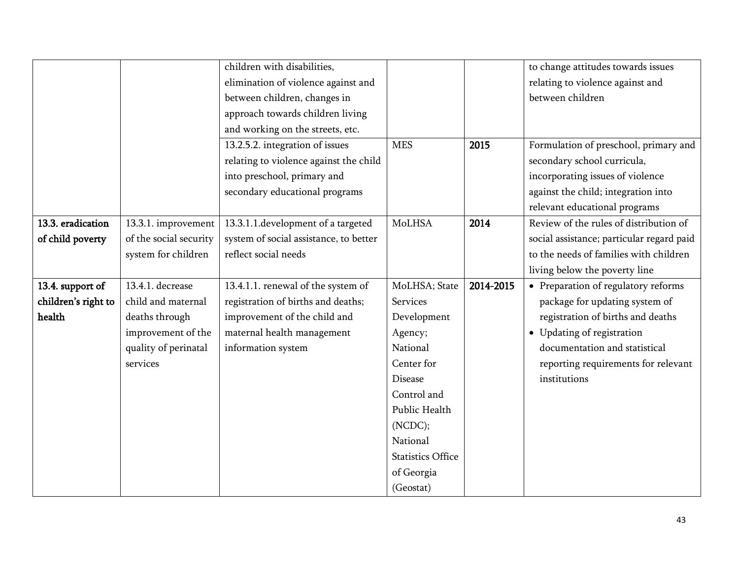| | | | | | |
|---|---|---|---|---|---|
| | | children with disabilities, elimination of violence against and between children, changes in approach towards children living and working on the streets, etc. | | | to change attitudes towards issues relating to violence against and between children |
| | | 13.2.5.2. integration of issues relating to violence against the child into preschool, primary and secondary educational programs | MES | **2015** | Formulation of preschool, primary and secondary school curricula, incorporating issues of violence against the child; integration into relevant educational programs |
| **13.3. eradication of child poverty** | 13.3.1. improvement of the social security system for children | 13.3.1.1.development of a targeted system of social assistance, to better reflect social needs | MoLHSA | **2014** | Review of the rules of distribution of social assistance; particular regard paid to the needs of families with children living below the poverty line |
| **13.4. support of children's right to health** | 13.4.1. decrease child and maternal deaths through improvement of the quality of perinatal services | 13.4.1.1. renewal of the system of registration of births and deaths; improvement of the child and maternal health management information system | MoLHSA; State Services Development Agency; National Center for Disease Control and Public Health (NCDC); National Statistics Office of Georgia (Geostat) | **2014-2015** | • Preparation of regulatory reforms package for updating system of registration of births and deaths<br>• Updating of registration documentation and statistical reporting requirements for relevant institutions |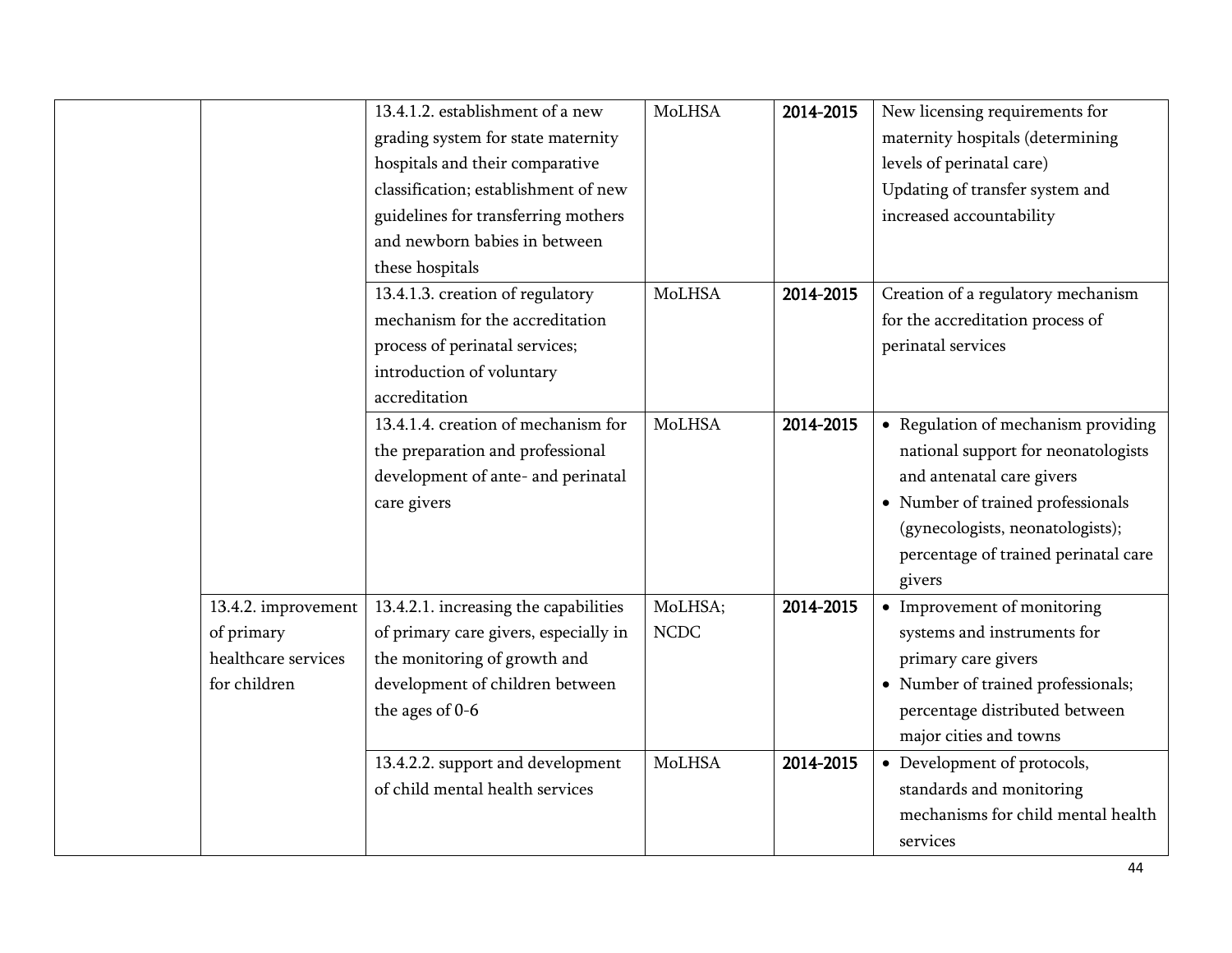| | | | | | |
|---|---|---|---|---|---|
| | | 13.4.1.2. establishment of a new grading system for state maternity hospitals and their comparative classification; establishment of new guidelines for transferring mothers and newborn babies in between these hospitals | MoLHSA | 2014-2015 | New licensing requirements for maternity hospitals (determining levels of perinatal care)<br>Updating of transfer system and increased accountability |
| | | 13.4.1.3. creation of regulatory mechanism for the accreditation process of perinatal services; introduction of voluntary accreditation | MoLHSA | 2014-2015 | Creation of a regulatory mechanism for the accreditation process of perinatal services |
| | | 13.4.1.4. creation of mechanism for the preparation and professional development of ante- and perinatal care givers | MoLHSA | 2014-2015 | • Regulation of mechanism providing national support for neonatologists and antenatal care givers<br>• Number of trained professionals (gynecologists, neonatologists); percentage of trained perinatal care givers |
| | 13.4.2. improvement of primary healthcare services for children | 13.4.2.1. increasing the capabilities of primary care givers, especially in the monitoring of growth and development of children between the ages of 0-6 | MoLHSA; NCDC | 2014-2015 | • Improvement of monitoring systems and instruments for primary care givers<br>• Number of trained professionals; percentage distributed between major cities and towns |
| | | 13.4.2.2. support and development of child mental health services | MoLHSA | 2014-2015 | • Development of protocols, standards and monitoring mechanisms for child mental health services |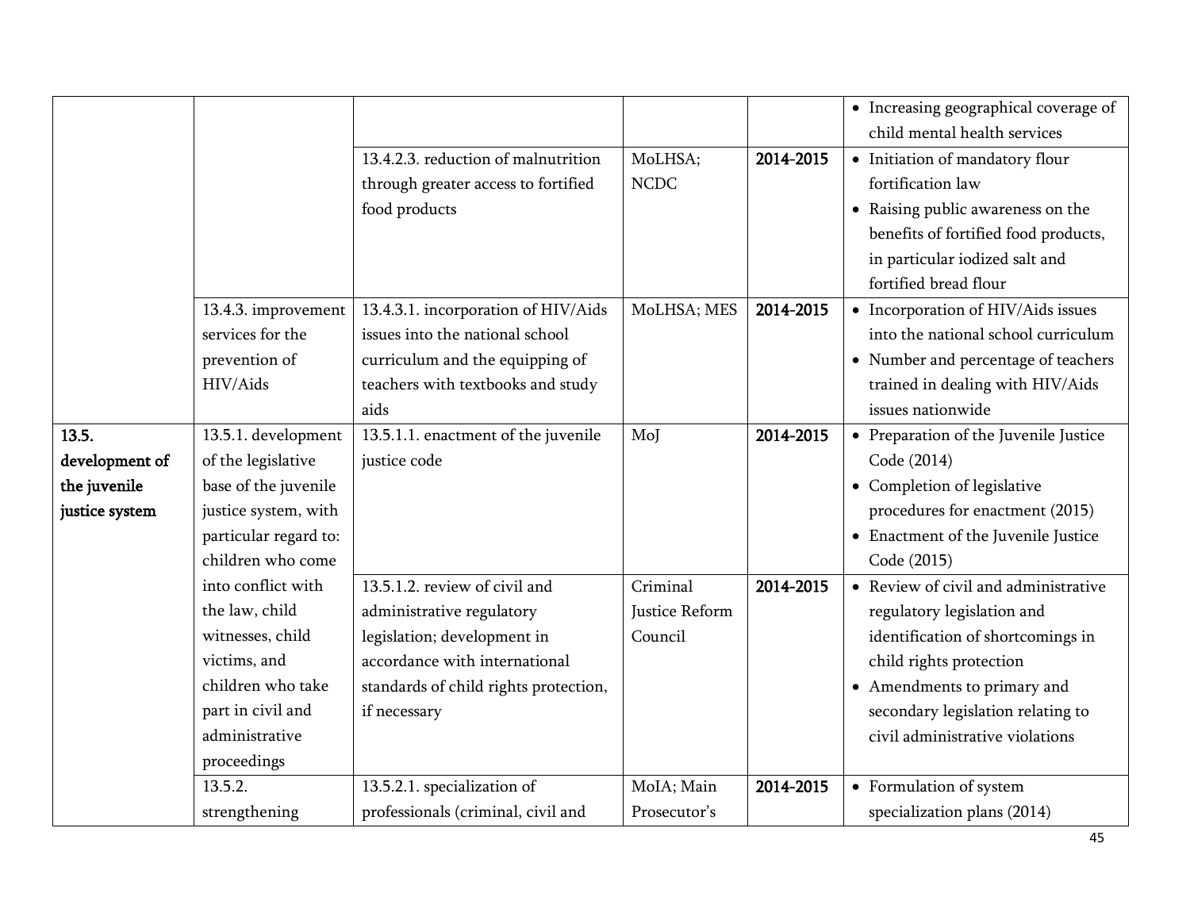| | | | | | |
|---|---|---|---|---|---|
| | | | | | • Increasing geographical coverage of child mental health services |
| | | 13.4.2.3. reduction of malnutrition through greater access to fortified food products | MoLHSA; NCDC | **2014-2015** | • Initiation of mandatory flour fortification law<br>• Raising public awareness on the benefits of fortified food products, in particular iodized salt and fortified bread flour |
| | 13.4.3. improvement services for the prevention of HIV/Aids | 13.4.3.1. incorporation of HIV/Aids issues into the national school curriculum and the equipping of teachers with textbooks and study aids | MoLHSA; MES | **2014-2015** | • Incorporation of HIV/Aids issues into the national school curriculum<br>• Number and percentage of teachers trained in dealing with HIV/Aids issues nationwide |
| **13.5. development of the juvenile justice system** | 13.5.1. development of the legislative base of the juvenile justice system, with particular regard to: children who come into conflict with the law, child witnesses, child victims, and children who take part in civil and administrative proceedings | 13.5.1.1. enactment of the juvenile justice code | MoJ | **2014-2015** | • Preparation of the Juvenile Justice Code (2014)<br>• Completion of legislative procedures for enactment (2015)<br>• Enactment of the Juvenile Justice Code (2015) |
| | | 13.5.1.2. review of civil and administrative regulatory legislation; development in accordance with international standards of child rights protection, if necessary | Criminal Justice Reform Council | **2014-2015** | • Review of civil and administrative regulatory legislation and identification of shortcomings in child rights protection<br>• Amendments to primary and secondary legislation relating to civil administrative violations |
| | 13.5.2. strengthening | 13.5.2.1. specialization of professionals (criminal, civil and | MoIA; Main Prosecutor's | **2014-2015** | • Formulation of system specialization plans (2014) |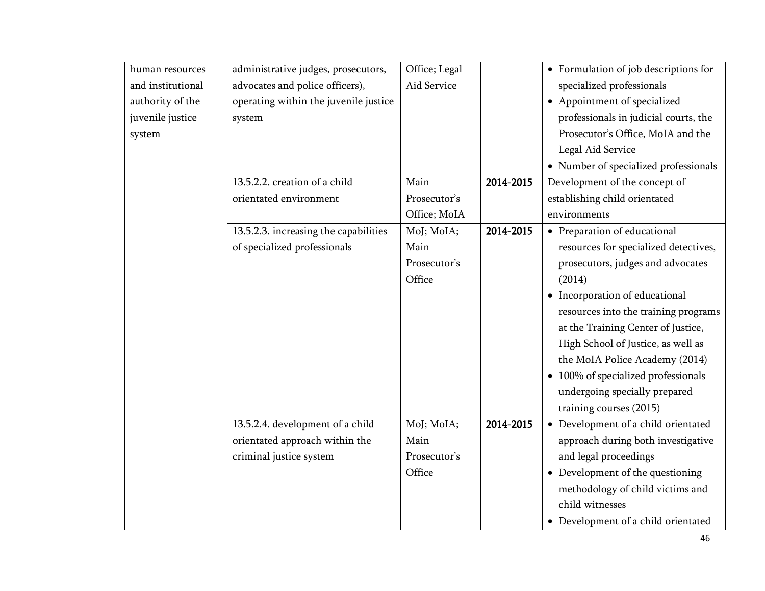| | | | | | |
|---|---|---|---|---|---|
| | human resources and institutional authority of the juvenile justice system | administrative judges, prosecutors, advocates and police officers), operating within the juvenile justice system | Office; Legal Aid Service | | • Formulation of job descriptions for specialized professionals<br>• Appointment of specialized professionals in judicial courts, the Prosecutor's Office, MoIA and the Legal Aid Service<br>• Number of specialized professionals |
| | | 13.5.2.2. creation of a child orientated environment | Main Prosecutor's Office; MoIA | **2014-2015** | Development of the concept of establishing child orientated environments |
| | | 13.5.2.3. increasing the capabilities of specialized professionals | MoJ; MoIA; Main Prosecutor's Office | **2014-2015** | • Preparation of educational resources for specialized detectives, prosecutors, judges and advocates (2014)<br>• Incorporation of educational resources into the training programs at the Training Center of Justice, High School of Justice, as well as the MoIA Police Academy (2014)<br>• 100% of specialized professionals undergoing specially prepared training courses (2015) |
| | | 13.5.2.4. development of a child orientated approach within the criminal justice system | MoJ; MoIA; Main Prosecutor's Office | **2014-2015** | • Development of a child orientated approach during both investigative and legal proceedings<br>• Development of the questioning methodology of child victims and child witnesses<br>• Development of a child orientated |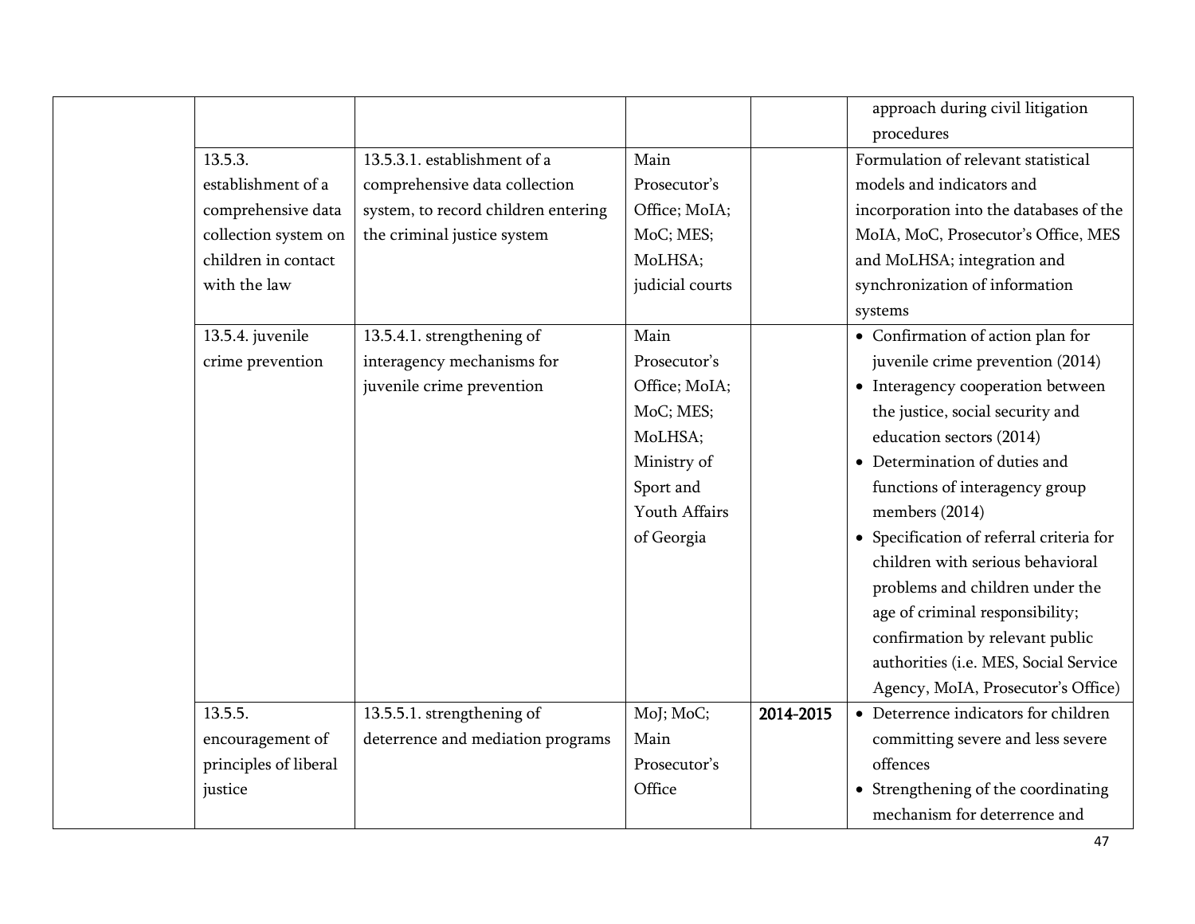| | | | | | |
|---|---|---|---|---|---|
| | | | | | approach during civil litigation procedures |
| | 13.5.3. establishment of a comprehensive data collection system on children in contact with the law | 13.5.3.1. establishment of a comprehensive data collection system, to record children entering the criminal justice system | Main Prosecutor's Office; MoIA; MoC; MES; MoLHSA; judicial courts | | Formulation of relevant statistical models and indicators and incorporation into the databases of the MoIA, MoC, Prosecutor's Office, MES and MoLHSA; integration and synchronization of information systems |
| | 13.5.4. juvenile crime prevention | 13.5.4.1. strengthening of interagency mechanisms for juvenile crime prevention | Main Prosecutor's Office; MoIA; MoC; MES; MoLHSA; Ministry of Sport and Youth Affairs of Georgia | | • Confirmation of action plan for juvenile crime prevention (2014)<br>• Interagency cooperation between the justice, social security and education sectors (2014)<br>• Determination of duties and functions of interagency group members (2014)<br>• Specification of referral criteria for children with serious behavioral problems and children under the age of criminal responsibility; confirmation by relevant public authorities (i.e. MES, Social Service Agency, MoIA, Prosecutor's Office) |
| | 13.5.5. encouragement of principles of liberal justice | 13.5.5.1. strengthening of deterrence and mediation programs | MoJ; MoC; Main Prosecutor's Office | **2014-2015** | • Deterrence indicators for children committing severe and less severe offences<br>• Strengthening of the coordinating mechanism for deterrence and |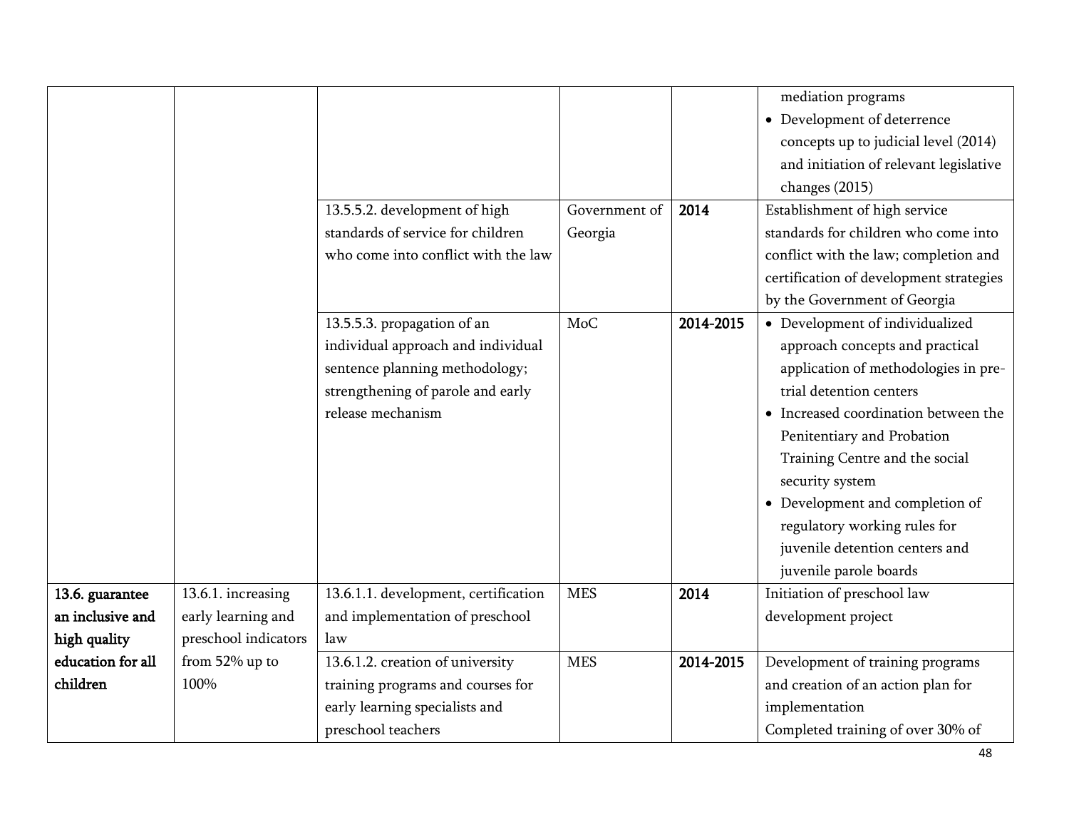| | | | | | |
|---|---|---|---|---|---|
| | | | | | mediation programs<br>• Development of deterrence concepts up to judicial level (2014) and initiation of relevant legislative changes (2015) |
| | | 13.5.5.2. development of high standards of service for children who come into conflict with the law | Government of Georgia | **2014** | Establishment of high service standards for children who come into conflict with the law; completion and certification of development strategies by the Government of Georgia |
| | | 13.5.5.3. propagation of an individual approach and individual sentence planning methodology; strengthening of parole and early release mechanism | MoC | **2014-2015** | • Development of individualized approach concepts and practical application of methodologies in pre-trial detention centers<br>• Increased coordination between the Penitentiary and Probation Training Centre and the social security system<br>• Development and completion of regulatory working rules for juvenile detention centers and juvenile parole boards |
| **13.6. guarantee an inclusive and high quality education for all children** | 13.6.1. increasing early learning and preschool indicators from 52% up to 100% | 13.6.1.1. development, certification and implementation of preschool law | MES | **2014** | Initiation of preschool law development project |
| | | 13.6.1.2. creation of university training programs and courses for early learning specialists and preschool teachers | MES | **2014-2015** | Development of training programs and creation of an action plan for implementation<br>Completed training of over 30% of |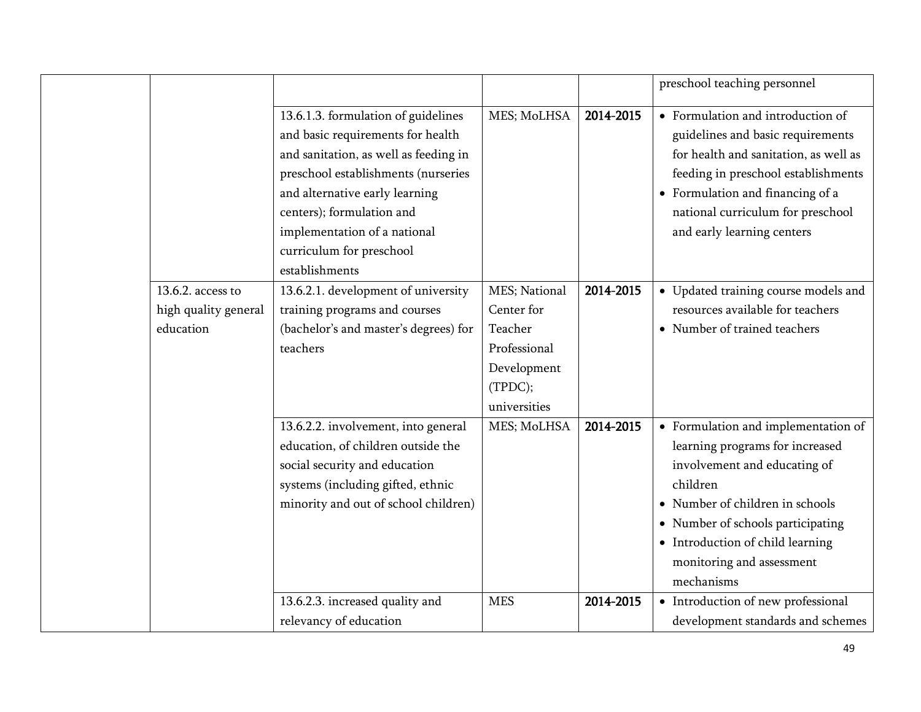| | | | | | |
|---|---|---|---|---|---|
| | | | | | preschool teaching personnel |
| | | 13.6.1.3. formulation of guidelines and basic requirements for health and sanitation, as well as feeding in preschool establishments (nurseries and alternative early learning centers); formulation and implementation of a national curriculum for preschool establishments | MES; MoLHSA | **2014-2015** | • Formulation and introduction of guidelines and basic requirements for health and sanitation, as well as feeding in preschool establishments<br>• Formulation and financing of a national curriculum for preschool and early learning centers |
| | 13.6.2. access to high quality general education | 13.6.2.1. development of university training programs and courses (bachelor's and master's degrees) for teachers | MES; National Center for Teacher Professional Development (TPDC); universities | **2014-2015** | • Updated training course models and resources available for teachers<br>• Number of trained teachers |
| | | 13.6.2.2. involvement, into general education, of children outside the social security and education systems (including gifted, ethnic minority and out of school children) | MES; MoLHSA | **2014-2015** | • Formulation and implementation of learning programs for increased involvement and educating of children<br>• Number of children in schools<br>• Number of schools participating<br>• Introduction of child learning monitoring and assessment mechanisms |
| | | 13.6.2.3. increased quality and relevancy of education | MES | **2014-2015** | • Introduction of new professional development standards and schemes |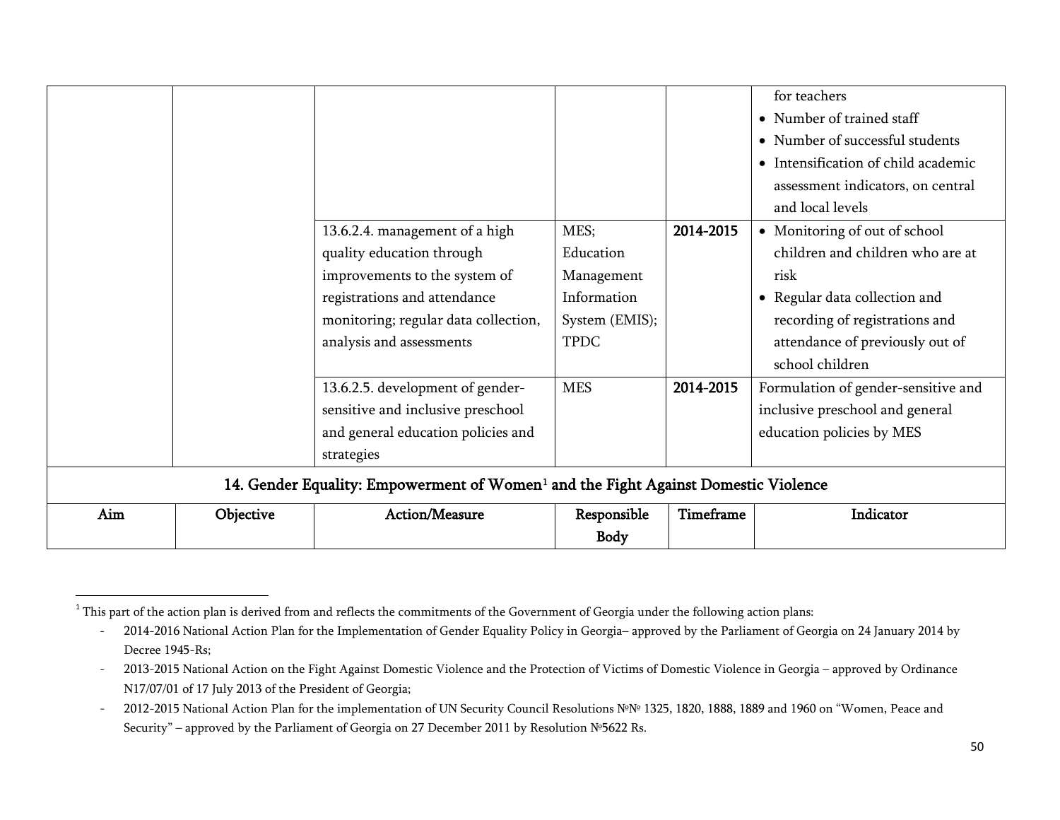| | | | | | for teachers<br>• Number of trained staff<br>• Number of successful students<br>• Intensification of child academic assessment indicators, on central and local levels |
|---|---|---|---|---|---|
| | | 13.6.2.4. management of a high quality education through improvements to the system of registrations and attendance monitoring; regular data collection, analysis and assessments | MES; Education Management Information System (EMIS); TPDC | **2014-2015** | • Monitoring of out of school children and children who are at risk<br>• Regular data collection and recording of registrations and attendance of previously out of school children |
| | | 13.6.2.5. development of gender-sensitive and inclusive preschool and general education policies and strategies | MES | **2014-2015** | Formulation of gender-sensitive and inclusive preschool and general education policies by MES |

## 14. Gender Equality: Empowerment of Women[1] and the Fight Against Domestic Violence

| Aim | Objective | Action/Measure | Responsible Body | Timeframe | Indicator |
|---|---|---|---|---|---|

[1] This part of the action plan is derived from and reflects the commitments of the Government of Georgia under the following action plans:

- 2014-2016 National Action Plan for the Implementation of Gender Equality Policy in Georgia– approved by the Parliament of Georgia on 24 January 2014 by Decree 1945-Rs;
- 2013-2015 National Action on the Fight Against Domestic Violence and the Protection of Victims of Domestic Violence in Georgia – approved by Ordinance N17/07/01 of 17 July 2013 of the President of Georgia;
- 2012-2015 National Action Plan for the implementation of UN Security Council Resolutions №№ 1325, 1820, 1888, 1889 and 1960 on "Women, Peace and Security" – approved by the Parliament of Georgia on 27 December 2011 by Resolution №5622 Rs.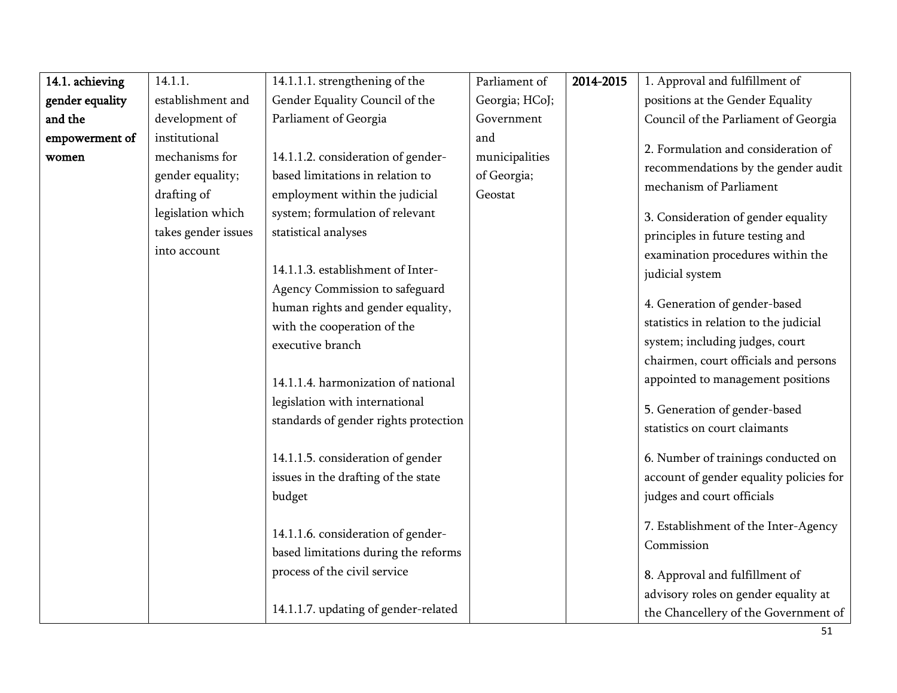| **14.1. achieving gender equality and the empowerment of women** | 14.1.1. establishment and development of institutional mechanisms for gender equality; drafting of legislation which takes gender issues into account | 14.1.1.1. strengthening of the Gender Equality Council of the Parliament of Georgia<br><br>14.1.1.2. consideration of gender-based limitations in relation to employment within the judicial system; formulation of relevant statistical analyses<br><br>14.1.1.3. establishment of Inter-Agency Commission to safeguard human rights and gender equality, with the cooperation of the executive branch<br><br>14.1.1.4. harmonization of national legislation with international standards of gender rights protection<br><br>14.1.1.5. consideration of gender issues in the drafting of the state budget<br><br>14.1.1.6. consideration of gender-based limitations during the reforms process of the civil service<br><br>14.1.1.7. updating of gender-related | Parliament of Georgia; HCoJ; Government and municipalities of Georgia; Geostat | **2014-2015** | 1. Approval and fulfillment of positions at the Gender Equality Council of the Parliament of Georgia<br><br>2. Formulation and consideration of recommendations by the gender audit mechanism of Parliament<br><br>3. Consideration of gender equality principles in future testing and examination procedures within the judicial system<br><br>4. Generation of gender-based statistics in relation to the judicial system; including judges, court chairmen, court officials and persons appointed to management positions<br><br>5. Generation of gender-based statistics on court claimants<br><br>6. Number of trainings conducted on account of gender equality policies for judges and court officials<br><br>7. Establishment of the Inter-Agency Commission<br><br>8. Approval and fulfillment of advisory roles on gender equality at the Chancellery of the Government of |
|---|---|---|---|---|---|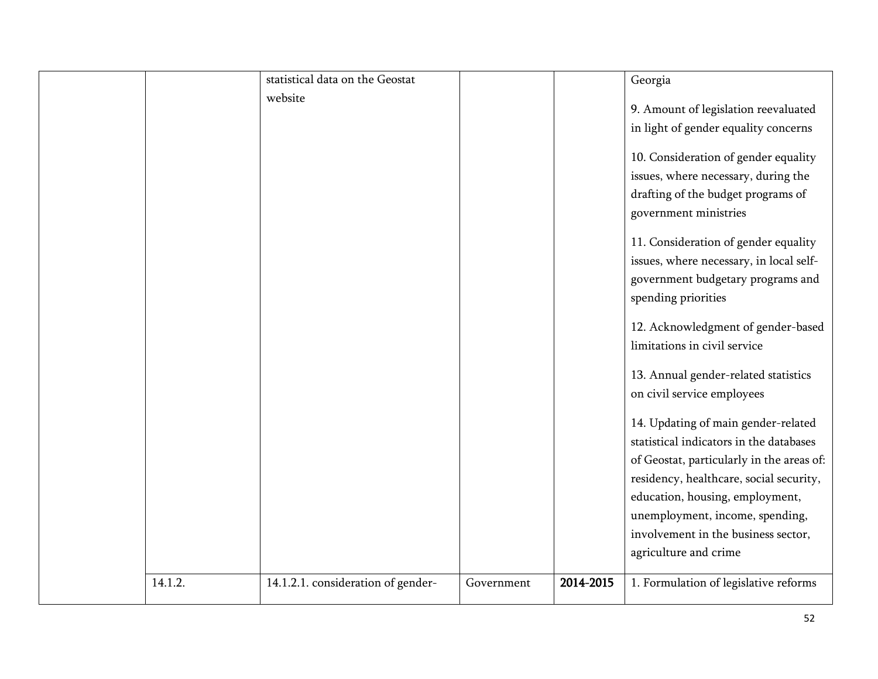| | | | | | |
|---|---|---|---|---|---|
| | | statistical data on the Geostat website | | | Georgia<br><br>9. Amount of legislation reevaluated in light of gender equality concerns<br><br>10. Consideration of gender equality issues, where necessary, during the drafting of the budget programs of government ministries<br><br>11. Consideration of gender equality issues, where necessary, in local self-government budgetary programs and spending priorities<br><br>12. Acknowledgment of gender-based limitations in civil service<br><br>13. Annual gender-related statistics on civil service employees<br><br>14. Updating of main gender-related statistical indicators in the databases of Geostat, particularly in the areas of: residency, healthcare, social security, education, housing, employment, unemployment, income, spending, involvement in the business sector, agriculture and crime |
| | 14.1.2. | 14.1.2.1. consideration of gender- | Government | **2014-2015** | 1. Formulation of legislative reforms |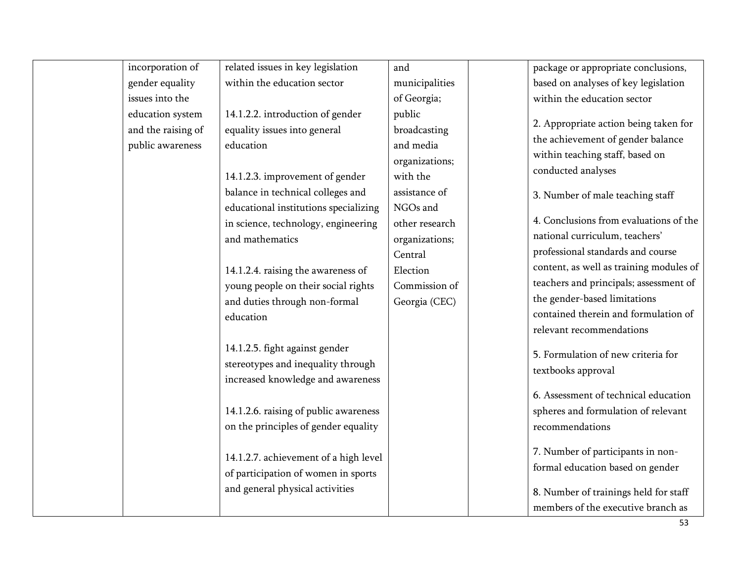|  | incorporation of gender equality issues into the education system and the raising of public awareness | related issues in key legislation within the education sector<br><br>14.1.2.2. introduction of gender equality issues into general education<br><br>14.1.2.3. improvement of gender balance in technical colleges and educational institutions specializing in science, technology, engineering and mathematics<br><br>14.1.2.4. raising the awareness of young people on their social rights and duties through non-formal education<br><br>14.1.2.5. fight against gender stereotypes and inequality through increased knowledge and awareness<br><br>14.1.2.6. raising of public awareness on the principles of gender equality<br><br>14.1.2.7. achievement of a high level of participation of women in sports and general physical activities | and municipalities of Georgia; public broadcasting and media organizations; with the assistance of NGOs and other research organizations; Central Election Commission of Georgia (CEC) |  | package or appropriate conclusions, based on analyses of key legislation within the education sector<br><br>2. Appropriate action being taken for the achievement of gender balance within teaching staff, based on conducted analyses<br><br>3. Number of male teaching staff<br><br>4. Conclusions from evaluations of the national curriculum, teachers' professional standards and course content, as well as training modules of teachers and principals; assessment of the gender-based limitations contained therein and formulation of relevant recommendations<br><br>5. Formulation of new criteria for textbooks approval<br><br>6. Assessment of technical education spheres and formulation of relevant recommendations<br><br>7. Number of participants in non-formal education based on gender<br><br>8. Number of trainings held for staff members of the executive branch as |
|---|---|---|---|---|---|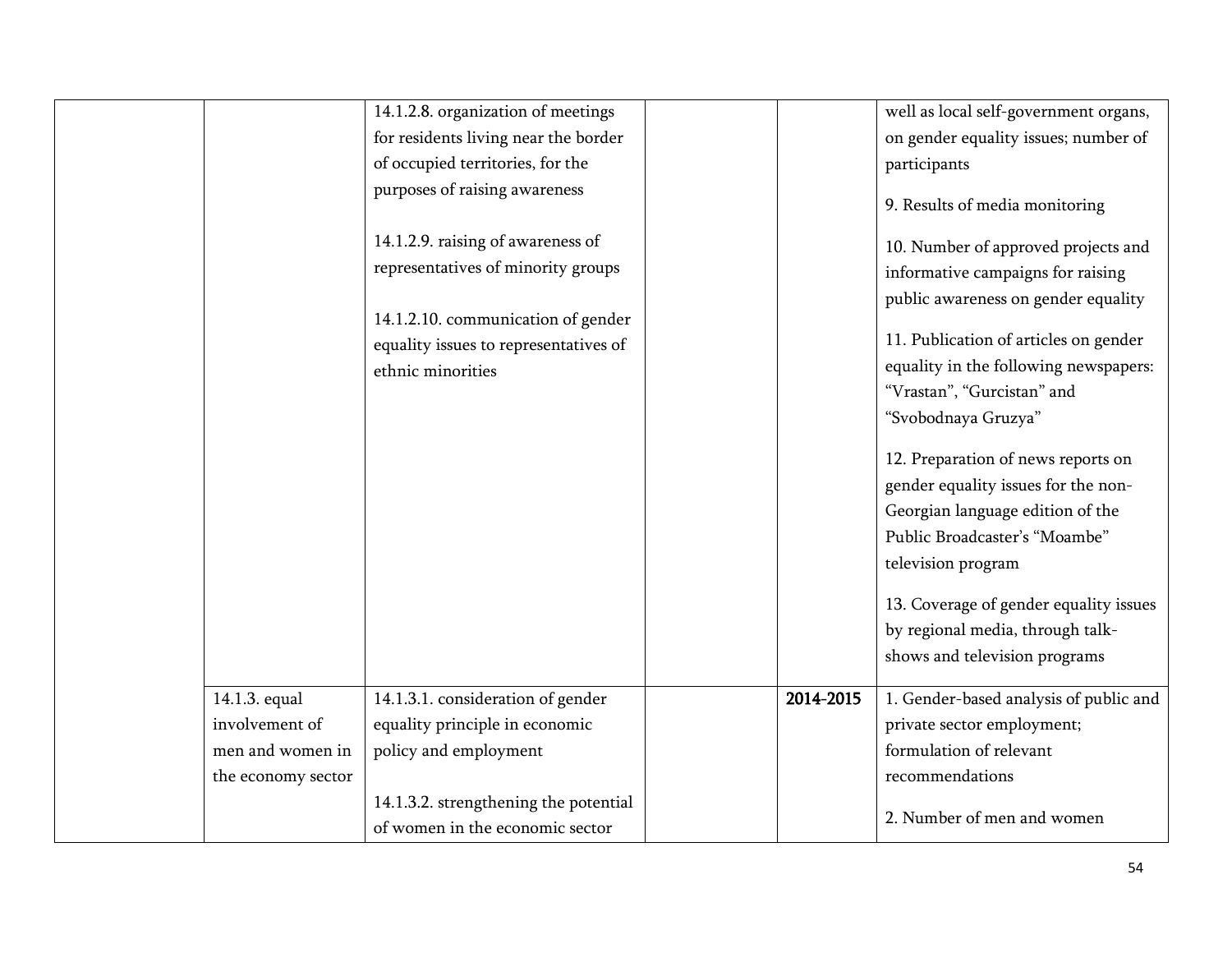| | | | | | |
|---|---|---|---|---|---|
| | | 14.1.2.8. organization of meetings for residents living near the border of occupied territories, for the purposes of raising awareness<br><br>14.1.2.9. raising of awareness of representatives of minority groups<br><br>14.1.2.10. communication of gender equality issues to representatives of ethnic minorities | | | well as local self-government organs, on gender equality issues; number of participants<br><br>9. Results of media monitoring<br><br>10. Number of approved projects and informative campaigns for raising public awareness on gender equality<br><br>11. Publication of articles on gender equality in the following newspapers: "Vrastan", "Gurcistan" and "Svobodnaya Gruzya"<br><br>12. Preparation of news reports on gender equality issues for the non-Georgian language edition of the Public Broadcaster's "Moambe" television program<br><br>13. Coverage of gender equality issues by regional media, through talk-shows and television programs |
| | 14.1.3. equal involvement of men and women in the economy sector | 14.1.3.1. consideration of gender equality principle in economic policy and employment<br><br>14.1.3.2. strengthening the potential of women in the economic sector | | **2014-2015** | 1. Gender-based analysis of public and private sector employment; formulation of relevant recommendations<br><br>2. Number of men and women |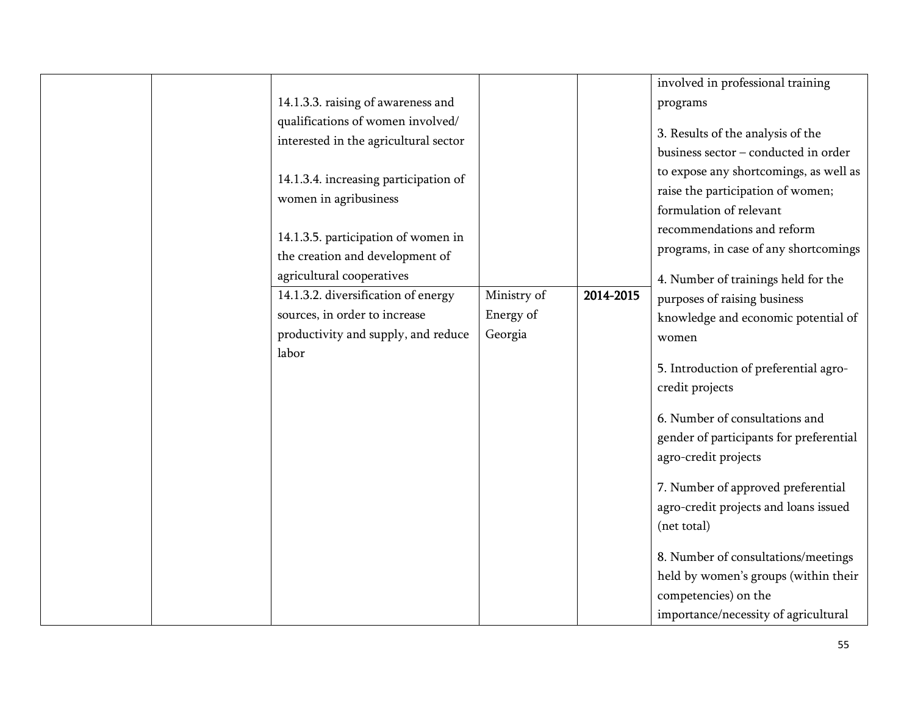|  |  | 14.1.3.3. raising of awareness and qualifications of women involved/ interested in the agricultural sector<br><br>14.1.3.4. increasing participation of women in agribusiness<br><br>14.1.3.5. participation of women in the creation and development of agricultural cooperatives |  |  | involved in professional training programs<br><br>3. Results of the analysis of the business sector – conducted in order to expose any shortcomings, as well as raise the participation of women; formulation of relevant recommendations and reform programs, in case of any shortcomings<br><br>4. Number of trainings held for the purposes of raising business knowledge and economic potential of women<br><br>5. Introduction of preferential agro-credit projects<br><br>6. Number of consultations and gender of participants for preferential agro-credit projects<br><br>7. Number of approved preferential agro-credit projects and loans issued (net total)<br><br>8. Number of consultations/meetings held by women's groups (within their competencies) on the importance/necessity of agricultural |
|---|---|---|---|---|---|
|  |  | 14.1.3.2. diversification of energy sources, in order to increase productivity and supply, and reduce labor | Ministry of Energy of Georgia | **2014-2015** |  |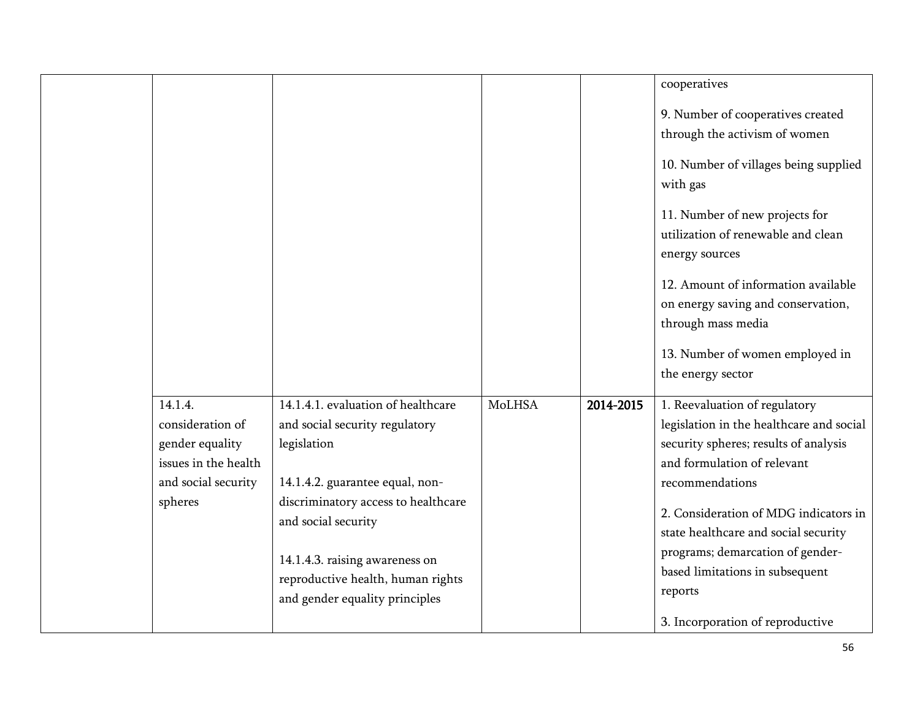|  |  |  |  |  |  |
|---|---|---|---|---|---|
|  |  |  |  |  | cooperatives<br><br>9. Number of cooperatives created through the activism of women<br><br>10. Number of villages being supplied with gas<br><br>11. Number of new projects for utilization of renewable and clean energy sources<br><br>12. Amount of information available on energy saving and conservation, through mass media<br><br>13. Number of women employed in the energy sector |
|  | 14.1.4. consideration of gender equality issues in the health and social security spheres | 14.1.4.1. evaluation of healthcare and social security regulatory legislation<br><br>14.1.4.2. guarantee equal, non-discriminatory access to healthcare and social security<br><br>14.1.4.3. raising awareness on reproductive health, human rights and gender equality principles | MoLHSA | **2014-2015** | 1. Reevaluation of regulatory legislation in the healthcare and social security spheres; results of analysis and formulation of relevant recommendations<br><br>2. Consideration of MDG indicators in state healthcare and social security programs; demarcation of gender-based limitations in subsequent reports<br><br>3. Incorporation of reproductive |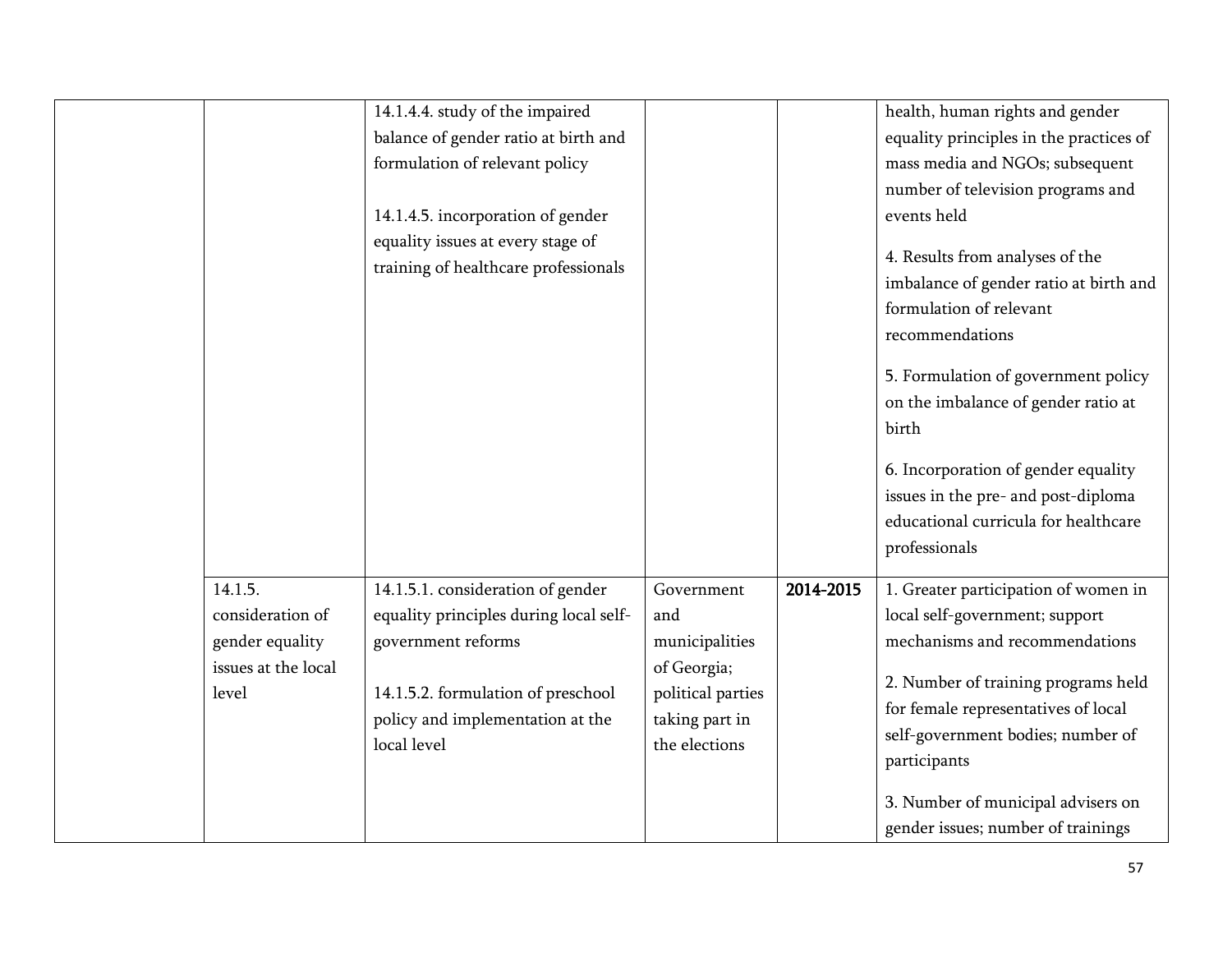| | | | | | |
|---|---|---|---|---|---|
| | | 14.1.4.4. study of the impaired balance of gender ratio at birth and formulation of relevant policy<br><br>14.1.4.5. incorporation of gender equality issues at every stage of training of healthcare professionals | | | health, human rights and gender equality principles in the practices of mass media and NGOs; subsequent number of television programs and events held<br><br>4. Results from analyses of the imbalance of gender ratio at birth and formulation of relevant recommendations<br><br>5. Formulation of government policy on the imbalance of gender ratio at birth<br><br>6. Incorporation of gender equality issues in the pre- and post-diploma educational curricula for healthcare professionals |
| | 14.1.5. consideration of gender equality issues at the local level | 14.1.5.1. consideration of gender equality principles during local self-government reforms<br><br>14.1.5.2. formulation of preschool policy and implementation at the local level | Government and municipalities of Georgia; political parties taking part in the elections | **2014-2015** | 1. Greater participation of women in local self-government; support mechanisms and recommendations<br><br>2. Number of training programs held for female representatives of local self-government bodies; number of participants<br><br>3. Number of municipal advisers on gender issues; number of trainings |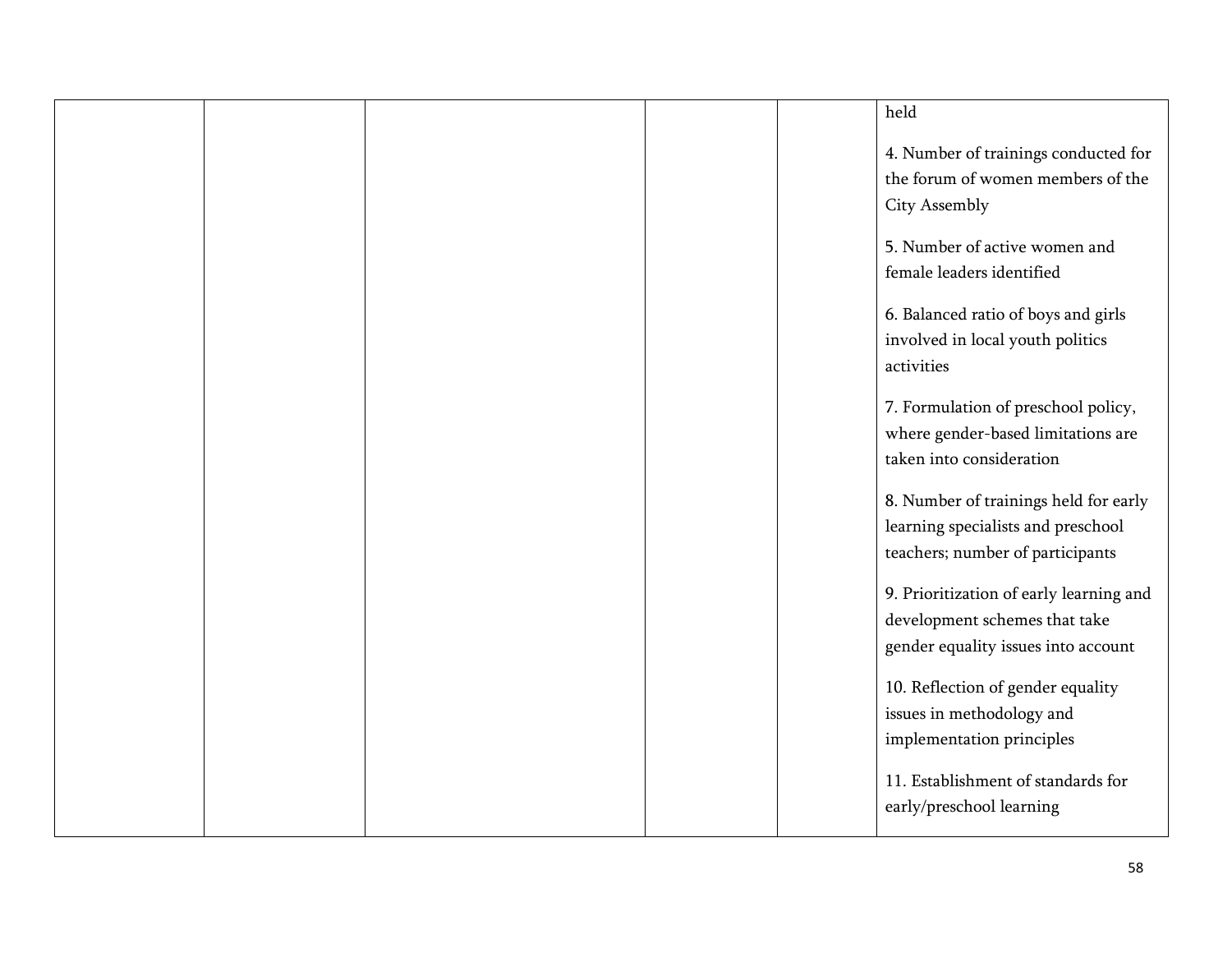| | | | | | |
|---|---|---|---|---|---|
| | | | | | held<br><br>4. Number of trainings conducted for the forum of women members of the City Assembly<br><br>5. Number of active women and female leaders identified<br><br>6. Balanced ratio of boys and girls involved in local youth politics activities<br><br>7. Formulation of preschool policy, where gender-based limitations are taken into consideration<br><br>8. Number of trainings held for early learning specialists and preschool teachers; number of participants<br><br>9. Prioritization of early learning and development schemes that take gender equality issues into account<br><br>10. Reflection of gender equality issues in methodology and implementation principles<br><br>11. Establishment of standards for early/preschool learning |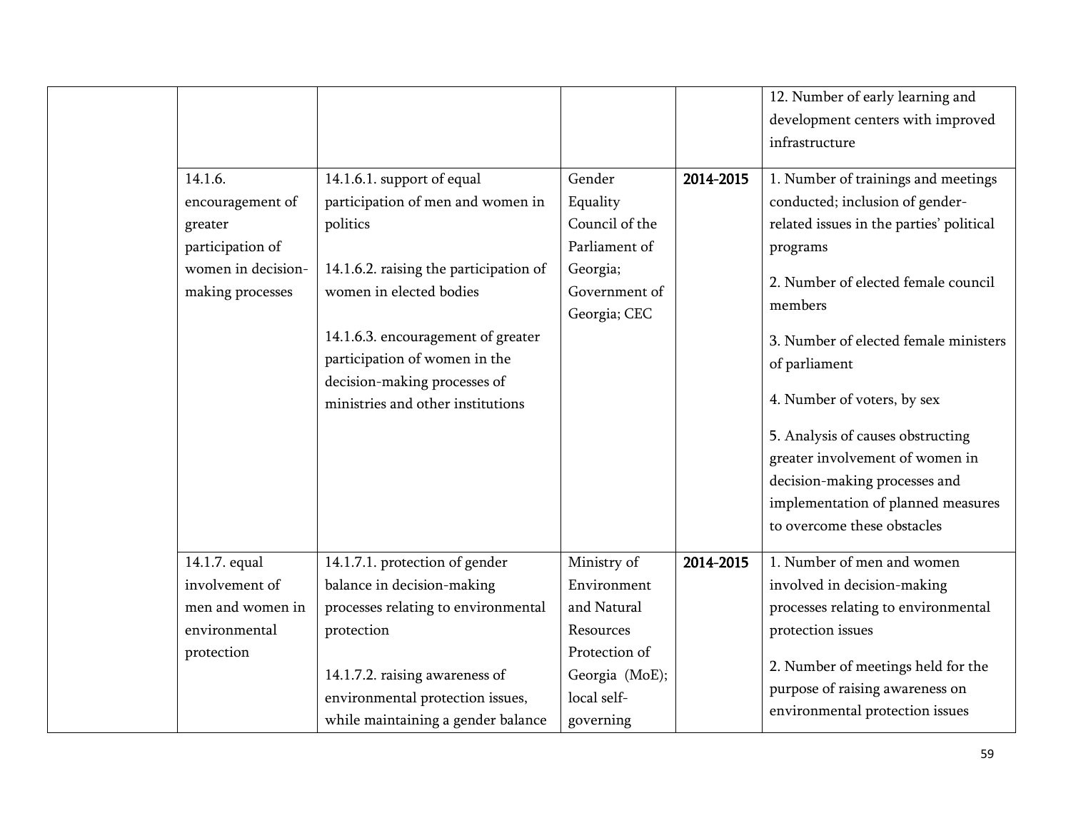| | | | | | |
|---|---|---|---|---|---|
| | | | | | 12. Number of early learning and development centers with improved infrastructure |
| | 14.1.6. encouragement of greater participation of women in decision-making processes | 14.1.6.1. support of equal participation of men and women in politics<br><br>14.1.6.2. raising the participation of women in elected bodies<br><br>14.1.6.3. encouragement of greater participation of women in the decision-making processes of ministries and other institutions | Gender Equality Council of the Parliament of Georgia; Government of Georgia; CEC | **2014-2015** | 1. Number of trainings and meetings conducted; inclusion of gender-related issues in the parties' political programs<br><br>2. Number of elected female council members<br><br>3. Number of elected female ministers of parliament<br><br>4. Number of voters, by sex<br><br>5. Analysis of causes obstructing greater involvement of women in decision-making processes and implementation of planned measures to overcome these obstacles |
| | 14.1.7. equal involvement of men and women in environmental protection | 14.1.7.1. protection of gender balance in decision-making processes relating to environmental protection<br><br>14.1.7.2. raising awareness of environmental protection issues, while maintaining a gender balance | Ministry of Environment and Natural Resources Protection of Georgia (MoE); local self-governing | **2014-2015** | 1. Number of men and women involved in decision-making processes relating to environmental protection issues<br><br>2. Number of meetings held for the purpose of raising awareness on environmental protection issues |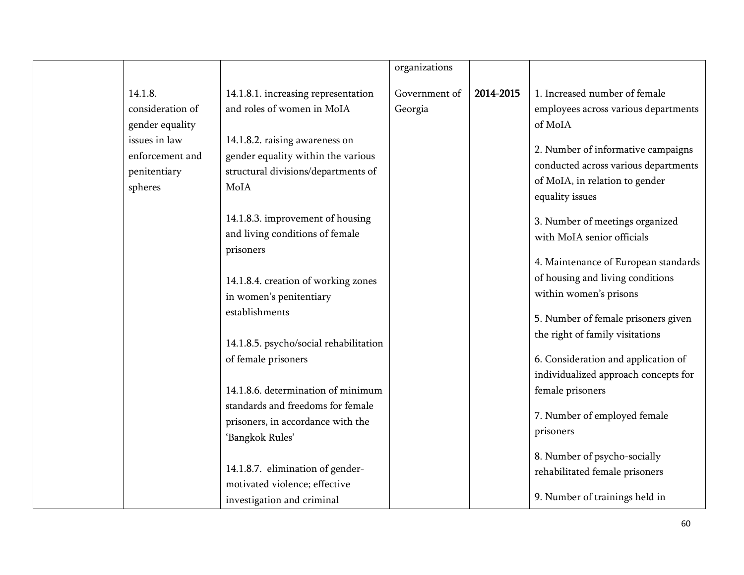| | | | | | |
|---|---|---|---|---|---|
| | | | organizations | | |
| | 14.1.8. consideration of gender equality issues in law enforcement and penitentiary spheres | 14.1.8.1. increasing representation and roles of women in MoIA<br><br>14.1.8.2. raising awareness on gender equality within the various structural divisions/departments of MoIA<br><br>14.1.8.3. improvement of housing and living conditions of female prisoners<br><br>14.1.8.4. creation of working zones in women's penitentiary establishments<br><br>14.1.8.5. psycho/social rehabilitation of female prisoners<br><br>14.1.8.6. determination of minimum standards and freedoms for female prisoners, in accordance with the 'Bangkok Rules'<br><br>14.1.8.7. elimination of gender-motivated violence; effective investigation and criminal | Government of Georgia | **2014-2015** | 1. Increased number of female employees across various departments of MoIA<br><br>2. Number of informative campaigns conducted across various departments of MoIA, in relation to gender equality issues<br><br>3. Number of meetings organized with MoIA senior officials<br><br>4. Maintenance of European standards of housing and living conditions within women's prisons<br><br>5. Number of female prisoners given the right of family visitations<br><br>6. Consideration and application of individualized approach concepts for female prisoners<br><br>7. Number of employed female prisoners<br><br>8. Number of psycho-socially rehabilitated female prisoners<br><br>9. Number of trainings held in |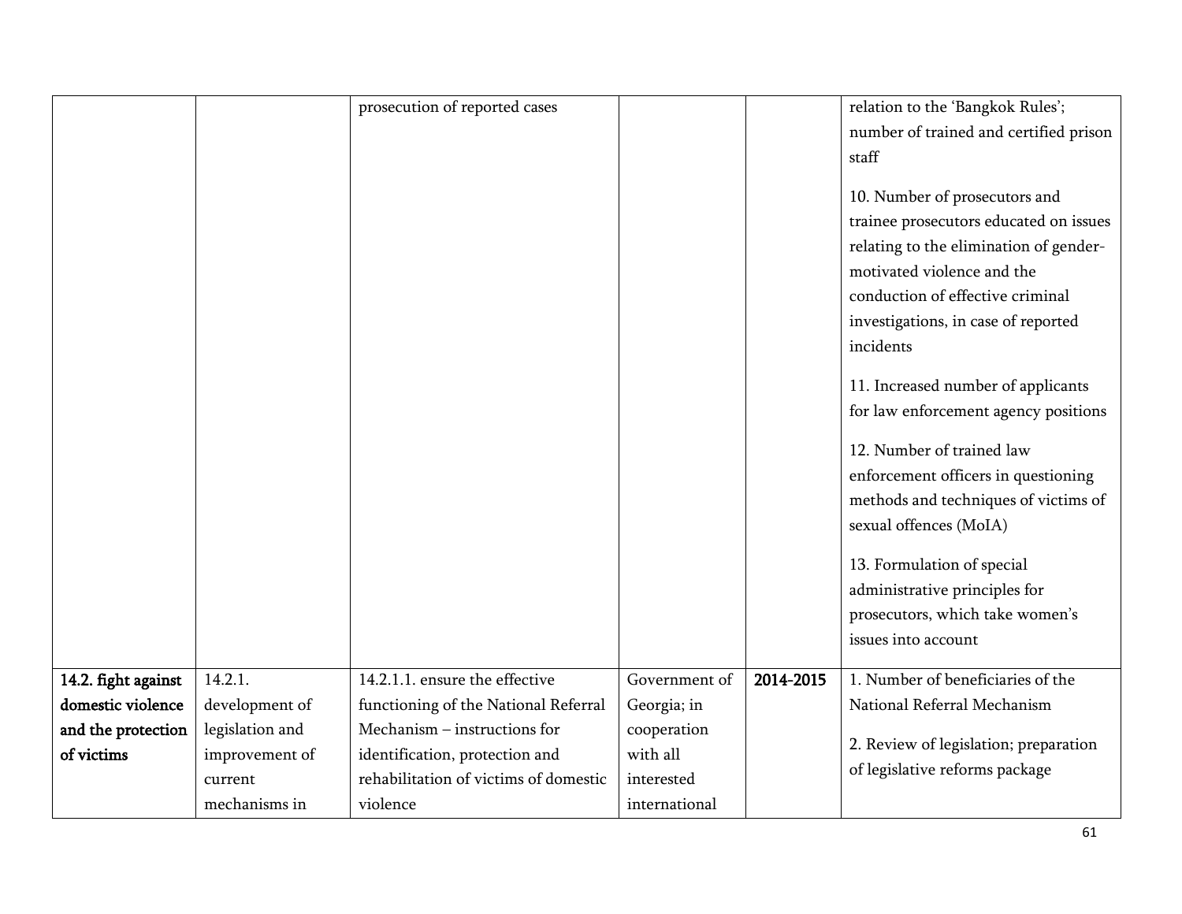| | | | | | |
|---|---|---|---|---|---|
| | | prosecution of reported cases | | | relation to the 'Bangkok Rules'; number of trained and certified prison staff<br><br>10. Number of prosecutors and trainee prosecutors educated on issues relating to the elimination of gender-motivated violence and the conduction of effective criminal investigations, in case of reported incidents<br><br>11. Increased number of applicants for law enforcement agency positions<br><br>12. Number of trained law enforcement officers in questioning methods and techniques of victims of sexual offences (MoIA)<br><br>13. Formulation of special administrative principles for prosecutors, which take women's issues into account |
| **14.2. fight against domestic violence and the protection of victims** | 14.2.1. development of legislation and improvement of current mechanisms in | 14.2.1.1. ensure the effective functioning of the National Referral Mechanism – instructions for identification, protection and rehabilitation of victims of domestic violence | Government of Georgia; in cooperation with all interested international | **2014-2015** | 1. Number of beneficiaries of the National Referral Mechanism<br><br>2. Review of legislation; preparation of legislative reforms package |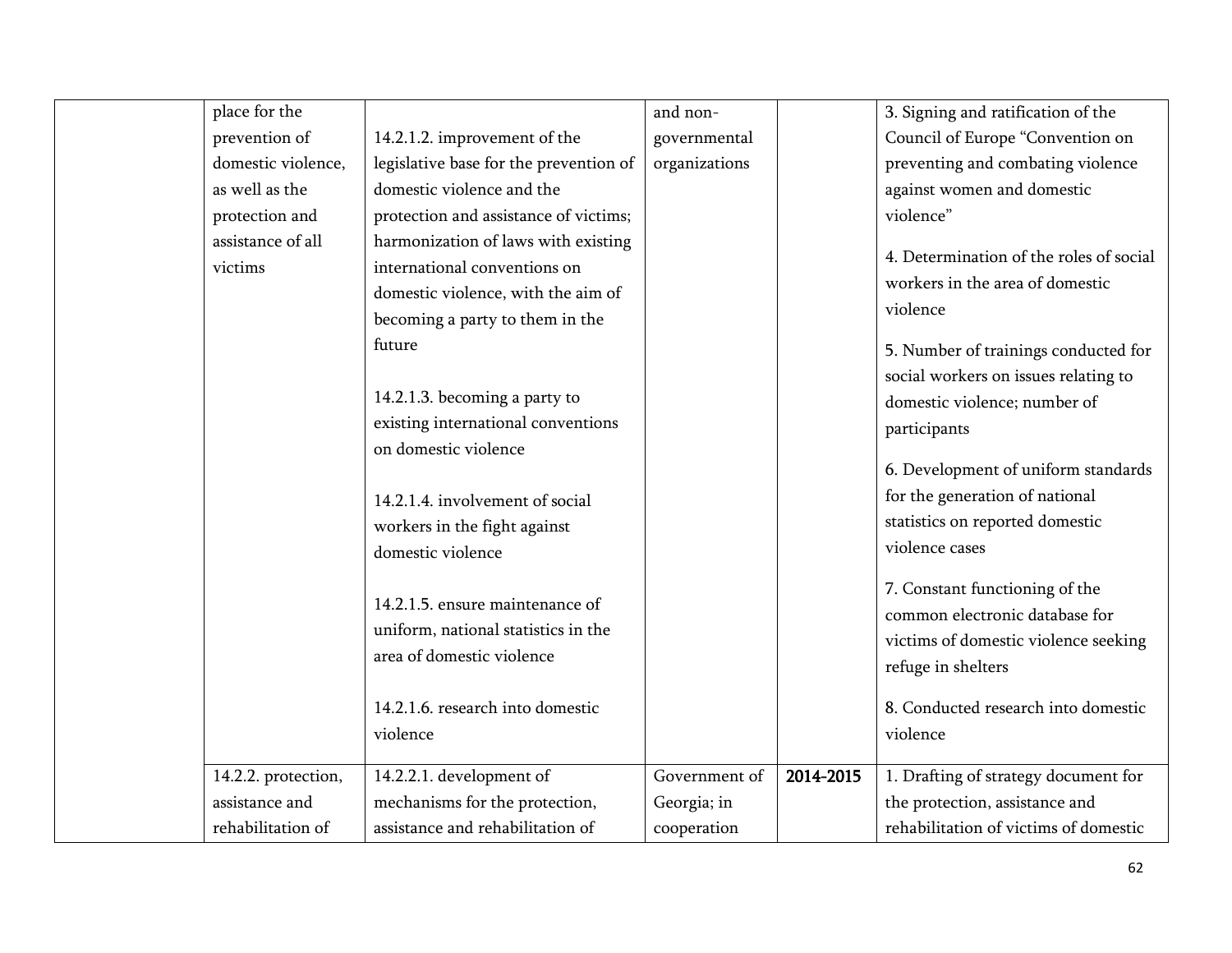| | | | | | |
|---|---|---|---|---|---|
| | place for the prevention of domestic violence, as well as the protection and assistance of all victims | 14.2.1.2. improvement of the legislative base for the prevention of domestic violence and the protection and assistance of victims; harmonization of laws with existing international conventions on domestic violence, with the aim of becoming a party to them in the future<br><br>14.2.1.3. becoming a party to existing international conventions on domestic violence<br><br>14.2.1.4. involvement of social workers in the fight against domestic violence<br><br>14.2.1.5. ensure maintenance of uniform, national statistics in the area of domestic violence<br><br>14.2.1.6. research into domestic violence | and non-governmental organizations | | 3. Signing and ratification of the Council of Europe "Convention on preventing and combating violence against women and domestic violence"<br><br>4. Determination of the roles of social workers in the area of domestic violence<br><br>5. Number of trainings conducted for social workers on issues relating to domestic violence; number of participants<br><br>6. Development of uniform standards for the generation of national statistics on reported domestic violence cases<br><br>7. Constant functioning of the common electronic database for victims of domestic violence seeking refuge in shelters<br><br>8. Conducted research into domestic violence |
| | 14.2.2. protection, assistance and rehabilitation of | 14.2.2.1. development of mechanisms for the protection, assistance and rehabilitation of | Government of Georgia; in cooperation | **2014-2015** | 1. Drafting of strategy document for the protection, assistance and rehabilitation of victims of domestic |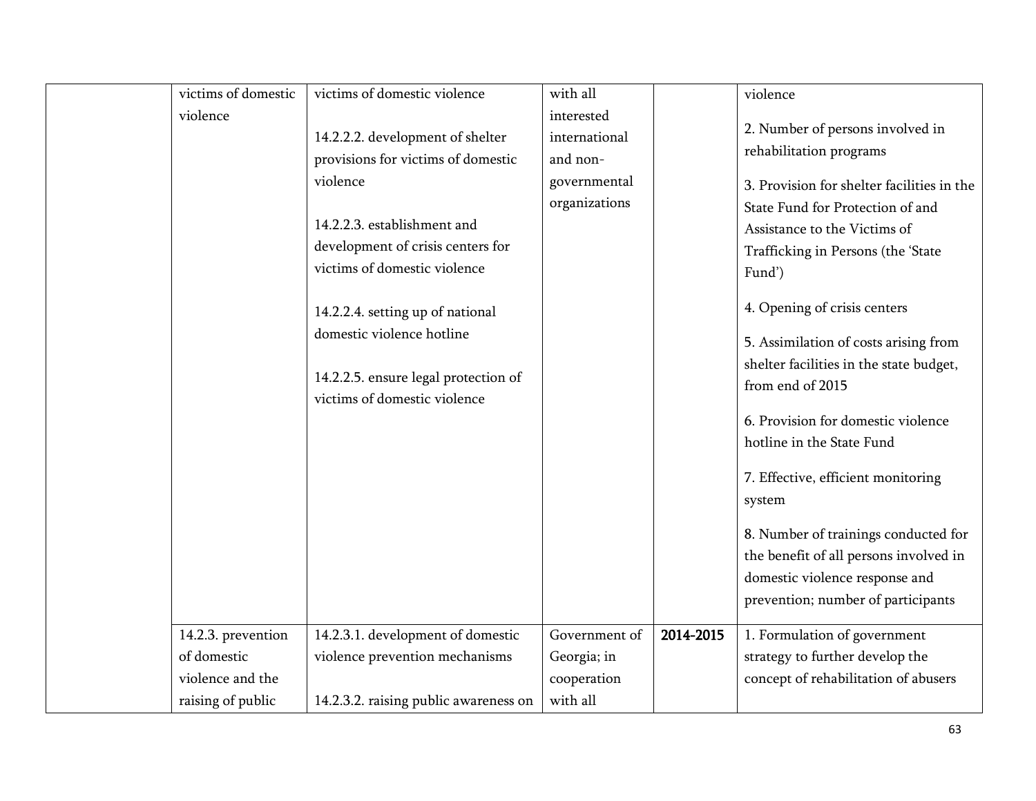| | | | | | |
|---|---|---|---|---|---|
| | victims of domestic violence | victims of domestic violence<br><br>14.2.2.2. development of shelter provisions for victims of domestic violence<br><br>14.2.2.3. establishment and development of crisis centers for victims of domestic violence<br><br>14.2.2.4. setting up of national domestic violence hotline<br><br>14.2.2.5. ensure legal protection of victims of domestic violence | with all interested international and non-governmental organizations | | violence<br><br>2. Number of persons involved in rehabilitation programs<br><br>3. Provision for shelter facilities in the State Fund for Protection of and Assistance to the Victims of Trafficking in Persons (the 'State Fund')<br><br>4. Opening of crisis centers<br><br>5. Assimilation of costs arising from shelter facilities in the state budget, from end of 2015<br><br>6. Provision for domestic violence hotline in the State Fund<br><br>7. Effective, efficient monitoring system<br><br>8. Number of trainings conducted for the benefit of all persons involved in domestic violence response and prevention; number of participants |
| | 14.2.3. prevention of domestic violence and the raising of public | 14.2.3.1. development of domestic violence prevention mechanisms<br><br>14.2.3.2. raising public awareness on | Government of Georgia; in cooperation with all | **2014-2015** | 1. Formulation of government strategy to further develop the concept of rehabilitation of abusers |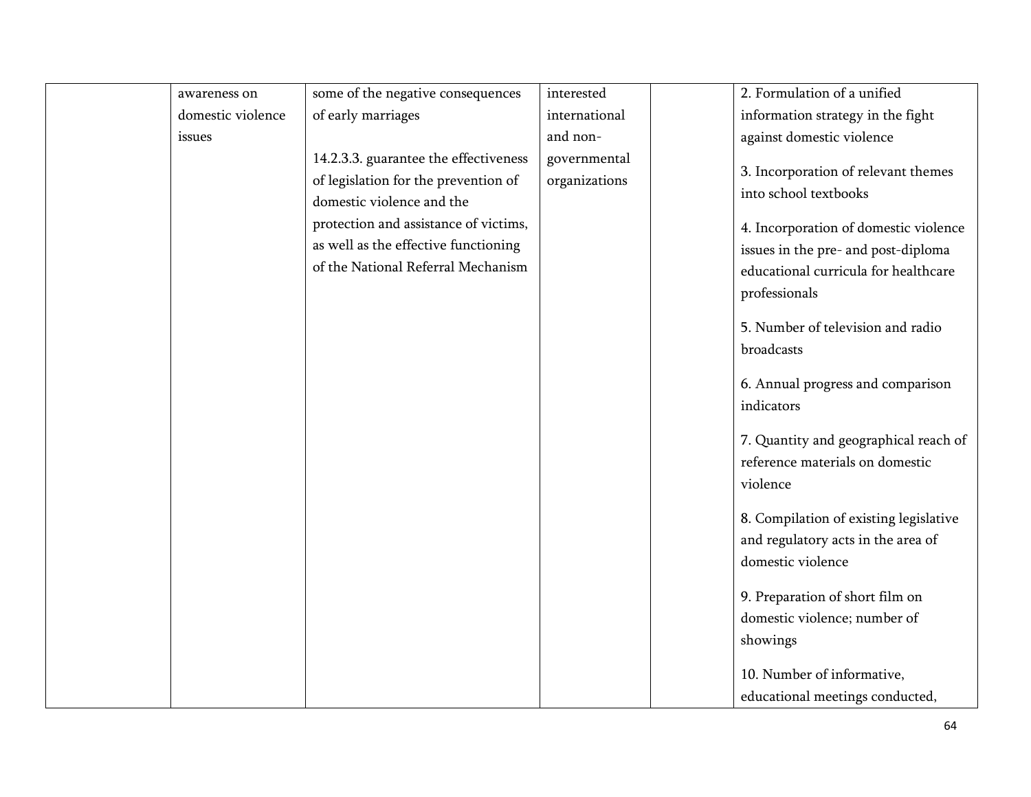| | | | | | |
|---|---|---|---|---|---|
| | awareness on domestic violence issues | some of the negative consequences of early marriages<br><br>14.2.3.3. guarantee the effectiveness of legislation for the prevention of domestic violence and the protection and assistance of victims, as well as the effective functioning of the National Referral Mechanism | interested international and non-governmental organizations | | 2. Formulation of a unified information strategy in the fight against domestic violence<br><br>3. Incorporation of relevant themes into school textbooks<br><br>4. Incorporation of domestic violence issues in the pre- and post-diploma educational curricula for healthcare professionals<br><br>5. Number of television and radio broadcasts<br><br>6. Annual progress and comparison indicators<br><br>7. Quantity and geographical reach of reference materials on domestic violence<br><br>8. Compilation of existing legislative and regulatory acts in the area of domestic violence<br><br>9. Preparation of short film on domestic violence; number of showings<br><br>10. Number of informative, educational meetings conducted, |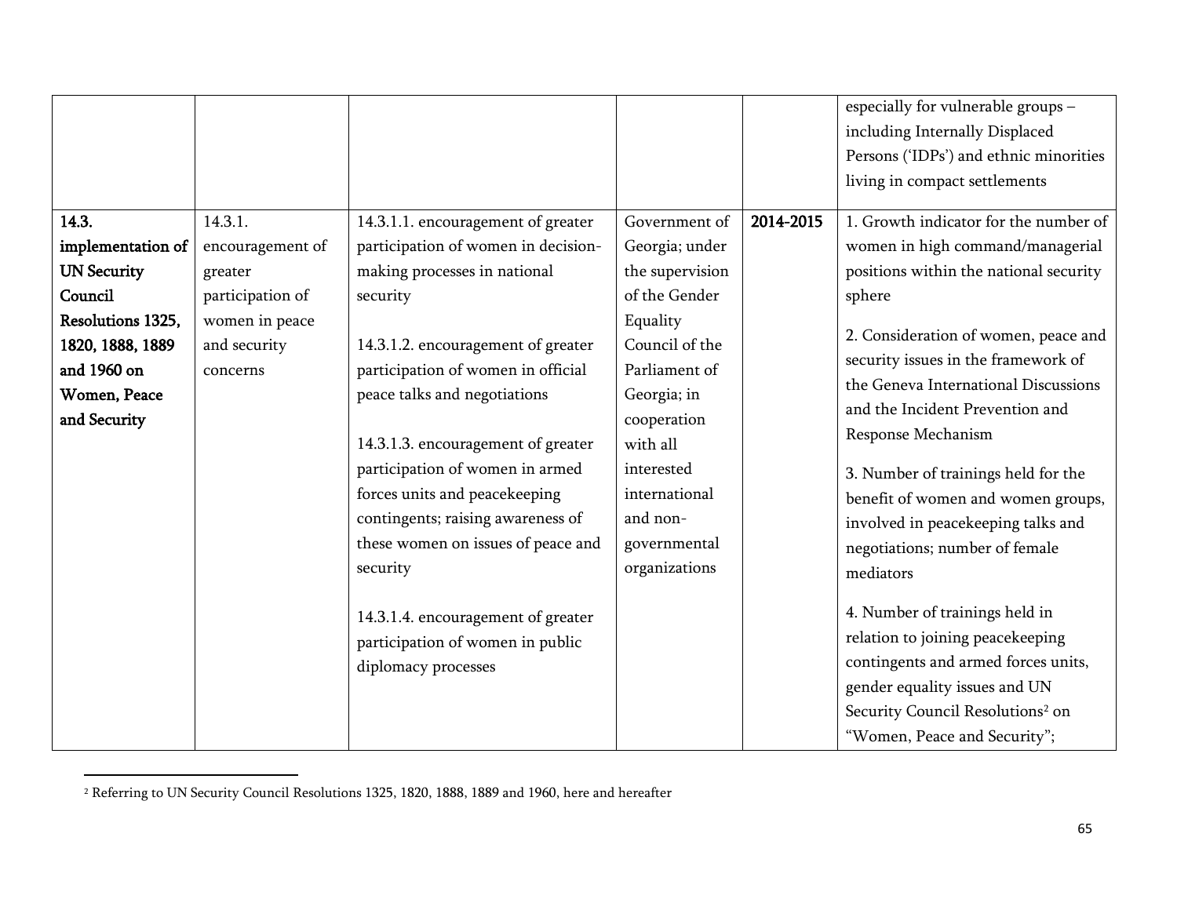| | | | | | |
|---|---|---|---|---|---|
| | | | | | especially for vulnerable groups – including Internally Displaced Persons ('IDPs') and ethnic minorities living in compact settlements |
| **14.3. implementation of UN Security Council Resolutions 1325, 1820, 1888, 1889 and 1960 on Women, Peace and Security** | 14.3.1. encouragement of greater participation of women in peace and security concerns | 14.3.1.1. encouragement of greater participation of women in decision-making processes in national security<br><br>14.3.1.2. encouragement of greater participation of women in official peace talks and negotiations<br><br>14.3.1.3. encouragement of greater participation of women in armed forces units and peacekeeping contingents; raising awareness of these women on issues of peace and security<br><br>14.3.1.4. encouragement of greater participation of women in public diplomacy processes | Government of Georgia; under the supervision of the Gender Equality Council of the Parliament of Georgia; in cooperation with all interested international and non-governmental organizations | **2014-2015** | 1. Growth indicator for the number of women in high command/managerial positions within the national security sphere<br><br>2. Consideration of women, peace and security issues in the framework of the Geneva International Discussions and the Incident Prevention and Response Mechanism<br><br>3. Number of trainings held for the benefit of women and women groups, involved in peacekeeping talks and negotiations; number of female mediators<br><br>4. Number of trainings held in relation to joining peacekeeping contingents and armed forces units, gender equality issues and UN Security Council Resolutions[2] on "Women, Peace and Security"; |

[2] Referring to UN Security Council Resolutions 1325, 1820, 1888, 1889 and 1960, here and hereafter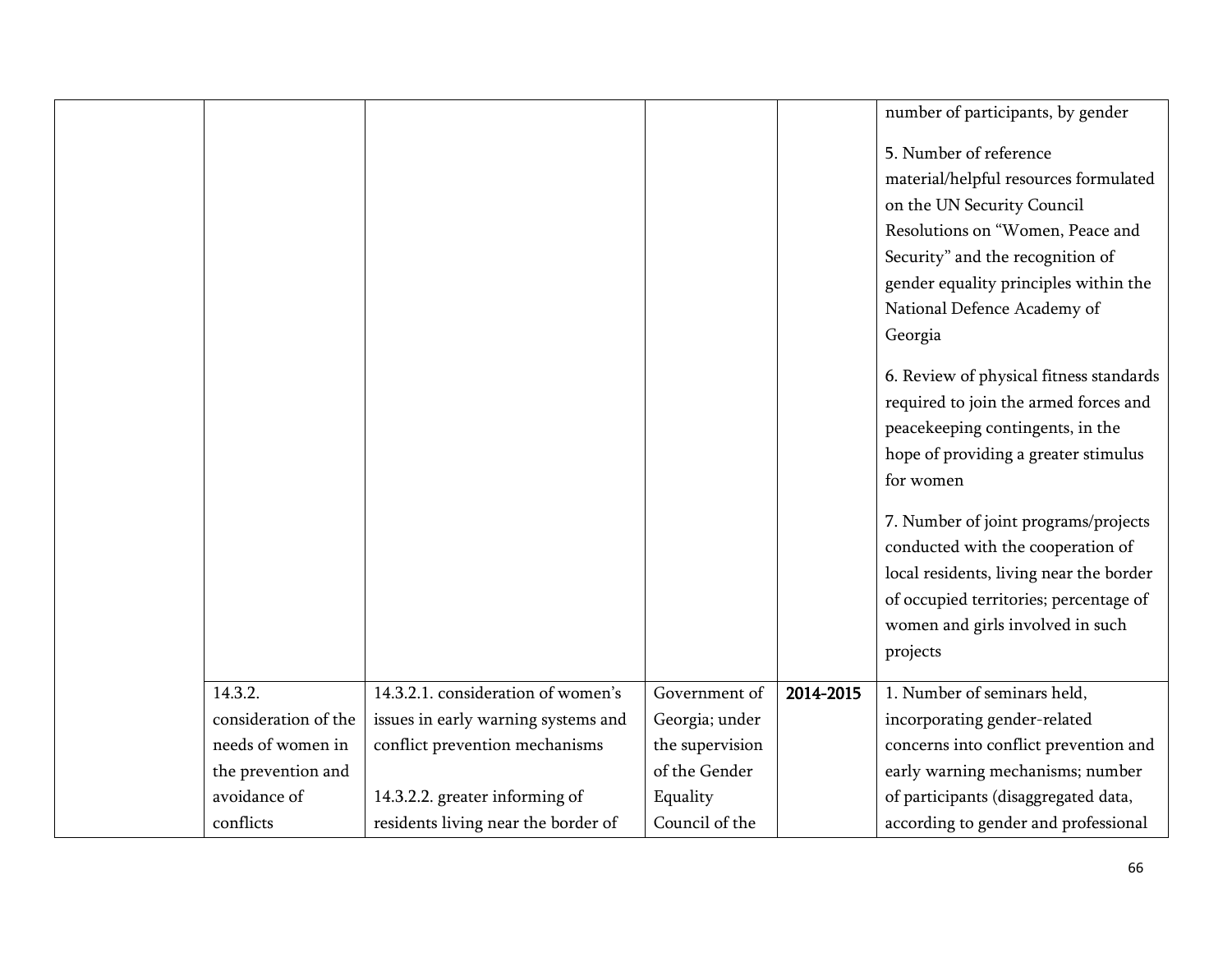| | | | | | |
|---|---|---|---|---|---|
| | | | | | number of participants, by gender<br><br>5. Number of reference material/helpful resources formulated on the UN Security Council Resolutions on "Women, Peace and Security" and the recognition of gender equality principles within the National Defence Academy of Georgia<br><br>6. Review of physical fitness standards required to join the armed forces and peacekeeping contingents, in the hope of providing a greater stimulus for women<br><br>7. Number of joint programs/projects conducted with the cooperation of local residents, living near the border of occupied territories; percentage of women and girls involved in such projects |
| | 14.3.2. consideration of the needs of women in the prevention and avoidance of conflicts | 14.3.2.1. consideration of women's issues in early warning systems and conflict prevention mechanisms<br><br>14.3.2.2. greater informing of residents living near the border of | Government of Georgia; under the supervision of the Gender Equality Council of the | **2014-2015** | 1. Number of seminars held, incorporating gender-related concerns into conflict prevention and early warning mechanisms; number of participants (disaggregated data, according to gender and professional |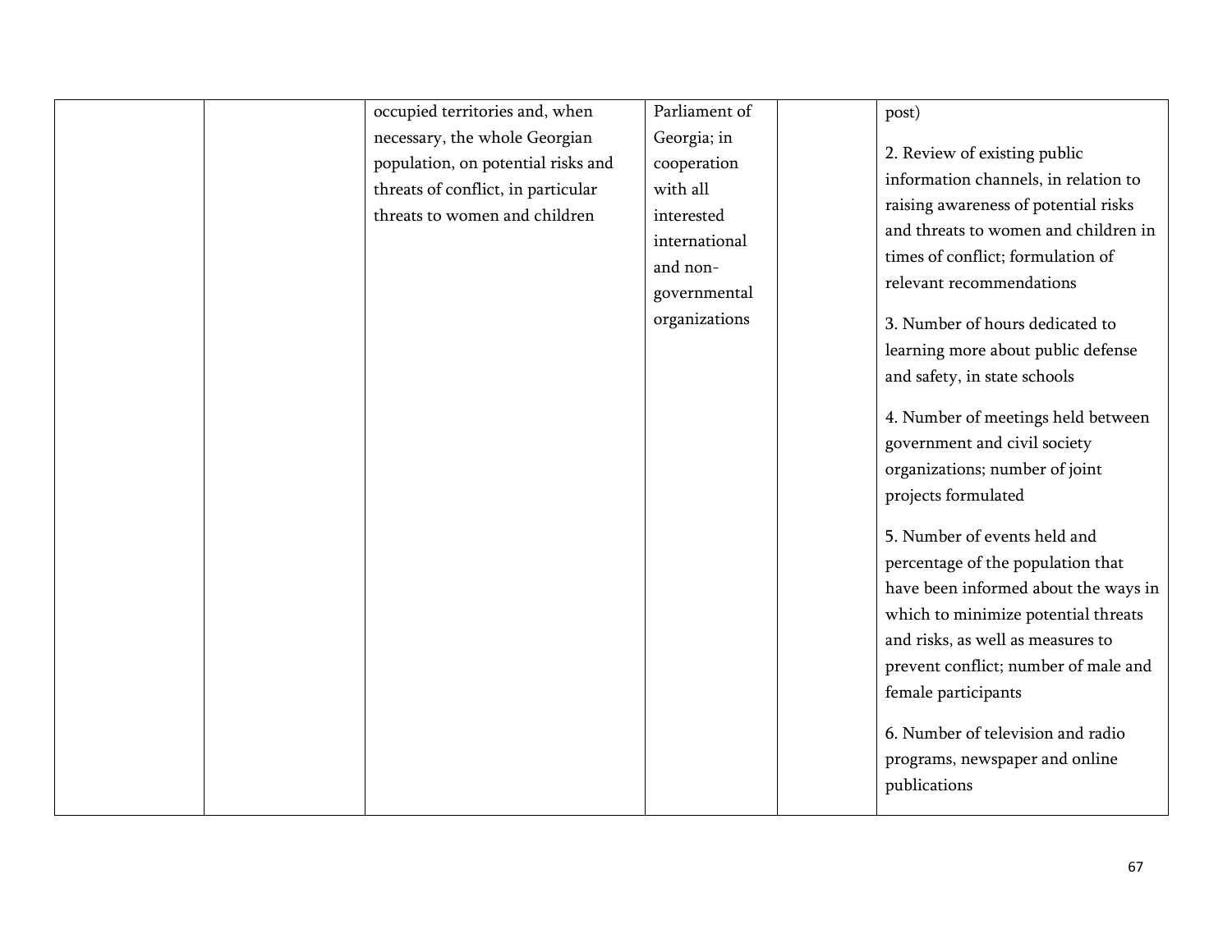| | | | | | |
|---|---|---|---|---|---|
| | | occupied territories and, when necessary, the whole Georgian population, on potential risks and threats of conflict, in particular threats to women and children | Parliament of Georgia; in cooperation with all interested international and non-governmental organizations | | post)<br><br>2. Review of existing public information channels, in relation to raising awareness of potential risks and threats to women and children in times of conflict; formulation of relevant recommendations<br><br>3. Number of hours dedicated to learning more about public defense and safety, in state schools<br><br>4. Number of meetings held between government and civil society organizations; number of joint projects formulated<br><br>5. Number of events held and percentage of the population that have been informed about the ways in which to minimize potential threats and risks, as well as measures to prevent conflict; number of male and female participants<br><br>6. Number of television and radio programs, newspaper and online publications |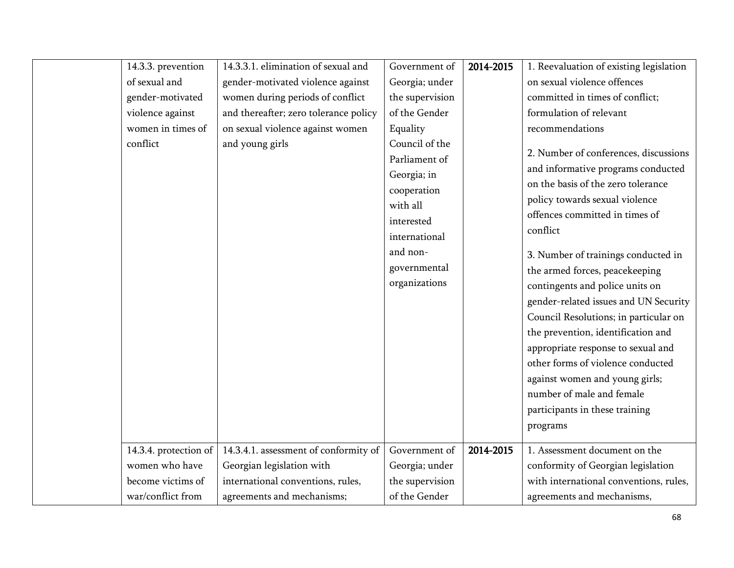|  |  |  |  |  |  |
|---|---|---|---|---|---|
|  | 14.3.3. prevention of sexual and gender-motivated violence against women in times of conflict | 14.3.3.1. elimination of sexual and gender-motivated violence against women during periods of conflict and thereafter; zero tolerance policy on sexual violence against women and young girls | Government of Georgia; under the supervision of the Gender Equality Council of the Parliament of Georgia; in cooperation with all interested international and non-governmental organizations | **2014-2015** | 1. Reevaluation of existing legislation on sexual violence offences committed in times of conflict; formulation of relevant recommendations<br><br>2. Number of conferences, discussions and informative programs conducted on the basis of the zero tolerance policy towards sexual violence offences committed in times of conflict<br><br>3. Number of trainings conducted in the armed forces, peacekeeping contingents and police units on gender-related issues and UN Security Council Resolutions; in particular on the prevention, identification and appropriate response to sexual and other forms of violence conducted against women and young girls; number of male and female participants in these training programs |
|  | 14.3.4. protection of women who have become victims of war/conflict from | 14.3.4.1. assessment of conformity of Georgian legislation with international conventions, rules, agreements and mechanisms; | Government of Georgia; under the supervision of the Gender | **2014-2015** | 1. Assessment document on the conformity of Georgian legislation with international conventions, rules, agreements and mechanisms, |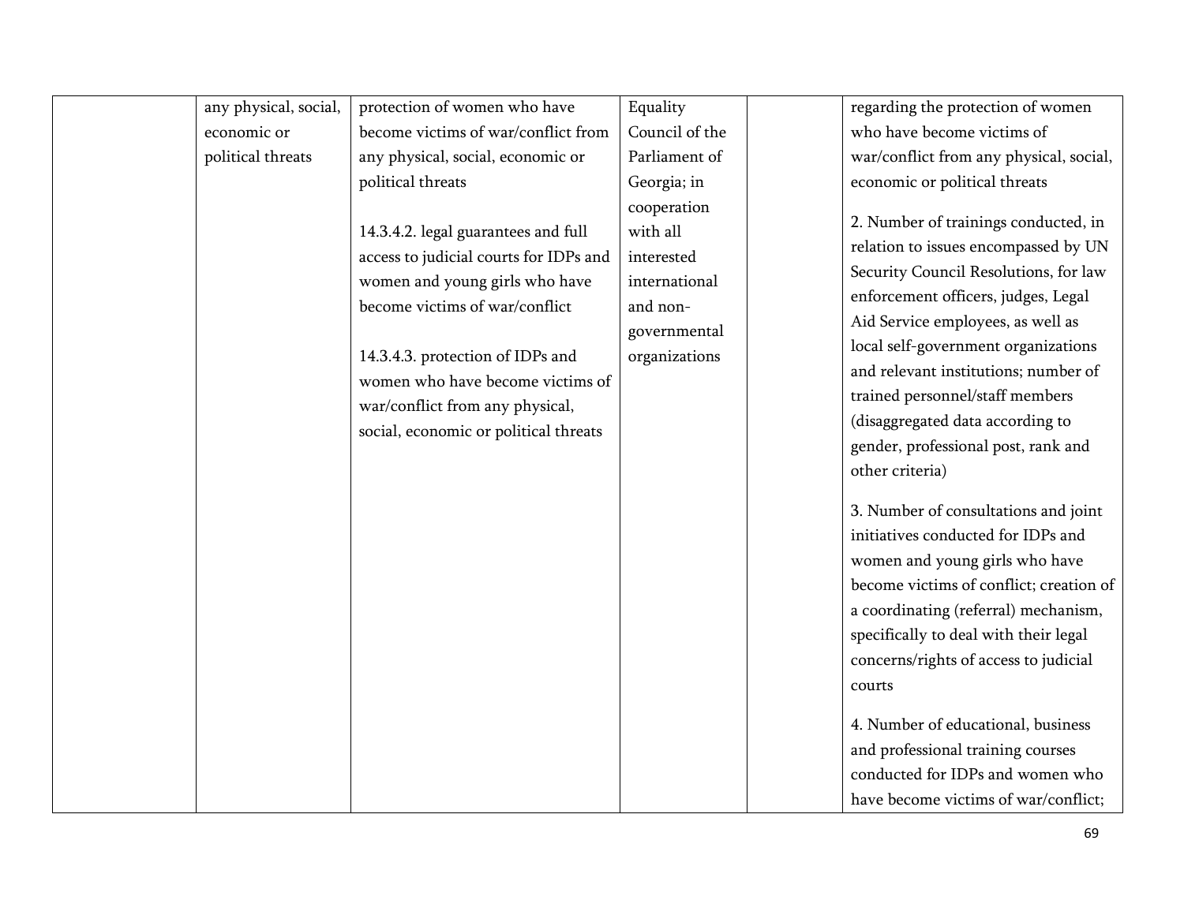|  |  |  |  |  |  |
|---|---|---|---|---|---|
|  | any physical, social, economic or political threats | protection of women who have become victims of war/conflict from any physical, social, economic or political threats<br><br>14.3.4.2. legal guarantees and full access to judicial courts for IDPs and women and young girls who have become victims of war/conflict<br><br>14.3.4.3. protection of IDPs and women who have become victims of war/conflict from any physical, social, economic or political threats | Equality Council of the Parliament of Georgia; in cooperation with all interested international and non-governmental organizations |  | regarding the protection of women who have become victims of war/conflict from any physical, social, economic or political threats<br><br>2. Number of trainings conducted, in relation to issues encompassed by UN Security Council Resolutions, for law enforcement officers, judges, Legal Aid Service employees, as well as local self-government organizations and relevant institutions; number of trained personnel/staff members (disaggregated data according to gender, professional post, rank and other criteria)<br><br>3. Number of consultations and joint initiatives conducted for IDPs and women and young girls who have become victims of conflict; creation of a coordinating (referral) mechanism, specifically to deal with their legal concerns/rights of access to judicial courts<br><br>4. Number of educational, business and professional training courses conducted for IDPs and women who have become victims of war/conflict; |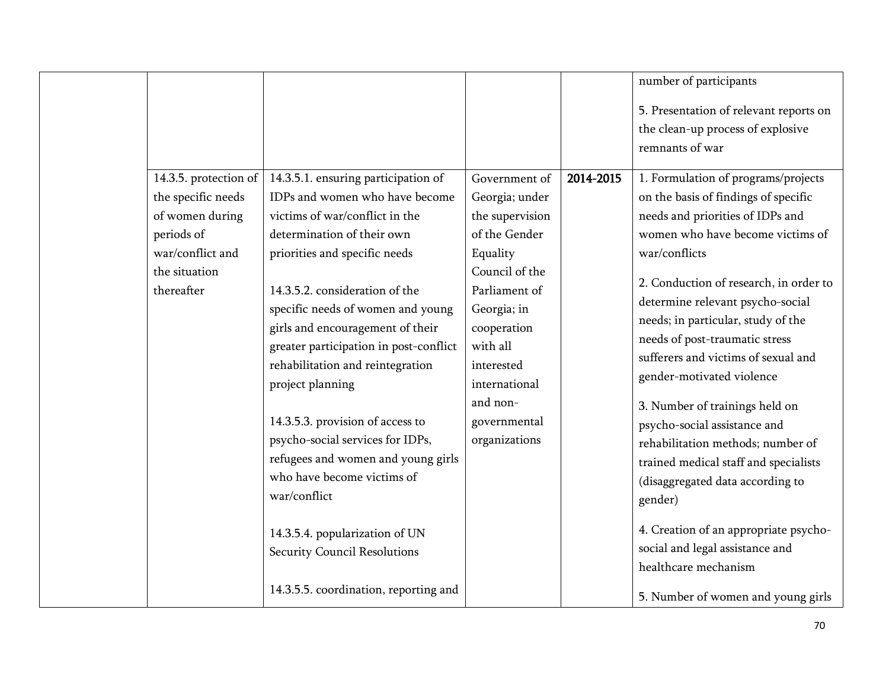| | | | | | |
|---|---|---|---|---|---|
| | | | | | number of participants<br><br>5. Presentation of relevant reports on the clean-up process of explosive remnants of war |
| | 14.3.5. protection of the specific needs of women during periods of war/conflict and the situation thereafter | 14.3.5.1. ensuring participation of IDPs and women who have become victims of war/conflict in the determination of their own priorities and specific needs<br><br>14.3.5.2. consideration of the specific needs of women and young girls and encouragement of their greater participation in post-conflict rehabilitation and reintegration project planning<br><br>14.3.5.3. provision of access to psycho-social services for IDPs, refugees and women and young girls who have become victims of war/conflict<br><br>14.3.5.4. popularization of UN Security Council Resolutions<br><br>14.3.5.5. coordination, reporting and | Government of Georgia; under the supervision of the Gender Equality Council of the Parliament of Georgia; in cooperation with all interested international and non-governmental organizations | **2014-2015** | 1. Formulation of programs/projects on the basis of findings of specific needs and priorities of IDPs and women who have become victims of war/conflicts<br><br>2. Conduction of research, in order to determine relevant psycho-social needs; in particular, study of the needs of post-traumatic stress sufferers and victims of sexual and gender-motivated violence<br><br>3. Number of trainings held on psycho-social assistance and rehabilitation methods; number of trained medical staff and specialists (disaggregated data according to gender)<br><br>4. Creation of an appropriate psycho-social and legal assistance and healthcare mechanism<br><br>5. Number of women and young girls |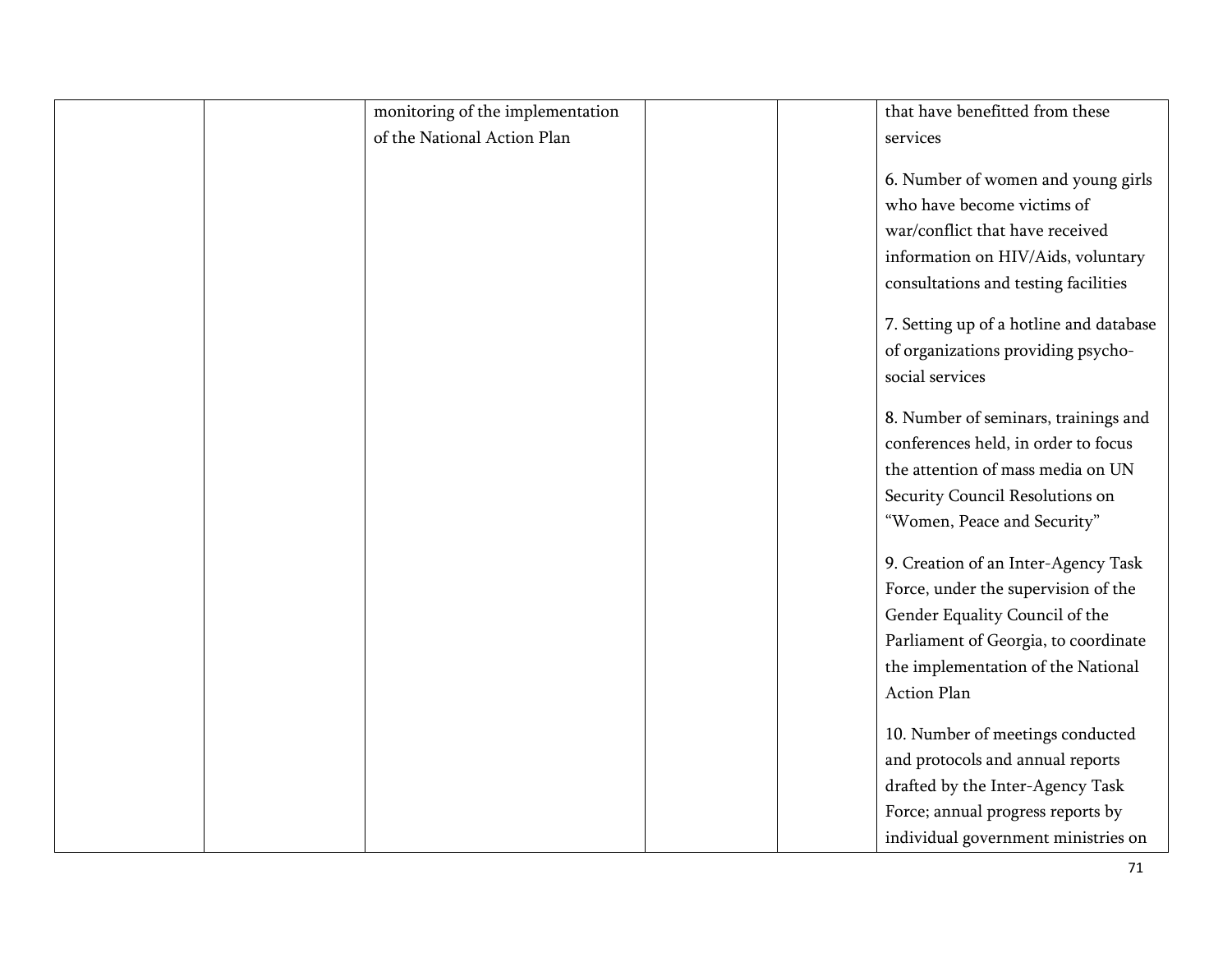| | | | | | |
|---|---|---|---|---|---|
| | | monitoring of the implementation of the National Action Plan | | | that have benefitted from these services<br><br>6. Number of women and young girls who have become victims of war/conflict that have received information on HIV/Aids, voluntary consultations and testing facilities<br><br>7. Setting up of a hotline and database of organizations providing psycho-social services<br><br>8. Number of seminars, trainings and conferences held, in order to focus the attention of mass media on UN Security Council Resolutions on "Women, Peace and Security"<br><br>9. Creation of an Inter-Agency Task Force, under the supervision of the Gender Equality Council of the Parliament of Georgia, to coordinate the implementation of the National Action Plan<br><br>10. Number of meetings conducted and protocols and annual reports drafted by the Inter-Agency Task Force; annual progress reports by individual government ministries on |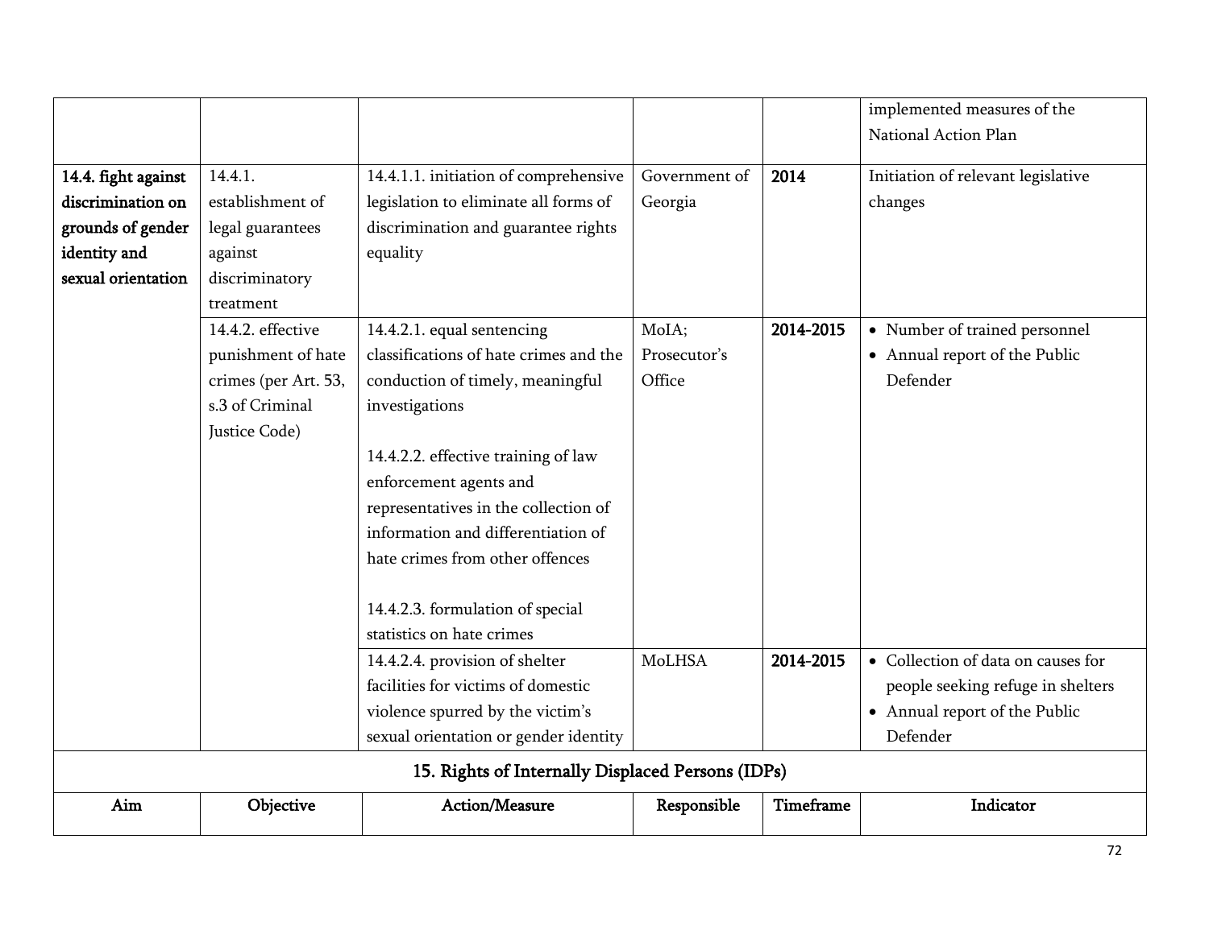| | | | | | |
|---|---|---|---|---|---|
| | | | | | implemented measures of the National Action Plan |
| **14.4. fight against discrimination on grounds of gender identity and sexual orientation** | 14.4.1. establishment of legal guarantees against discriminatory treatment | 14.4.1.1. initiation of comprehensive legislation to eliminate all forms of discrimination and guarantee rights equality | Government of Georgia | **2014** | Initiation of relevant legislative changes |
| | 14.4.2. effective punishment of hate crimes (per Art. 53, s.3 of Criminal Justice Code) | 14.4.2.1. equal sentencing classifications of hate crimes and the conduction of timely, meaningful investigations<br><br>14.4.2.2. effective training of law enforcement agents and representatives in the collection of information and differentiation of hate crimes from other offences<br><br>14.4.2.3. formulation of special statistics on hate crimes | MoIA; Prosecutor's Office | **2014-2015** | • Number of trained personnel<br>• Annual report of the Public Defender |
| | | 14.4.2.4. provision of shelter facilities for victims of domestic violence spurred by the victim's sexual orientation or gender identity | MoLHSA | **2014-2015** | • Collection of data on causes for people seeking refuge in shelters<br>• Annual report of the Public Defender |

## 15. Rights of Internally Displaced Persons (IDPs)

| Aim | Objective | Action/Measure | Responsible | Timeframe | Indicator |
|---|---|---|---|---|---|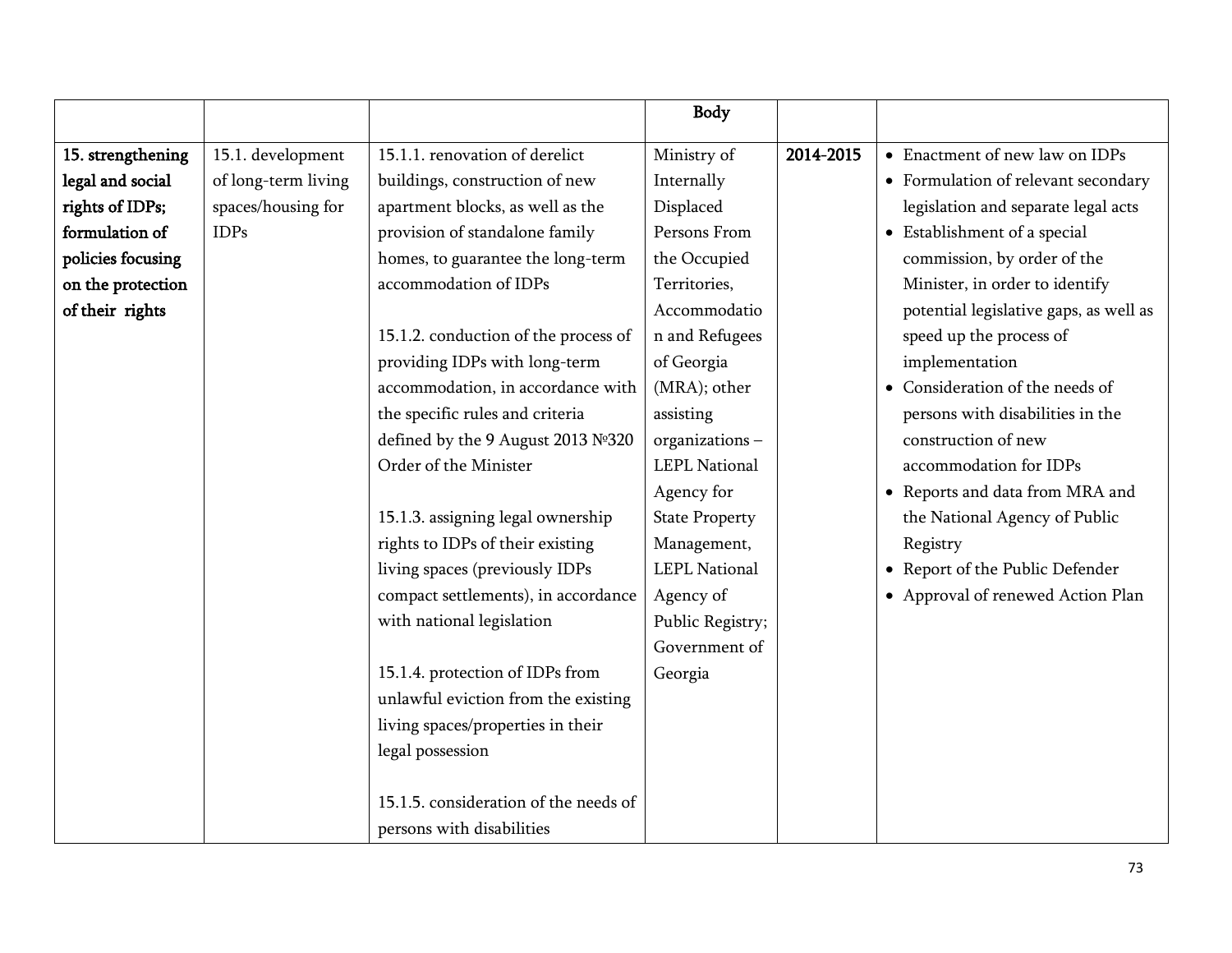| | | | Body | | |
|---|---|---|---|---|---|
| **15. strengthening legal and social rights of IDPs; formulation of policies focusing on the protection of their rights** | 15.1. development of long-term living spaces/housing for IDPs | 15.1.1. renovation of derelict buildings, construction of new apartment blocks, as well as the provision of standalone family homes, to guarantee the long-term accommodation of IDPs<br><br>15.1.2. conduction of the process of providing IDPs with long-term accommodation, in accordance with the specific rules and criteria defined by the 9 August 2013 №320 Order of the Minister<br><br>15.1.3. assigning legal ownership rights to IDPs of their existing living spaces (previously IDPs compact settlements), in accordance with national legislation<br><br>15.1.4. protection of IDPs from unlawful eviction from the existing living spaces/properties in their legal possession<br><br>15.1.5. consideration of the needs of persons with disabilities | Ministry of Internally Displaced Persons From the Occupied Territories, Accommodation and Refugees of Georgia (MRA); other assisting organizations – LEPL National Agency for State Property Management, LEPL National Agency of Public Registry; Government of Georgia | **2014-2015** | • Enactment of new law on IDPs<br>• Formulation of relevant secondary legislation and separate legal acts<br>• Establishment of a special commission, by order of the Minister, in order to identify potential legislative gaps, as well as speed up the process of implementation<br>• Consideration of the needs of persons with disabilities in the construction of new accommodation for IDPs<br>• Reports and data from MRA and the National Agency of Public Registry<br>• Report of the Public Defender<br>• Approval of renewed Action Plan |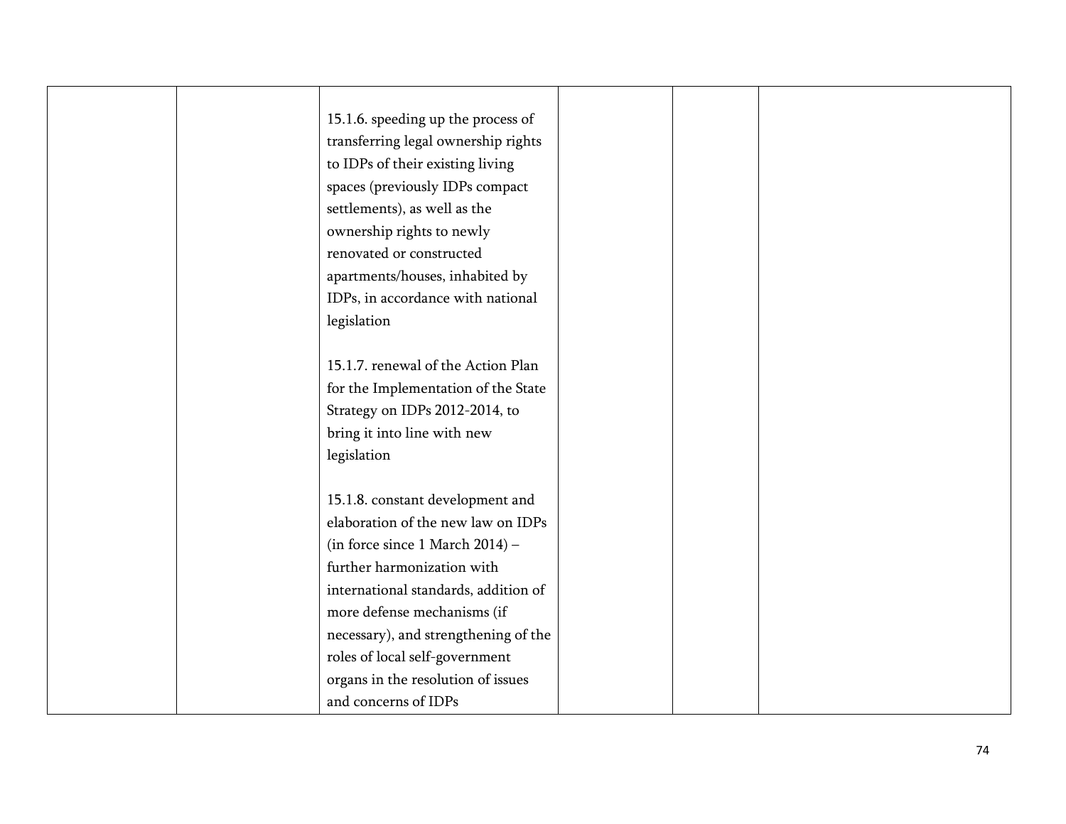| | | | | | |
|---|---|---|---|---|---|
| | | 15.1.6. speeding up the process of transferring legal ownership rights to IDPs of their existing living spaces (previously IDPs compact settlements), as well as the ownership rights to newly renovated or constructed apartments/houses, inhabited by IDPs, in accordance with national legislation<br><br>15.1.7. renewal of the Action Plan for the Implementation of the State Strategy on IDPs 2012-2014, to bring it into line with new legislation<br><br>15.1.8. constant development and elaboration of the new law on IDPs (in force since 1 March 2014) – further harmonization with international standards, addition of more defense mechanisms (if necessary), and strengthening of the roles of local self-government organs in the resolution of issues and concerns of IDPs | | | |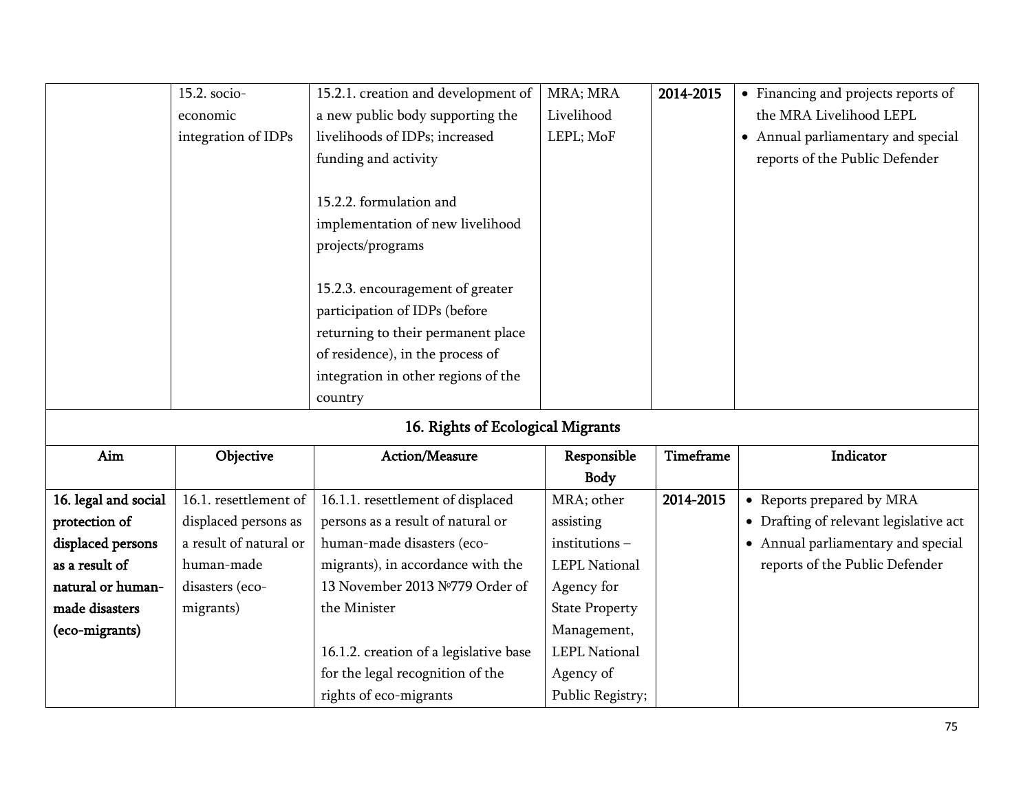| | | | | | |
|---|---|---|---|---|---|
| | 15.2. socio-economic integration of IDPs | 15.2.1. creation and development of a new public body supporting the livelihoods of IDPs; increased funding and activity<br><br>15.2.2. formulation and implementation of new livelihood projects/programs<br><br>15.2.3. encouragement of greater participation of IDPs (before returning to their permanent place of residence), in the process of integration in other regions of the country | MRA; MRA Livelihood LEPL; MoF | **2014-2015** | • Financing and projects reports of the MRA Livelihood LEPL<br>• Annual parliamentary and special reports of the Public Defender |

## 16. Rights of Ecological Migrants

| Aim | Objective | Action/Measure | Responsible Body | Timeframe | Indicator |
|---|---|---|---|---|---|
| **16. legal and social protection of displaced persons as a result of natural or human-made disasters (eco-migrants)** | 16.1. resettlement of displaced persons as a result of natural or human-made disasters (eco-migrants) | 16.1.1. resettlement of displaced persons as a result of natural or human-made disasters (eco-migrants), in accordance with the 13 November 2013 №779 Order of the Minister<br><br>16.1.2. creation of a legislative base for the legal recognition of the rights of eco-migrants | MRA; other assisting institutions – LEPL National Agency for State Property Management, LEPL National Agency of Public Registry; | **2014-2015** | • Reports prepared by MRA<br>• Drafting of relevant legislative act<br>• Annual parliamentary and special reports of the Public Defender |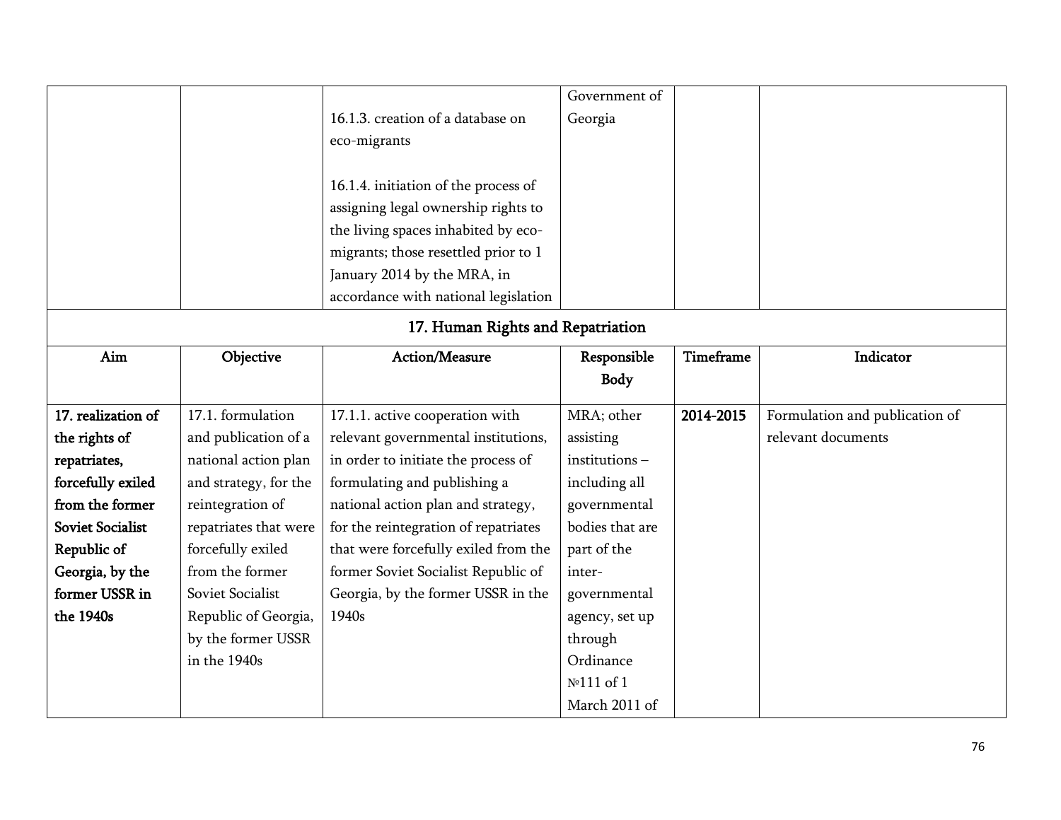| | | 16.1.3. creation of a database on eco-migrants<br><br>16.1.4. initiation of the process of assigning legal ownership rights to the living spaces inhabited by eco-migrants; those resettled prior to 1 January 2014 by the MRA, in accordance with national legislation | Government of Georgia | | |
|---|---|---|---|---|---|

## 17. Human Rights and Repatriation

| Aim | Objective | Action/Measure | Responsible Body | Timeframe | Indicator |
|---|---|---|---|---|---|
| **17. realization of the rights of repatriates, forcefully exiled from the former Soviet Socialist Republic of Georgia, by the former USSR in the 1940s** | 17.1. formulation and publication of a national action plan and strategy, for the reintegration of repatriates that were forcefully exiled from the former Soviet Socialist Republic of Georgia, by the former USSR in the 1940s | 17.1.1. active cooperation with relevant governmental institutions, in order to initiate the process of formulating and publishing a national action plan and strategy, for the reintegration of repatriates that were forcefully exiled from the former Soviet Socialist Republic of Georgia, by the former USSR in the 1940s | MRA; other assisting institutions – including all governmental bodies that are part of the inter-governmental agency, set up through Ordinance №111 of 1 March 2011 of | **2014-2015** | Formulation and publication of relevant documents |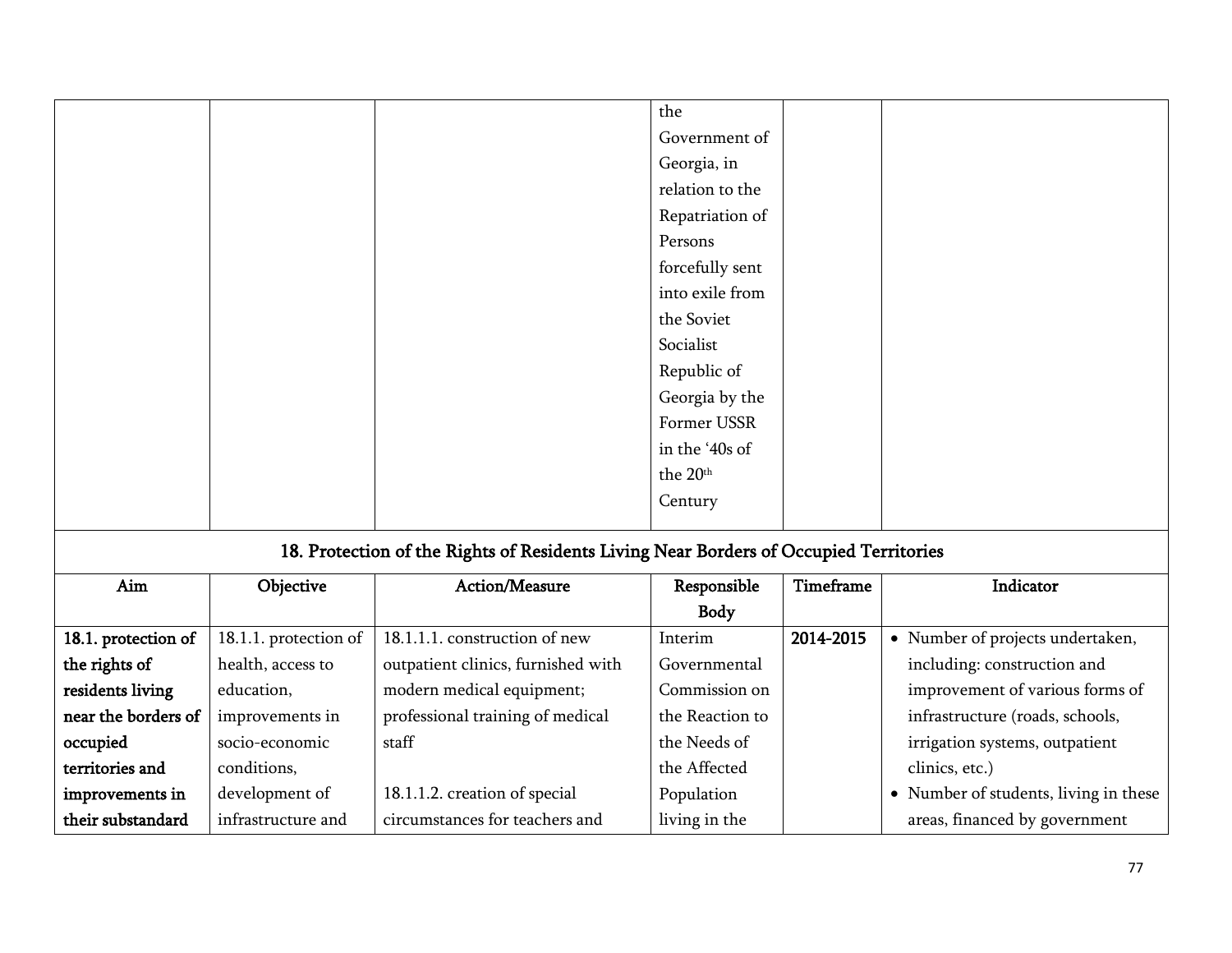| | | | the Government of Georgia, in relation to the Repatriation of Persons forcefully sent into exile from the Soviet Socialist Republic of Georgia by the Former USSR in the '40s of the 20th Century | | |
|---|---|---|---|---|---|

## 18. Protection of the Rights of Residents Living Near Borders of Occupied Territories

| Aim | Objective | Action/Measure | Responsible Body | Timeframe | Indicator |
|---|---|---|---|---|---|
| **18.1. protection of the rights of residents living near the borders of occupied territories and improvements in their substandard** | 18.1.1. protection of health, access to education, improvements in socio-economic conditions, development of infrastructure and | 18.1.1.1. construction of new outpatient clinics, furnished with modern medical equipment; professional training of medical staff<br><br>18.1.1.2. creation of special circumstances for teachers and | Interim Governmental Commission on the Reaction to the Needs of the Affected Population living in the | **2014-2015** | • Number of projects undertaken, including: construction and improvement of various forms of infrastructure (roads, schools, irrigation systems, outpatient clinics, etc.)<br>• Number of students, living in these areas, financed by government |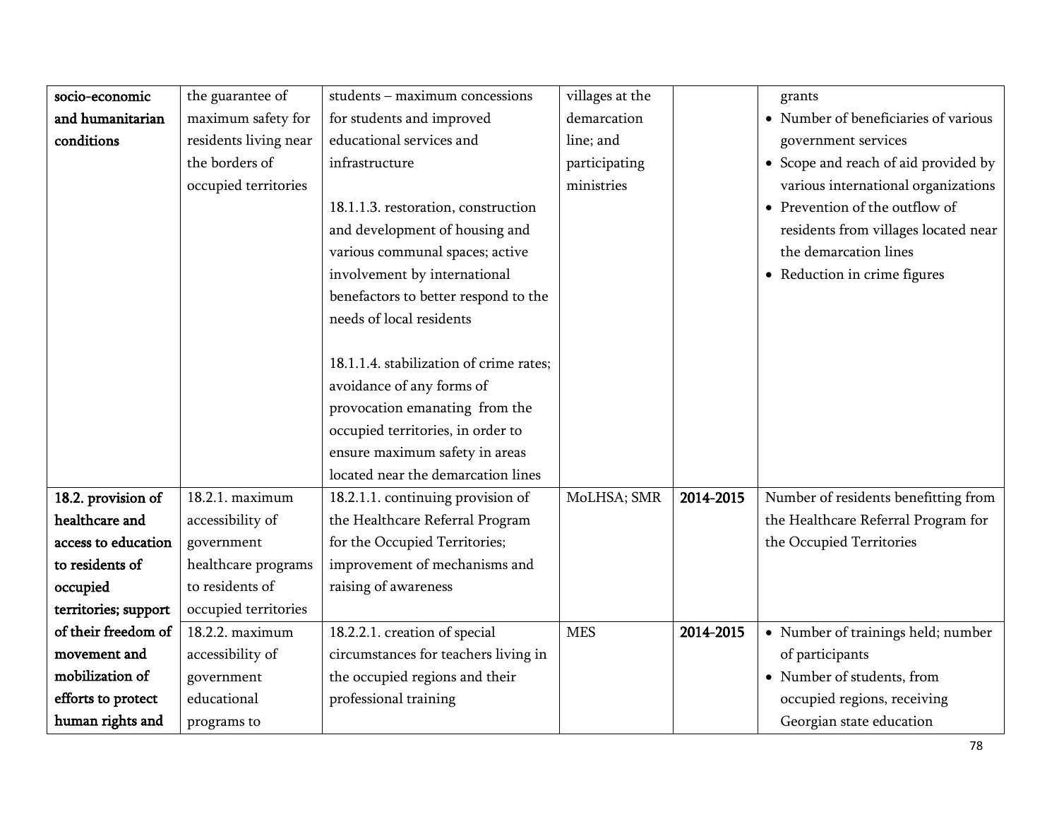| | | | | | |
|---|---|---|---|---|---|
| **socio-economic and humanitarian conditions** | the guarantee of maximum safety for residents living near the borders of occupied territories | students – maximum concessions for students and improved educational services and infrastructure<br><br>18.1.1.3. restoration, construction and development of housing and various communal spaces; active involvement by international benefactors to better respond to the needs of local residents<br><br>18.1.1.4. stabilization of crime rates; avoidance of any forms of provocation emanating from the occupied territories, in order to ensure maximum safety in areas located near the demarcation lines | villages at the demarcation line; and participating ministries | | grants<br>• Number of beneficiaries of various government services<br>• Scope and reach of aid provided by various international organizations<br>• Prevention of the outflow of residents from villages located near the demarcation lines<br>• Reduction in crime figures |
| **18.2. provision of healthcare and access to education to residents of occupied territories; support of their freedom of movement and mobilization of efforts to protect human rights and** | 18.2.1. maximum accessibility of government healthcare programs to residents of occupied territories | 18.2.1.1. continuing provision of the Healthcare Referral Program for the Occupied Territories; improvement of mechanisms and raising of awareness | MoLHSA; SMR | **2014-2015** | Number of residents benefitting from the Healthcare Referral Program for the Occupied Territories |
| | 18.2.2. maximum accessibility of government educational programs to | 18.2.2.1. creation of special circumstances for teachers living in the occupied regions and their professional training | MES | **2014-2015** | • Number of trainings held; number of participants<br>• Number of students, from occupied regions, receiving Georgian state education |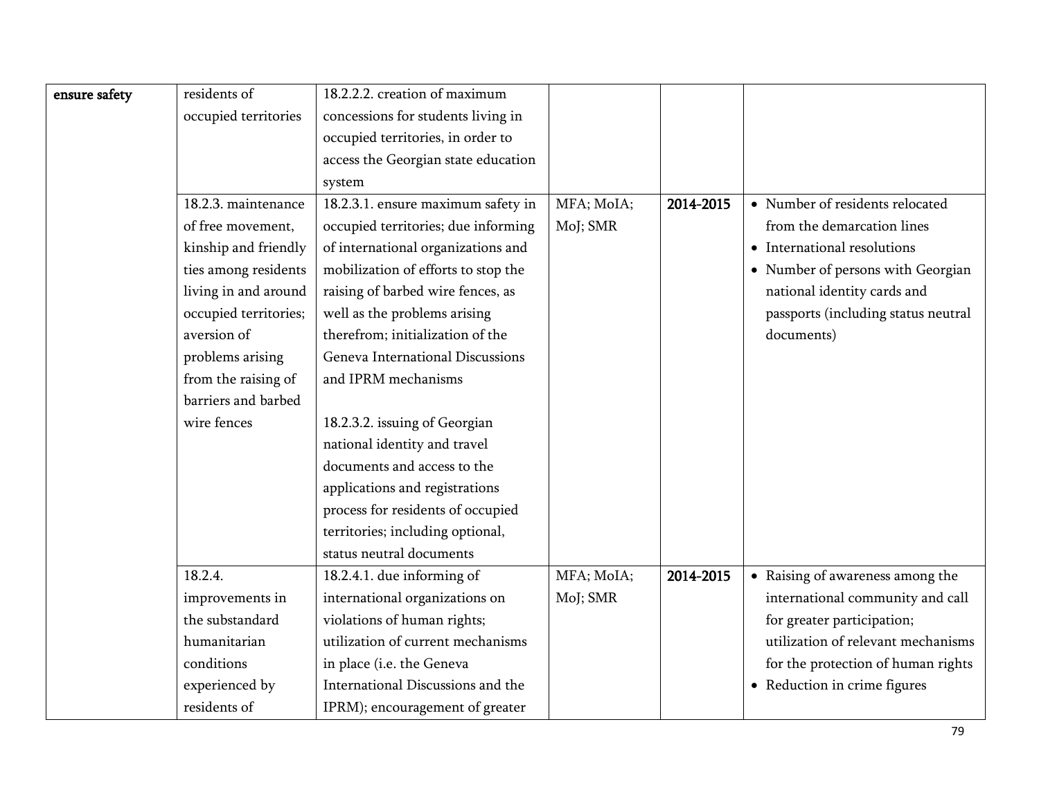| | | | | | |
|---|---|---|---|---|---|
| **ensure safety** | residents of occupied territories | 18.2.2.2. creation of maximum concessions for students living in occupied territories, in order to access the Georgian state education system | | | |
| | 18.2.3. maintenance of free movement, kinship and friendly ties among residents living in and around occupied territories; aversion of problems arising from the raising of barriers and barbed wire fences | 18.2.3.1. ensure maximum safety in occupied territories; due informing of international organizations and mobilization of efforts to stop the raising of barbed wire fences, as well as the problems arising therefrom; initialization of the Geneva International Discussions and IPRM mechanisms<br><br>18.2.3.2. issuing of Georgian national identity and travel documents and access to the applications and registrations process for residents of occupied territories; including optional, status neutral documents | MFA; MoIA; MoJ; SMR | **2014-2015** | • Number of residents relocated from the demarcation lines<br>• International resolutions<br>• Number of persons with Georgian national identity cards and passports (including status neutral documents) |
| | 18.2.4. improvements in the substandard humanitarian conditions experienced by residents of | 18.2.4.1. due informing of international organizations on violations of human rights; utilization of current mechanisms in place (i.e. the Geneva International Discussions and the IPRM); encouragement of greater | MFA; MoIA; MoJ; SMR | **2014-2015** | • Raising of awareness among the international community and call for greater participation; utilization of relevant mechanisms for the protection of human rights<br>• Reduction in crime figures |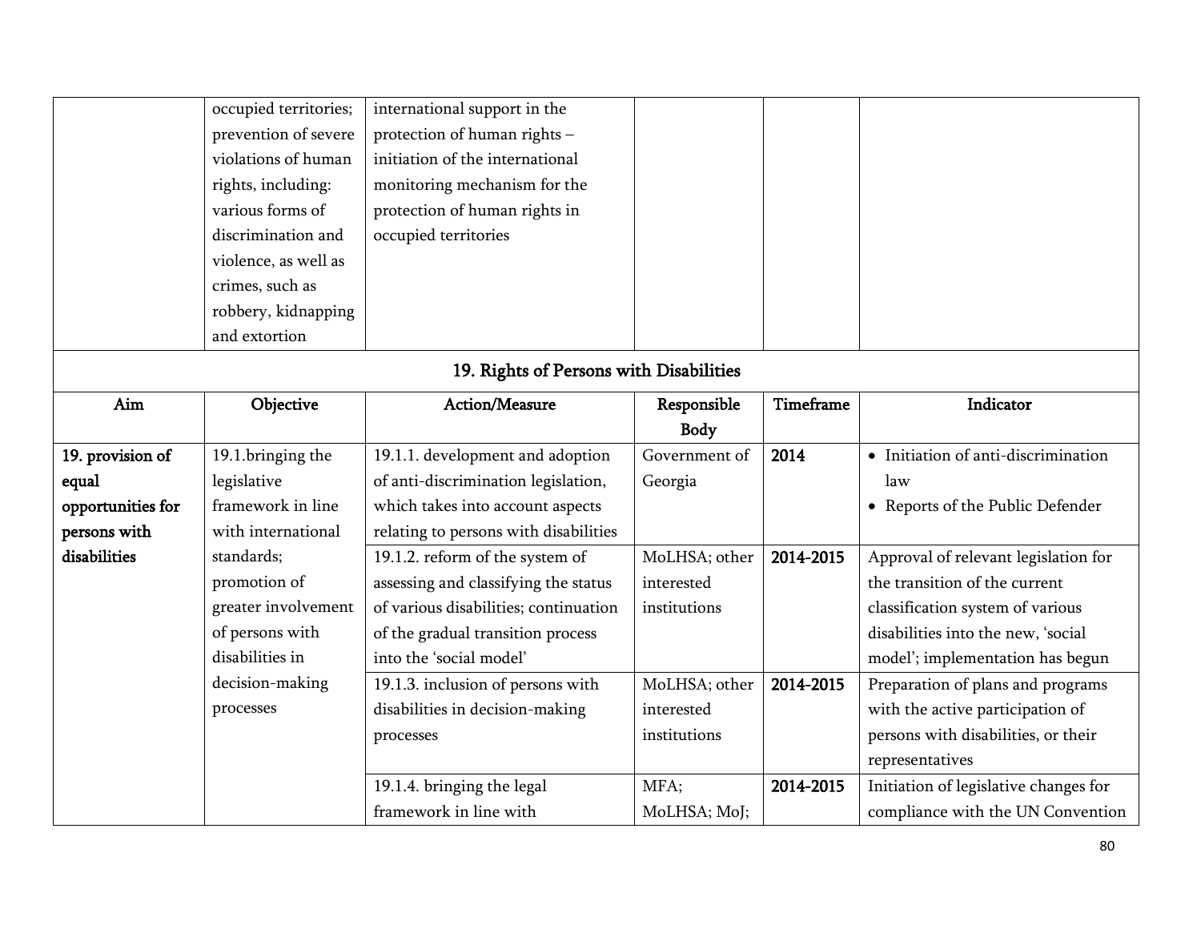| | | | | | |
|---|---|---|---|---|---|
| | occupied territories; prevention of severe violations of human rights, including: various forms of discrimination and violence, as well as crimes, such as robbery, kidnapping and extortion | international support in the protection of human rights – initiation of the international monitoring mechanism for the protection of human rights in occupied territories | | | |

## 19. Rights of Persons with Disabilities

| Aim | Objective | Action/Measure | Responsible Body | Timeframe | Indicator |
|---|---|---|---|---|---|
| **19. provision of equal opportunities for persons with disabilities** | 19.1.bringing the legislative framework in line with international standards; promotion of greater involvement of persons with disabilities in decision-making processes | 19.1.1. development and adoption of anti-discrimination legislation, which takes into account aspects relating to persons with disabilities | Government of Georgia | **2014** | • Initiation of anti-discrimination law<br>• Reports of the Public Defender |
| | | 19.1.2. reform of the system of assessing and classifying the status of various disabilities; continuation of the gradual transition process into the 'social model' | MoLHSA; other interested institutions | **2014-2015** | Approval of relevant legislation for the transition of the current classification system of various disabilities into the new, 'social model'; implementation has begun |
| | | 19.1.3. inclusion of persons with disabilities in decision-making processes | MoLHSA; other interested institutions | **2014-2015** | Preparation of plans and programs with the active participation of persons with disabilities, or their representatives |
| | | 19.1.4. bringing the legal framework in line with | MFA; MoLHSA; MoJ; | **2014-2015** | Initiation of legislative changes for compliance with the UN Convention |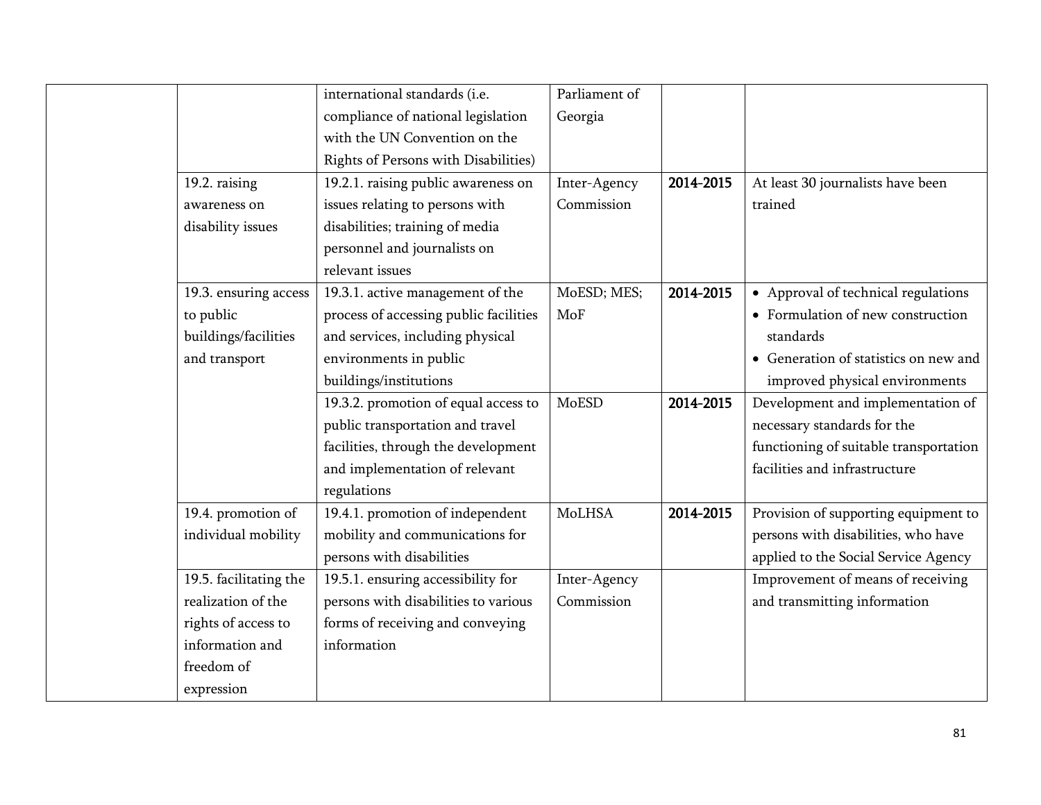| | | | | | |
|---|---|---|---|---|---|
| | | international standards (i.e. compliance of national legislation with the UN Convention on the Rights of Persons with Disabilities) | Parliament of Georgia | | |
| | 19.2. raising awareness on disability issues | 19.2.1. raising public awareness on issues relating to persons with disabilities; training of media personnel and journalists on relevant issues | Inter-Agency Commission | **2014-2015** | At least 30 journalists have been trained |
| | 19.3. ensuring access to public buildings/facilities and transport | 19.3.1. active management of the process of accessing public facilities and services, including physical environments in public buildings/institutions | MoESD; MES; MoF | **2014-2015** | • Approval of technical regulations<br>• Formulation of new construction standards<br>• Generation of statistics on new and improved physical environments |
| | | 19.3.2. promotion of equal access to public transportation and travel facilities, through the development and implementation of relevant regulations | MoESD | **2014-2015** | Development and implementation of necessary standards for the functioning of suitable transportation facilities and infrastructure |
| | 19.4. promotion of individual mobility | 19.4.1. promotion of independent mobility and communications for persons with disabilities | MoLHSA | **2014-2015** | Provision of supporting equipment to persons with disabilities, who have applied to the Social Service Agency |
| | 19.5. facilitating the realization of the rights of access to information and freedom of expression | 19.5.1. ensuring accessibility for persons with disabilities to various forms of receiving and conveying information | Inter-Agency Commission | | Improvement of means of receiving and transmitting information |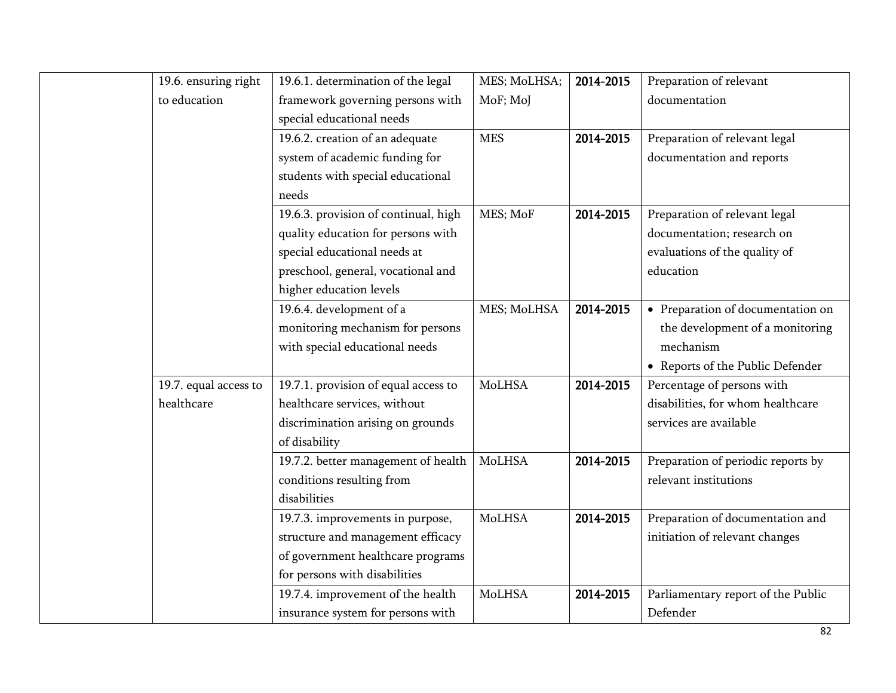| | | | | | |
|---|---|---|---|---|---|
| | 19.6. ensuring right to education | 19.6.1. determination of the legal framework governing persons with special educational needs | MES; MoLHSA; MoF; MoJ | **2014-2015** | Preparation of relevant documentation |
| | | 19.6.2. creation of an adequate system of academic funding for students with special educational needs | MES | **2014-2015** | Preparation of relevant legal documentation and reports |
| | | 19.6.3. provision of continual, high quality education for persons with special educational needs at preschool, general, vocational and higher education levels | MES; MoF | **2014-2015** | Preparation of relevant legal documentation; research on evaluations of the quality of education |
| | | 19.6.4. development of a monitoring mechanism for persons with special educational needs | MES; MoLHSA | **2014-2015** | • Preparation of documentation on the development of a monitoring mechanism<br>• Reports of the Public Defender |
| | 19.7. equal access to healthcare | 19.7.1. provision of equal access to healthcare services, without discrimination arising on grounds of disability | MoLHSA | **2014-2015** | Percentage of persons with disabilities, for whom healthcare services are available |
| | | 19.7.2. better management of health conditions resulting from disabilities | MoLHSA | **2014-2015** | Preparation of periodic reports by relevant institutions |
| | | 19.7.3. improvements in purpose, structure and management efficacy of government healthcare programs for persons with disabilities | MoLHSA | **2014-2015** | Preparation of documentation and initiation of relevant changes |
| | | 19.7.4. improvement of the health insurance system for persons with | MoLHSA | **2014-2015** | Parliamentary report of the Public Defender |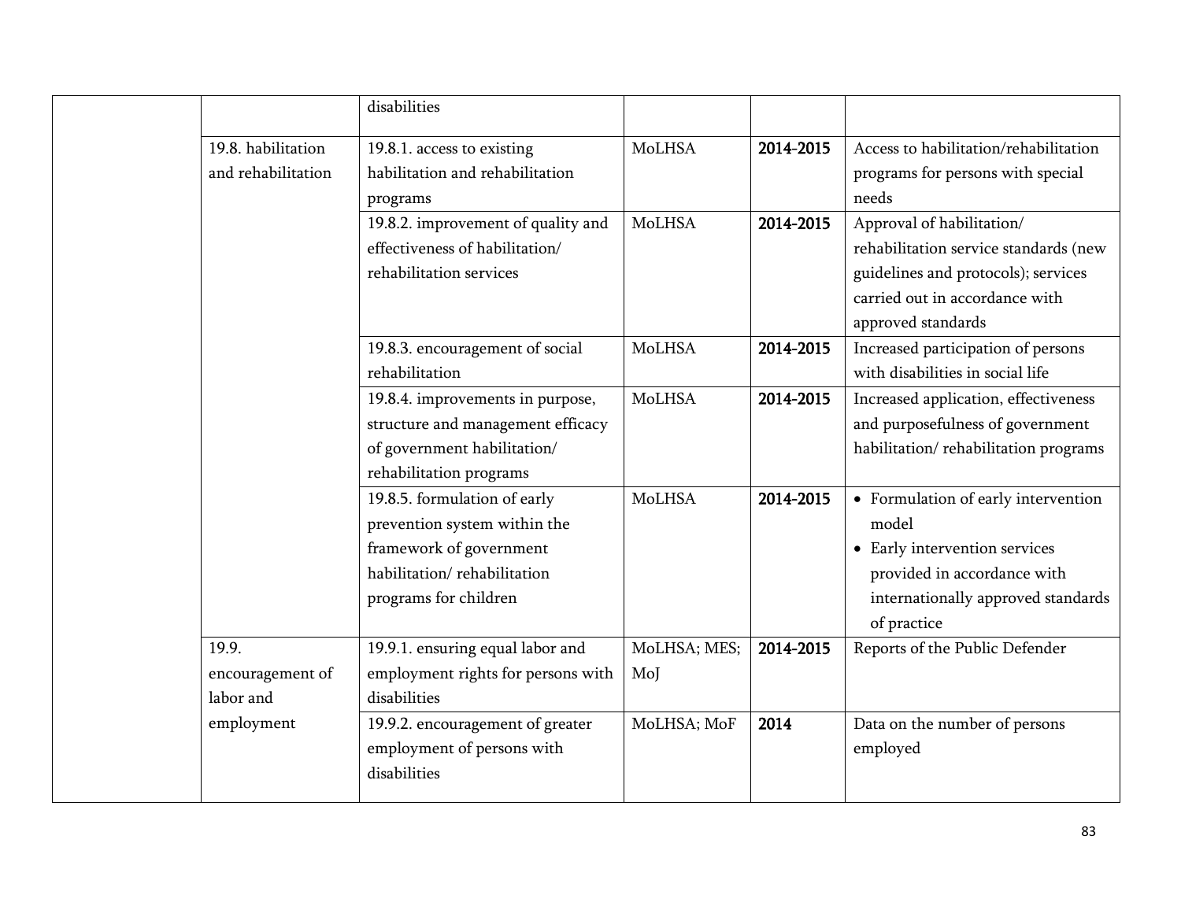| | | | | | |
|---|---|---|---|---|---|
| | | disabilities | | | |
| | 19.8. habilitation and rehabilitation | 19.8.1. access to existing habilitation and rehabilitation programs | MoLHSA | **2014-2015** | Access to habilitation/rehabilitation programs for persons with special needs |
| | | 19.8.2. improvement of quality and effectiveness of habilitation/ rehabilitation services | MoLHSA | **2014-2015** | Approval of habilitation/ rehabilitation service standards (new guidelines and protocols); services carried out in accordance with approved standards |
| | | 19.8.3. encouragement of social rehabilitation | MoLHSA | **2014-2015** | Increased participation of persons with disabilities in social life |
| | | 19.8.4. improvements in purpose, structure and management efficacy of government habilitation/ rehabilitation programs | MoLHSA | **2014-2015** | Increased application, effectiveness and purposefulness of government habilitation/ rehabilitation programs |
| | | 19.8.5. formulation of early prevention system within the framework of government habilitation/ rehabilitation programs for children | MoLHSA | **2014-2015** | • Formulation of early intervention model<br>• Early intervention services provided in accordance with internationally approved standards of practice |
| | 19.9. encouragement of labor and employment | 19.9.1. ensuring equal labor and employment rights for persons with disabilities | MoLHSA; MES; MoJ | **2014-2015** | Reports of the Public Defender |
| | | 19.9.2. encouragement of greater employment of persons with disabilities | MoLHSA; MoF | **2014** | Data on the number of persons employed |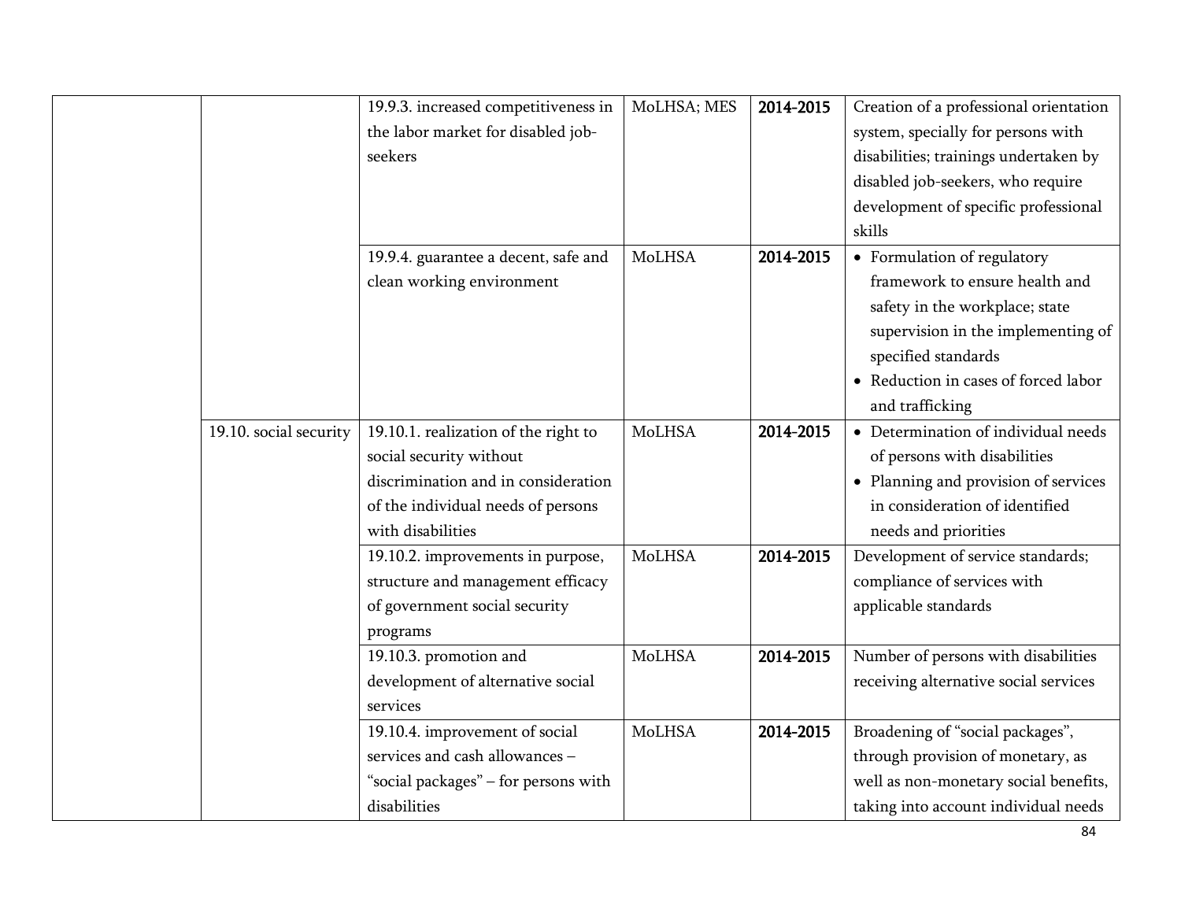| | | | | | |
|---|---|---|---|---|---|
| | | 19.9.3. increased competitiveness in the labor market for disabled job-seekers | MoLHSA; MES | **2014-2015** | Creation of a professional orientation system, specially for persons with disabilities; trainings undertaken by disabled job-seekers, who require development of specific professional skills |
| | | 19.9.4. guarantee a decent, safe and clean working environment | MoLHSA | **2014-2015** | • Formulation of regulatory framework to ensure health and safety in the workplace; state supervision in the implementing of specified standards<br>• Reduction in cases of forced labor and trafficking |
| | 19.10. social security | 19.10.1. realization of the right to social security without discrimination and in consideration of the individual needs of persons with disabilities | MoLHSA | **2014-2015** | • Determination of individual needs of persons with disabilities<br>• Planning and provision of services in consideration of identified needs and priorities |
| | | 19.10.2. improvements in purpose, structure and management efficacy of government social security programs | MoLHSA | **2014-2015** | Development of service standards; compliance of services with applicable standards |
| | | 19.10.3. promotion and development of alternative social services | MoLHSA | **2014-2015** | Number of persons with disabilities receiving alternative social services |
| | | 19.10.4. improvement of social services and cash allowances – "social packages" – for persons with disabilities | MoLHSA | **2014-2015** | Broadening of "social packages", through provision of monetary, as well as non-monetary social benefits, taking into account individual needs |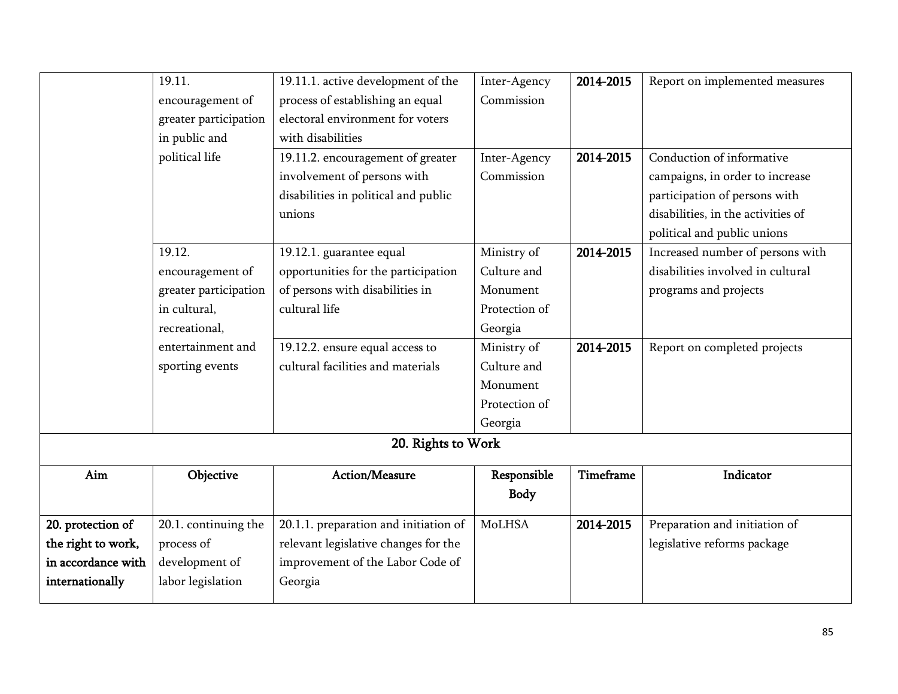| | | | | | |
|---|---|---|---|---|---|
| | 19.11. encouragement of greater participation in public and political life | 19.11.1. active development of the process of establishing an equal electoral environment for voters with disabilities | Inter-Agency Commission | **2014-2015** | Report on implemented measures |
| | | 19.11.2. encouragement of greater involvement of persons with disabilities in political and public unions | Inter-Agency Commission | **2014-2015** | Conduction of informative campaigns, in order to increase participation of persons with disabilities, in the activities of political and public unions |
| | 19.12. encouragement of greater participation in cultural, recreational, entertainment and sporting events | 19.12.1. guarantee equal opportunities for the participation of persons with disabilities in cultural life | Ministry of Culture and Monument Protection of Georgia | **2014-2015** | Increased number of persons with disabilities involved in cultural programs and projects |
| | | 19.12.2. ensure equal access to cultural facilities and materials | Ministry of Culture and Monument Protection of Georgia | **2014-2015** | Report on completed projects |

## 20. Rights to Work

| Aim | Objective | Action/Measure | Responsible Body | Timeframe | Indicator |
|---|---|---|---|---|---|
| **20. protection of the right to work, in accordance with internationally** | 20.1. continuing the process of development of labor legislation | 20.1.1. preparation and initiation of relevant legislative changes for the improvement of the Labor Code of Georgia | MoLHSA | **2014-2015** | Preparation and initiation of legislative reforms package |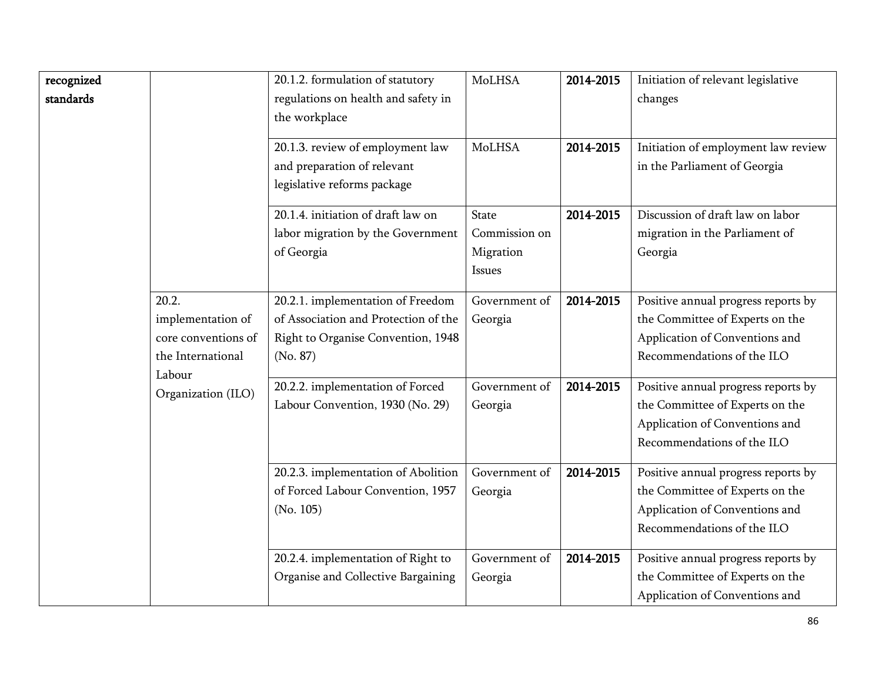| | | | | | |
|---|---|---|---|---|---|
| **recognized standards** | | 20.1.2. formulation of statutory regulations on health and safety in the workplace | MoLHSA | **2014-2015** | Initiation of relevant legislative changes |
| | | 20.1.3. review of employment law and preparation of relevant legislative reforms package | MoLHSA | **2014-2015** | Initiation of employment law review in the Parliament of Georgia |
| | | 20.1.4. initiation of draft law on labor migration by the Government of Georgia | State Commission on Migration Issues | **2014-2015** | Discussion of draft law on labor migration in the Parliament of Georgia |
| | 20.2. implementation of core conventions of the International Labour Organization (ILO) | 20.2.1. implementation of Freedom of Association and Protection of the Right to Organise Convention, 1948 (No. 87) | Government of Georgia | **2014-2015** | Positive annual progress reports by the Committee of Experts on the Application of Conventions and Recommendations of the ILO |
| | | 20.2.2. implementation of Forced Labour Convention, 1930 (No. 29) | Government of Georgia | **2014-2015** | Positive annual progress reports by the Committee of Experts on the Application of Conventions and Recommendations of the ILO |
| | | 20.2.3. implementation of Abolition of Forced Labour Convention, 1957 (No. 105) | Government of Georgia | **2014-2015** | Positive annual progress reports by the Committee of Experts on the Application of Conventions and Recommendations of the ILO |
| | | 20.2.4. implementation of Right to Organise and Collective Bargaining | Government of Georgia | **2014-2015** | Positive annual progress reports by the Committee of Experts on the Application of Conventions and |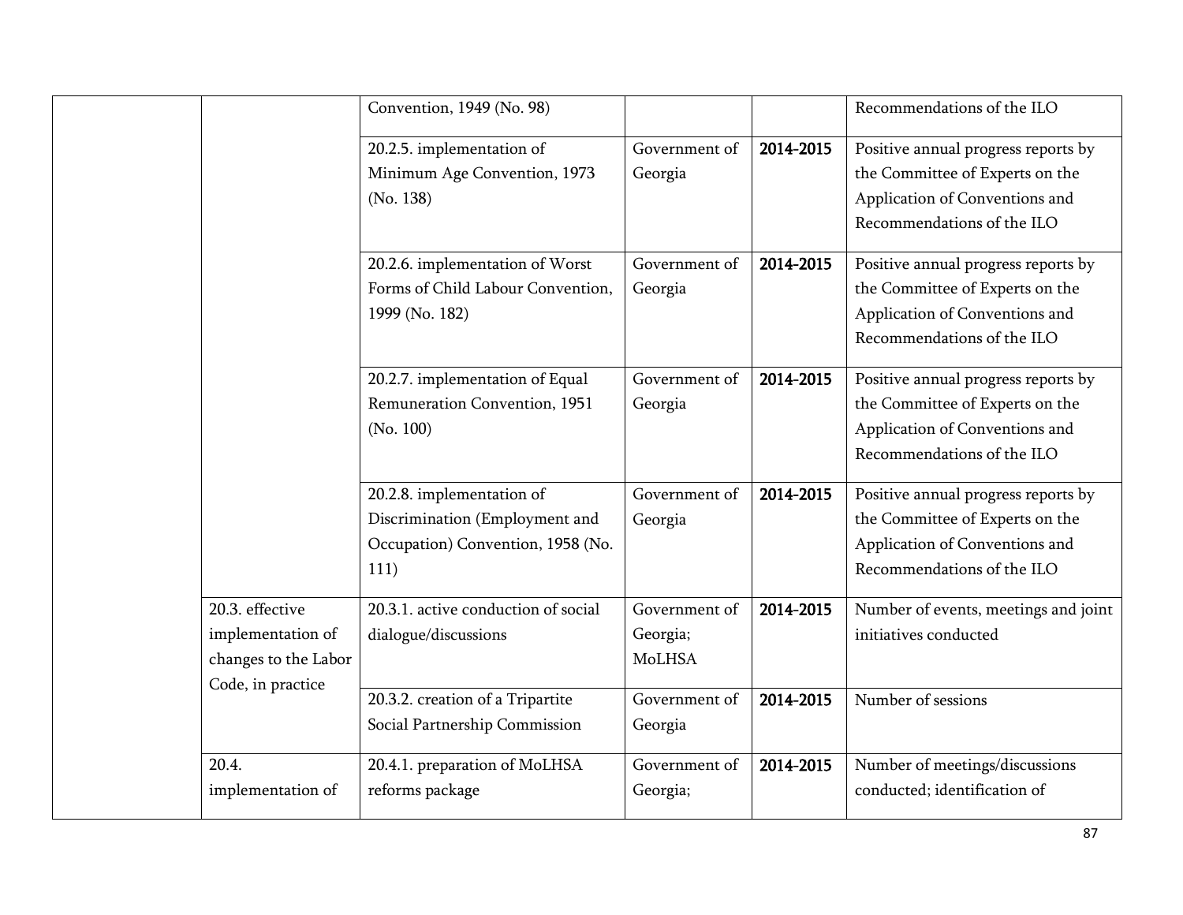| | | | | | |
|---|---|---|---|---|---|
| | | Convention, 1949 (No. 98) | | | Recommendations of the ILO |
| | | 20.2.5. implementation of Minimum Age Convention, 1973 (No. 138) | Government of Georgia | **2014-2015** | Positive annual progress reports by the Committee of Experts on the Application of Conventions and Recommendations of the ILO |
| | | 20.2.6. implementation of Worst Forms of Child Labour Convention, 1999 (No. 182) | Government of Georgia | **2014-2015** | Positive annual progress reports by the Committee of Experts on the Application of Conventions and Recommendations of the ILO |
| | | 20.2.7. implementation of Equal Remuneration Convention, 1951 (No. 100) | Government of Georgia | **2014-2015** | Positive annual progress reports by the Committee of Experts on the Application of Conventions and Recommendations of the ILO |
| | | 20.2.8. implementation of Discrimination (Employment and Occupation) Convention, 1958 (No. 111) | Government of Georgia | **2014-2015** | Positive annual progress reports by the Committee of Experts on the Application of Conventions and Recommendations of the ILO |
| | 20.3. effective implementation of changes to the Labor Code, in practice | 20.3.1. active conduction of social dialogue/discussions | Government of Georgia; MoLHSA | **2014-2015** | Number of events, meetings and joint initiatives conducted |
| | | 20.3.2. creation of a Tripartite Social Partnership Commission | Government of Georgia | **2014-2015** | Number of sessions |
| | 20.4. implementation of | 20.4.1. preparation of MoLHSA reforms package | Government of Georgia; | **2014-2015** | Number of meetings/discussions conducted; identification of |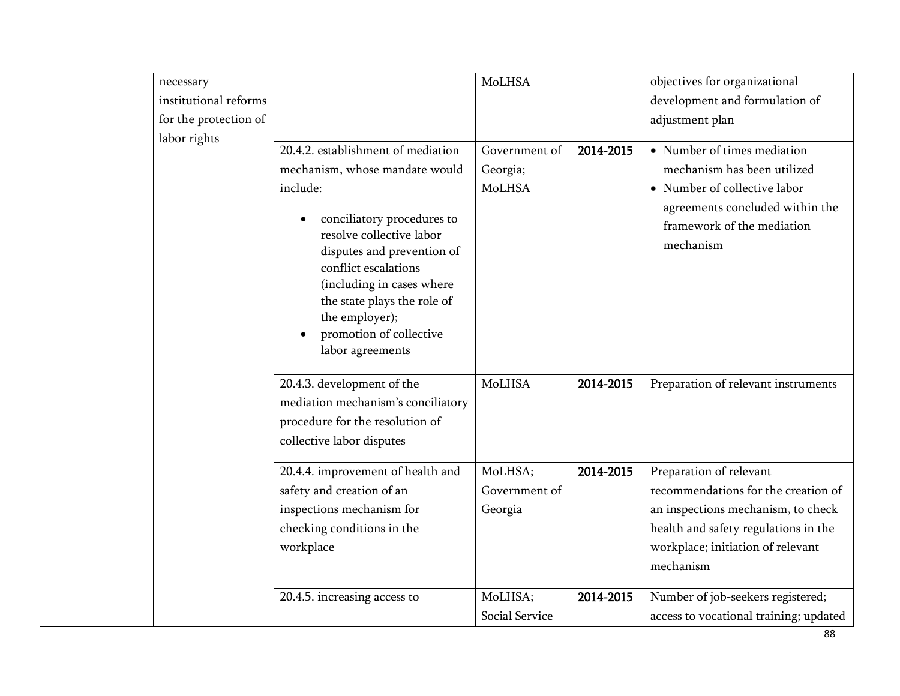| | | | | | |
|---|---|---|---|---|---|
| | necessary institutional reforms for the protection of labor rights | | MoLHSA | | objectives for organizational development and formulation of adjustment plan |
| | | 20.4.2. establishment of mediation mechanism, whose mandate would include:<br><br>• conciliatory procedures to resolve collective labor disputes and prevention of conflict escalations (including in cases where the state plays the role of the employer);<br>• promotion of collective labor agreements | Government of Georgia; MoLHSA | 2014-2015 | • Number of times mediation mechanism has been utilized<br>• Number of collective labor agreements concluded within the framework of the mediation mechanism |
| | | 20.4.3. development of the mediation mechanism's conciliatory procedure for the resolution of collective labor disputes | MoLHSA | 2014-2015 | Preparation of relevant instruments |
| | | 20.4.4. improvement of health and safety and creation of an inspections mechanism for checking conditions in the workplace | MoLHSA; Government of Georgia | 2014-2015 | Preparation of relevant recommendations for the creation of an inspections mechanism, to check health and safety regulations in the workplace; initiation of relevant mechanism |
| | | 20.4.5. increasing access to | MoLHSA; Social Service | 2014-2015 | Number of job-seekers registered; access to vocational training; updated |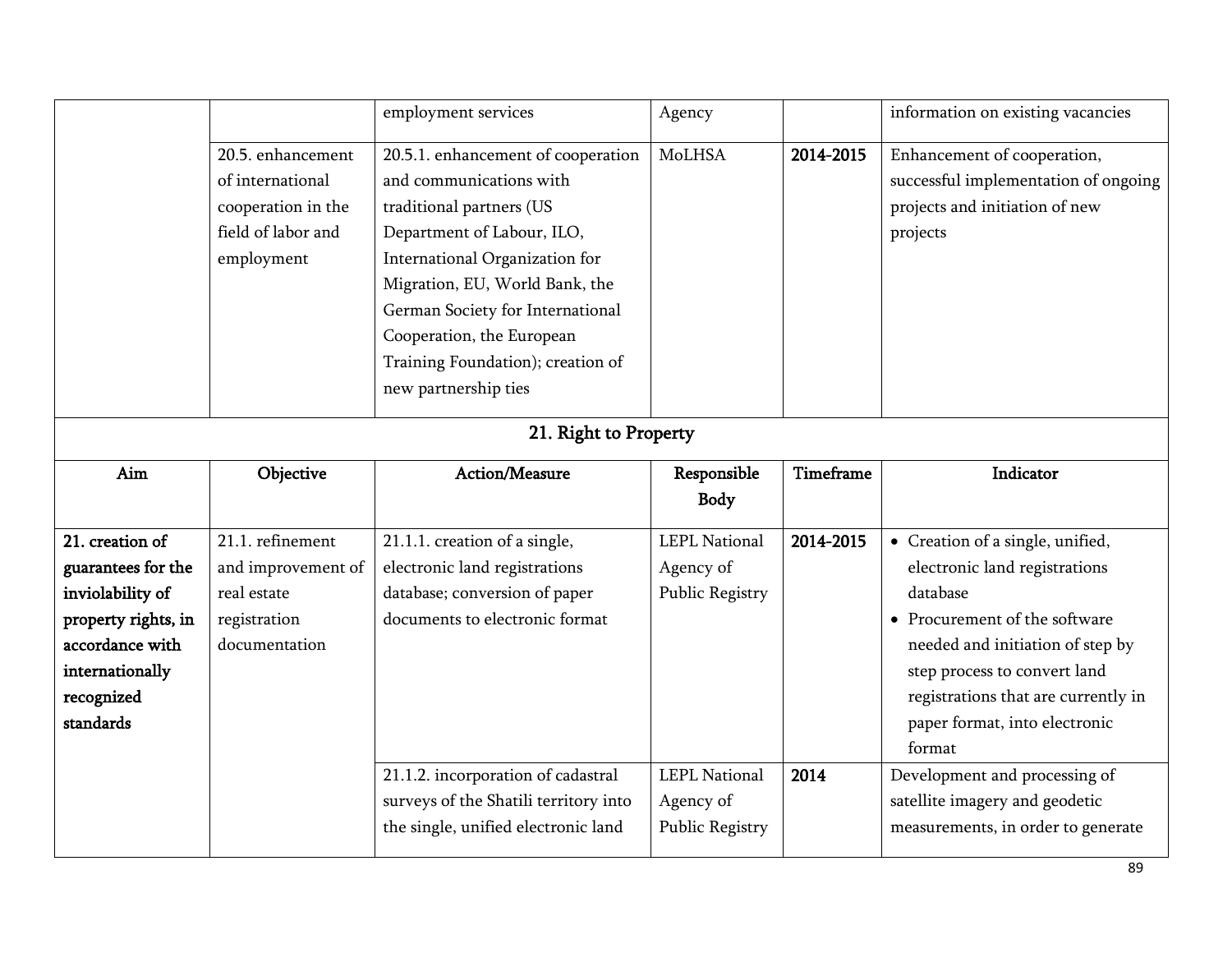| | | employment services | Agency | | information on existing vacancies |
|---|---|---|---|---|---|
| | 20.5. enhancement of international cooperation in the field of labor and employment | 20.5.1. enhancement of cooperation and communications with traditional partners (US Department of Labour, ILO, International Organization for Migration, EU, World Bank, the German Society for International Cooperation, the European Training Foundation); creation of new partnership ties | MoLHSA | **2014-2015** | Enhancement of cooperation, successful implementation of ongoing projects and initiation of new projects |

## 21. Right to Property

| Aim | Objective | Action/Measure | Responsible Body | Timeframe | Indicator |
|---|---|---|---|---|---|
| **21. creation of guarantees for the inviolability of property rights, in accordance with internationally recognized standards** | 21.1. refinement and improvement of real estate registration documentation | 21.1.1. creation of a single, electronic land registrations database; conversion of paper documents to electronic format | LEPL National Agency of Public Registry | **2014-2015** | • Creation of a single, unified, electronic land registrations database<br>• Procurement of the software needed and initiation of step by step process to convert land registrations that are currently in paper format, into electronic format |
| | | 21.1.2. incorporation of cadastral surveys of the Shatili territory into the single, unified electronic land | LEPL National Agency of Public Registry | **2014** | Development and processing of satellite imagery and geodetic measurements, in order to generate |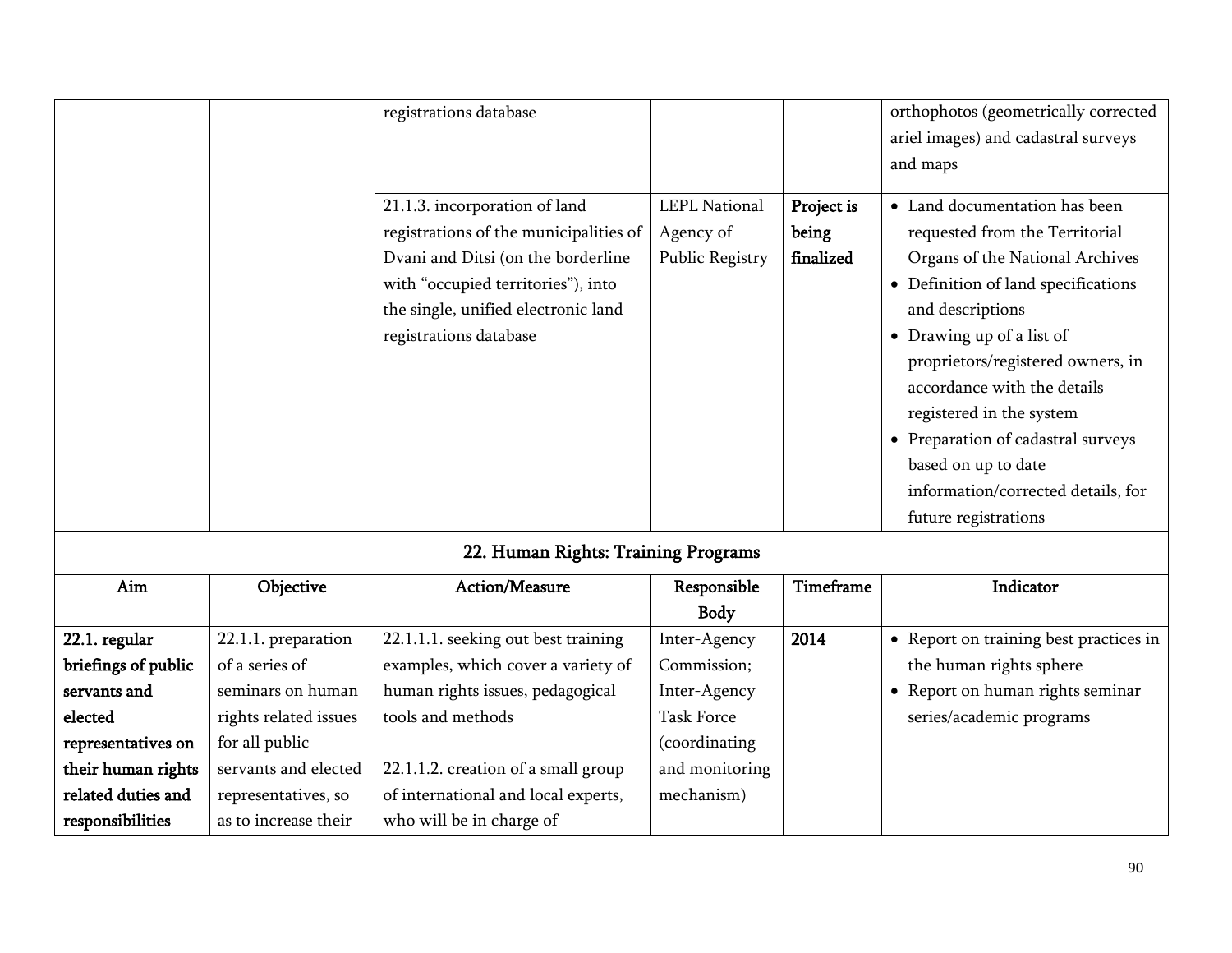| | | | | | |
|---|---|---|---|---|---|
| | | registrations database | | | orthophotos (geometrically corrected ariel images) and cadastral surveys and maps |
| | | 21.1.3. incorporation of land registrations of the municipalities of Dvani and Ditsi (on the borderline with "occupied territories"), into the single, unified electronic land registrations database | LEPL National Agency of Public Registry | **Project is being finalized** | • Land documentation has been requested from the Territorial Organs of the National Archives<br>• Definition of land specifications and descriptions<br>• Drawing up of a list of proprietors/registered owners, in accordance with the details registered in the system<br>• Preparation of cadastral surveys based on up to date information/corrected details, for future registrations |

## 22. Human Rights: Training Programs

| Aim | Objective | Action/Measure | Responsible Body | Timeframe | Indicator |
|---|---|---|---|---|---|
| **22.1. regular briefings of public servants and elected representatives on their human rights related duties and responsibilities** | 22.1.1. preparation of a series of seminars on human rights related issues for all public servants and elected representatives, so as to increase their | 22.1.1.1. seeking out best training examples, which cover a variety of human rights issues, pedagogical tools and methods<br><br>22.1.1.2. creation of a small group of international and local experts, who will be in charge of | Inter-Agency Commission; Inter-Agency Task Force (coordinating and monitoring mechanism) | **2014** | • Report on training best practices in the human rights sphere<br>• Report on human rights seminar series/academic programs |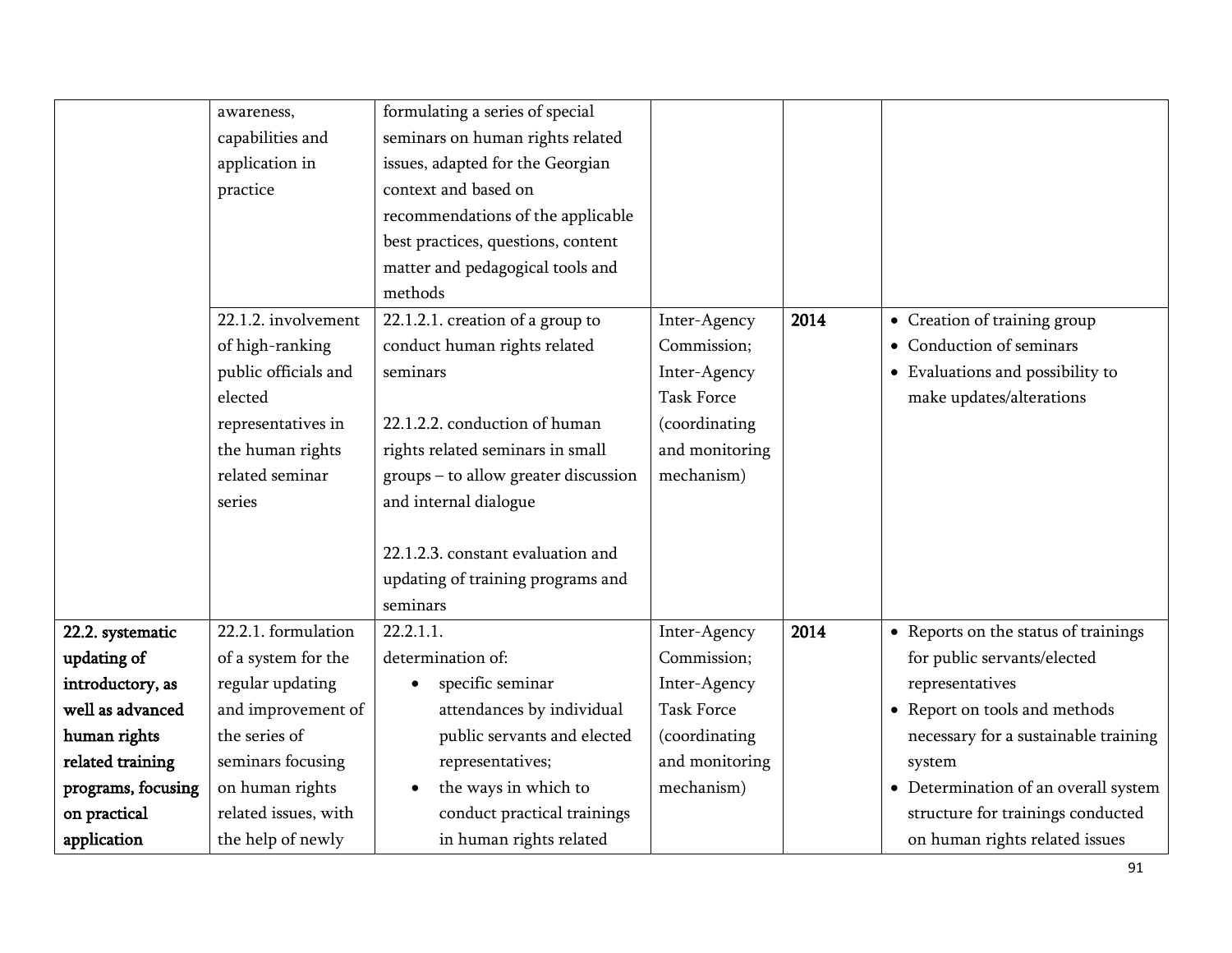| | | | | | |
|---|---|---|---|---|---|
| | awareness, capabilities and application in practice | formulating a series of special seminars on human rights related issues, adapted for the Georgian context and based on recommendations of the applicable best practices, questions, content matter and pedagogical tools and methods | | | |
| | 22.1.2. involvement of high-ranking public officials and elected representatives in the human rights related seminar series | 22.1.2.1. creation of a group to conduct human rights related seminars<br><br>22.1.2.2. conduction of human rights related seminars in small groups – to allow greater discussion and internal dialogue<br><br>22.1.2.3. constant evaluation and updating of training programs and seminars | Inter-Agency Commission; Inter-Agency Task Force (coordinating and monitoring mechanism) | **2014** | • Creation of training group<br>• Conduction of seminars<br>• Evaluations and possibility to make updates/alterations |
| **22.2. systematic updating of introductory, as well as advanced human rights related training programs, focusing on practical application** | 22.2.1. formulation of a system for the regular updating and improvement of the series of seminars focusing on human rights related issues, with the help of newly | 22.2.1.1.<br>determination of:<br>• specific seminar attendances by individual public servants and elected representatives;<br>• the ways in which to conduct practical trainings in human rights related | Inter-Agency Commission; Inter-Agency Task Force (coordinating and monitoring mechanism) | **2014** | • Reports on the status of trainings for public servants/elected representatives<br>• Report on tools and methods necessary for a sustainable training system<br>• Determination of an overall system structure for trainings conducted on human rights related issues |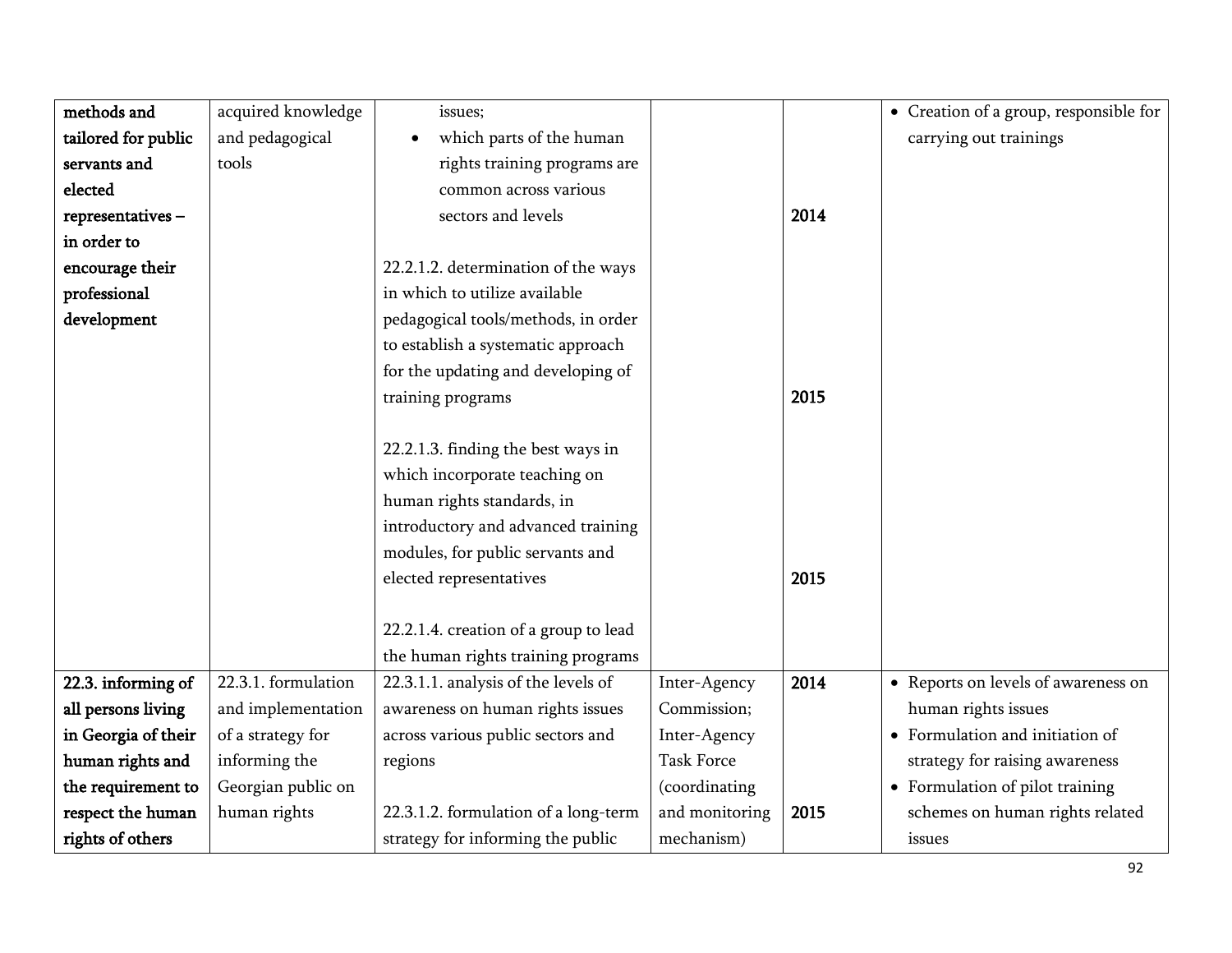| | | | | | |
|---|---|---|---|---|---|
| **methods and tailored for public servants and elected representatives – in order to encourage their professional development** | acquired knowledge and pedagogical tools | issues;<br>• which parts of the human rights training programs are common across various sectors and levels<br><br>22.2.1.2. determination of the ways in which to utilize available pedagogical tools/methods, in order to establish a systematic approach for the updating and developing of training programs<br><br>22.2.1.3. finding the best ways in which incorporate teaching on human rights standards, in introductory and advanced training modules, for public servants and elected representatives<br><br>22.2.1.4. creation of a group to lead the human rights training programs | | **2014**<br><br><br><br><br>**2015**<br><br><br><br><br>**2015** | • Creation of a group, responsible for carrying out trainings |
| **22.3. informing of all persons living in Georgia of their human rights and the requirement to respect the human rights of others** | 22.3.1. formulation and implementation of a strategy for informing the Georgian public on human rights | 22.3.1.1. analysis of the levels of awareness on human rights issues across various public sectors and regions<br><br>22.3.1.2. formulation of a long-term strategy for informing the public | Inter-Agency Commission; Inter-Agency Task Force (coordinating and monitoring mechanism) | **2014**<br><br><br><br><br>**2015** | • Reports on levels of awareness on human rights issues<br>• Formulation and initiation of strategy for raising awareness<br>• Formulation of pilot training schemes on human rights related issues |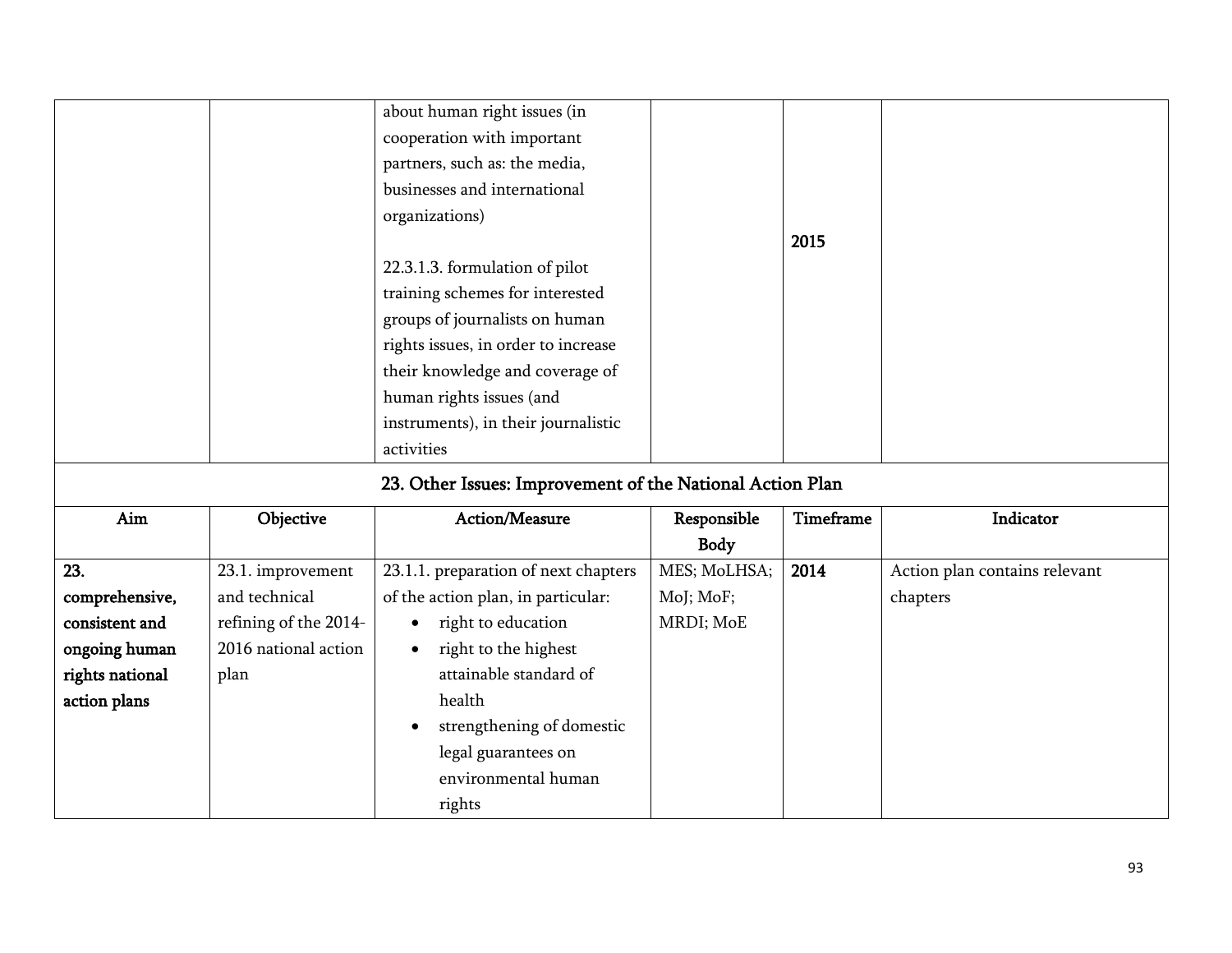| | | about human right issues (in cooperation with important partners, such as: the media, businesses and international organizations)<br><br>22.3.1.3. formulation of pilot training schemes for interested groups of journalists on human rights issues, in order to increase their knowledge and coverage of human rights issues (and instruments), in their journalistic activities | | **2015** | |
|---|---|---|---|---|---|

## 23. Other Issues: Improvement of the National Action Plan

| Aim | Objective | Action/Measure | Responsible Body | Timeframe | Indicator |
|---|---|---|---|---|---|
| **23. comprehensive, consistent and ongoing human rights national action plans** | 23.1. improvement and technical refining of the 2014-2016 national action plan | 23.1.1. preparation of next chapters of the action plan, in particular:<br>• right to education<br>• right to the highest attainable standard of health<br>• strengthening of domestic legal guarantees on environmental human rights | MES; MoLHSA; MoJ; MoF; MRDI; MoE | **2014** | Action plan contains relevant chapters |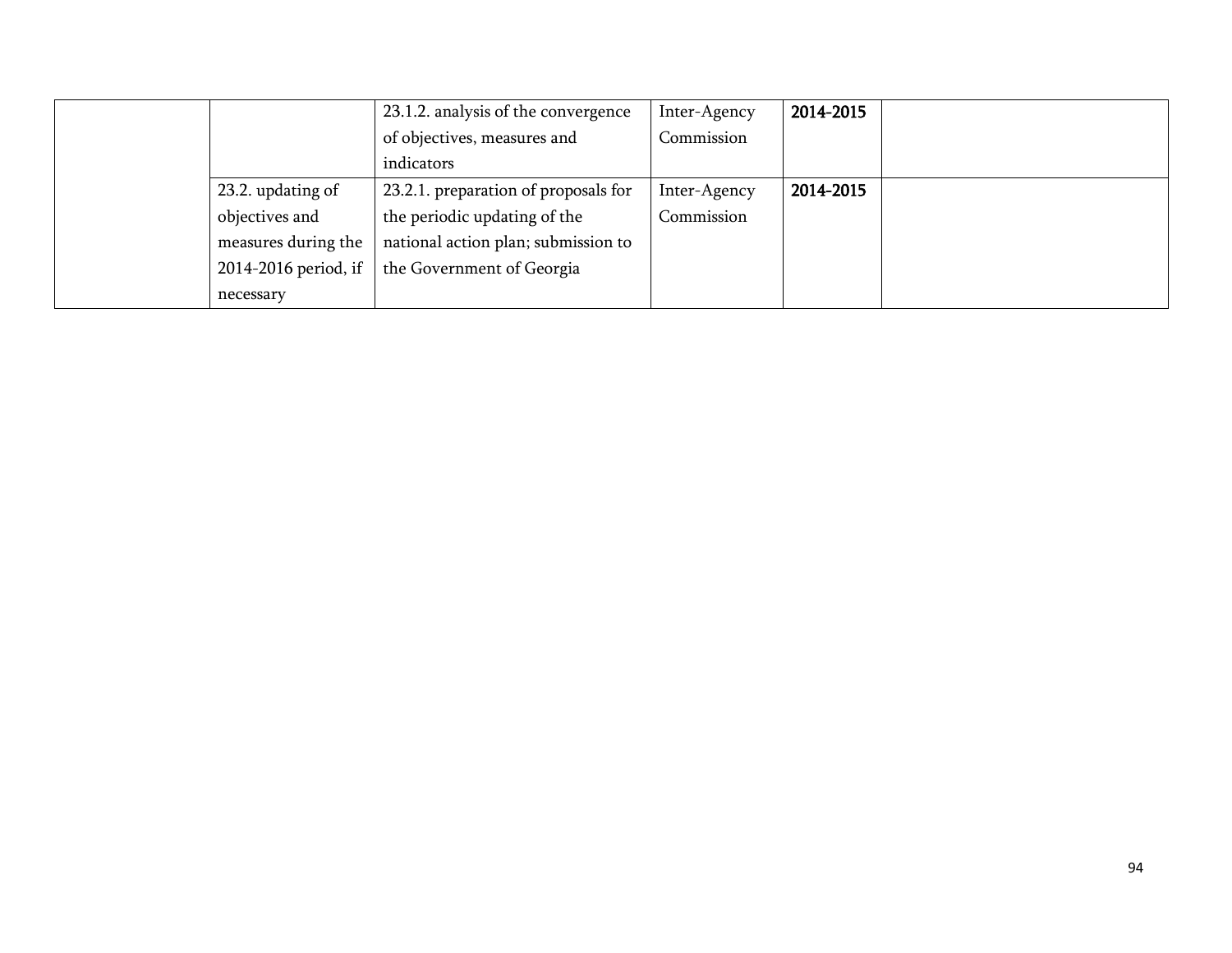| | | | | | |
|---|---|---|---|---|---|
| | | 23.1.2. analysis of the convergence of objectives, measures and indicators | Inter-Agency Commission | **2014-2015** | |
| | 23.2. updating of objectives and measures during the 2014-2016 period, if necessary | 23.2.1. preparation of proposals for the periodic updating of the national action plan; submission to the Government of Georgia | Inter-Agency Commission | **2014-2015** | |